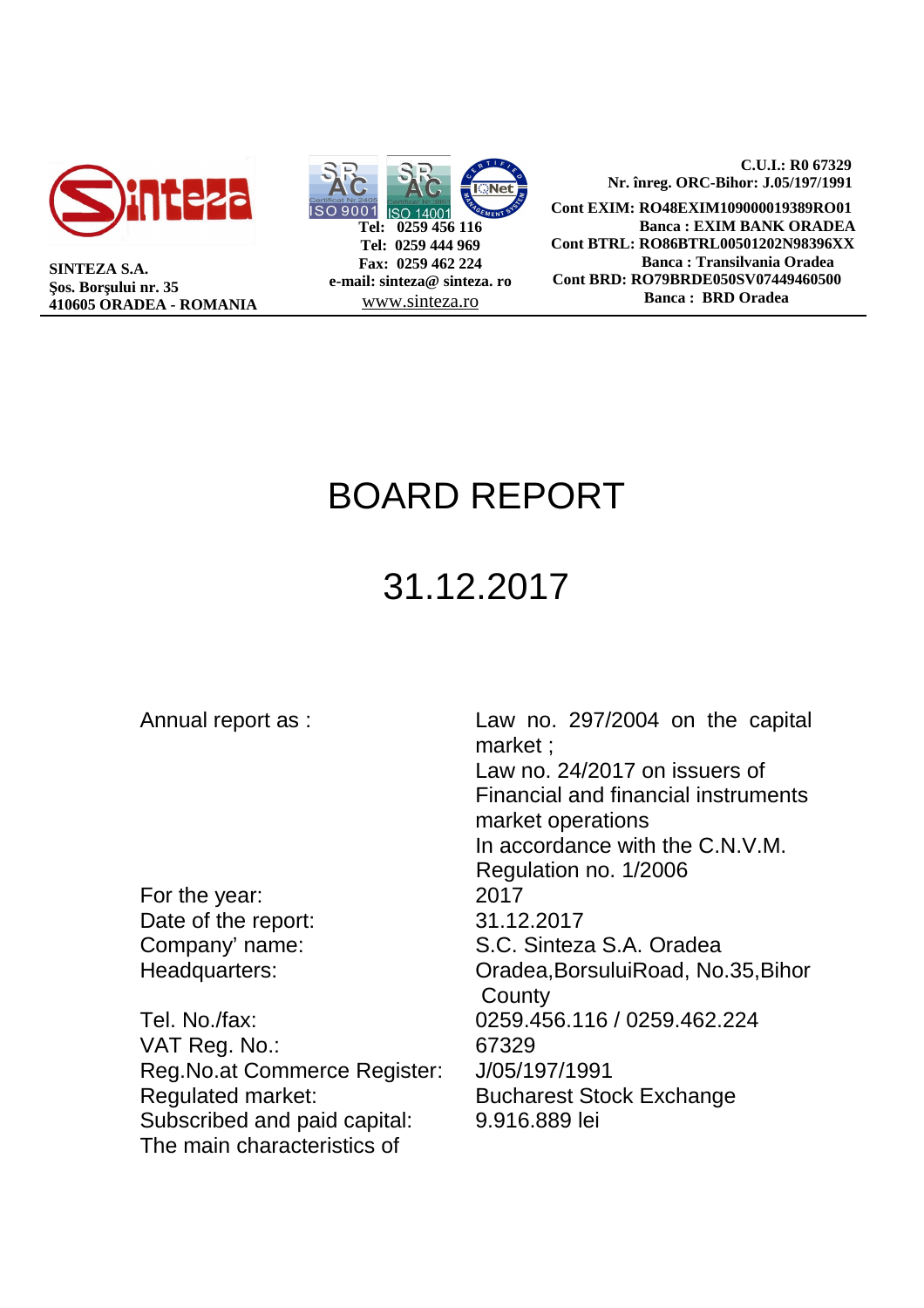**SINTEZA S.A.**
**Şos. Borşului nr. 35**
**410605 ORADEA - ROMANIA**

ISO 9001 ISO 14001

**Tel: 0259 456 116**
**Tel: 0259 444 969**
**Fax: 0259 462 224**
**e-mail: sinteza@ sinteza. ro**
www.sinteza.ro

**C.U.I.: R0 67329**
**Nr. înreg. ORC-Bihor: J.05/197/1991**
**Cont EXIM: RO48EXIM109000019389RO01**
**Banca : EXIM BANK ORADEA**
**Cont BTRL: RO86BTRL00501202N98396XX**
**Banca : Transilvania Oradea**
**Cont BRD: RO79BRDE050SV07449460500**
**Banca : BRD Oradea**

# BOARD REPORT

# 31.12.2017

| | |
|---|---|
| Annual report as : | Law no. 297/2004 on the capital market ; Law no. 24/2017 on issuers of Financial and financial instruments market operations In accordance with the C.N.V.M. Regulation no. 1/2006 |
| For the year: | 2017 |
| Date of the report: | 31.12.2017 |
| Company' name: | S.C. Sinteza S.A. Oradea |
| Headquarters: | Oradea,BorsuluiRoad, No.35,Bihor County |
| Tel. No./fax: | 0259.456.116 / 0259.462.224 |
| VAT Reg. No.: | 67329 |
| Reg.No.at Commerce Register: | J/05/197/1991 |
| Regulated market: | Bucharest Stock Exchange |
| Subscribed and paid capital: | 9.916.889 lei |
| The main characteristics of | |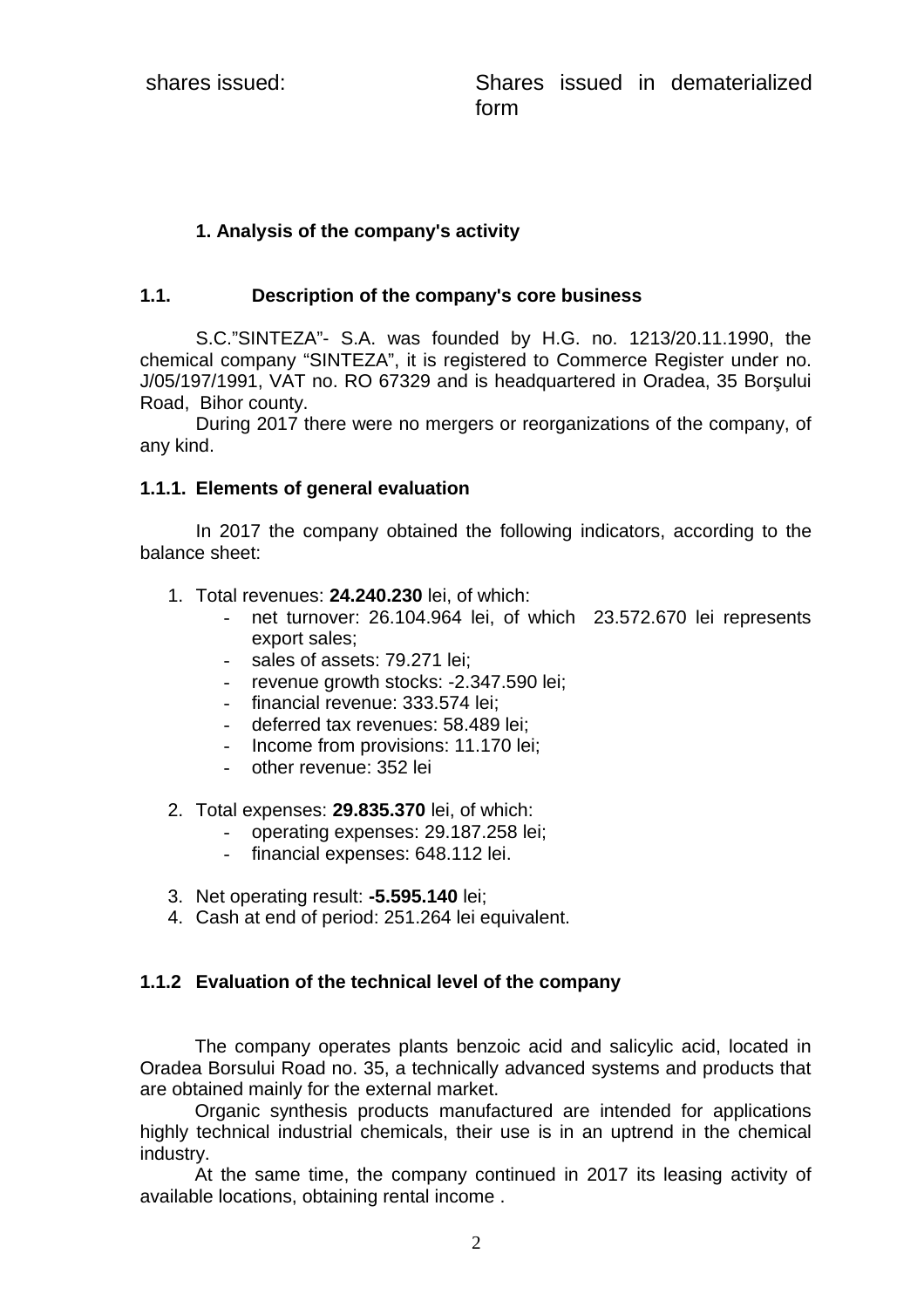shares issued: Shares issued in dematerialized form

## 1. Analysis of the company's activity

### 1.1. Description of the company's core business

S.C."SINTEZA"- S.A. was founded by H.G. no. 1213/20.11.1990, the chemical company "SINTEZA", it is registered to Commerce Register under no. J/05/197/1991, VAT no. RO 67329 and is headquartered in Oradea, 35 Borşului Road, Bihor county.

During 2017 there were no mergers or reorganizations of the company, of any kind.

### 1.1.1. Elements of general evaluation

In 2017 the company obtained the following indicators, according to the balance sheet:

1. Total revenues: **24.240.230** lei, of which:
   - net turnover: 26.104.964 lei, of which 23.572.670 lei represents export sales;
   - sales of assets: 79.271 lei;
   - revenue growth stocks: -2.347.590 lei;
   - financial revenue: 333.574 lei;
   - deferred tax revenues: 58.489 lei;
   - Income from provisions: 11.170 lei;
   - other revenue: 352 lei

2. Total expenses: **29.835.370** lei, of which:
   - operating expenses: 29.187.258 lei;
   - financial expenses: 648.112 lei.

3. Net operating result: **-5.595.140** lei;
4. Cash at end of period: 251.264 lei equivalent.

### 1.1.2 Evaluation of the technical level of the company

The company operates plants benzoic acid and salicylic acid, located in Oradea Borsului Road no. 35, a technically advanced systems and products that are obtained mainly for the external market.

Organic synthesis products manufactured are intended for applications highly technical industrial chemicals, their use is in an uptrend in the chemical industry.

At the same time, the company continued in 2017 its leasing activity of available locations, obtaining rental income .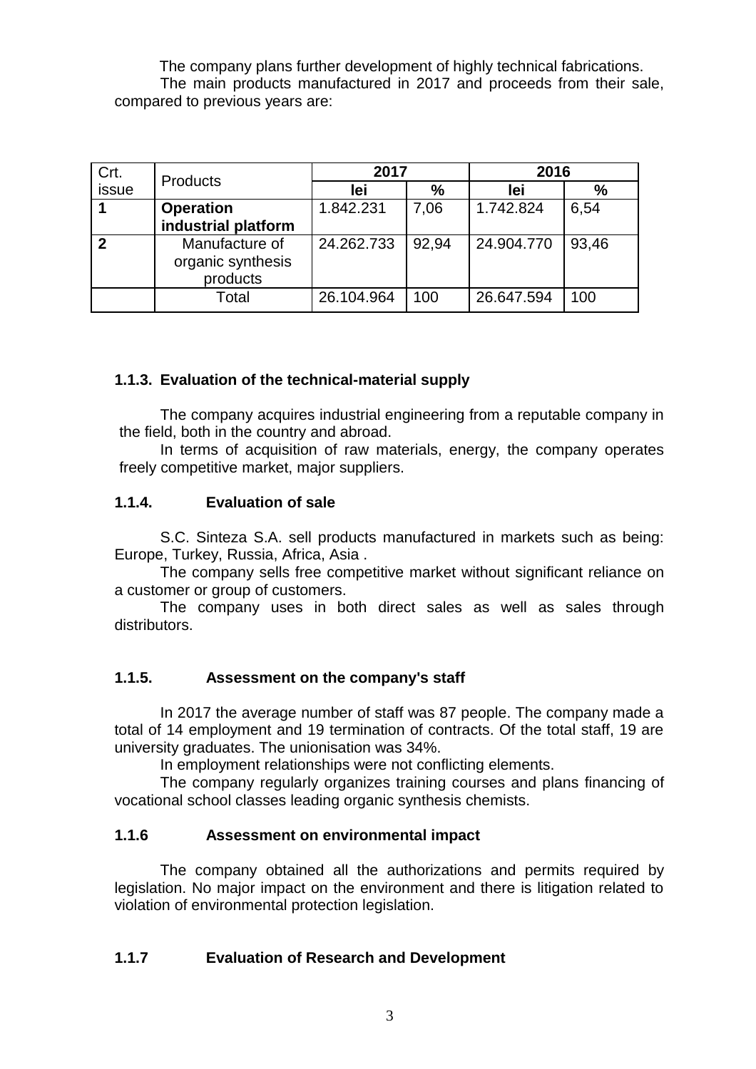The company plans further development of highly technical fabrications.

The main products manufactured in 2017 and proceeds from their sale, compared to previous years are:

| Crt. issue | Products | 2017 | | 2016 | |
|---|---|---|---|---|---|
| | | lei | % | lei | % |
| **1** | **Operation industrial platform** | 1.842.231 | 7,06 | 1.742.824 | 6,54 |
| **2** | Manufacture of organic synthesis products | 24.262.733 | 92,94 | 24.904.770 | 93,46 |
| | Total | 26.104.964 | 100 | 26.647.594 | 100 |

### 1.1.3. Evaluation of the technical-material supply

The company acquires industrial engineering from a reputable company in the field, both in the country and abroad.

In terms of acquisition of raw materials, energy, the company operates freely competitive market, major suppliers.

### 1.1.4. Evaluation of sale

S.C. Sinteza S.A. sell products manufactured in markets such as being: Europe, Turkey, Russia, Africa, Asia .

The company sells free competitive market without significant reliance on a customer or group of customers.

The company uses in both direct sales as well as sales through distributors.

### 1.1.5. Assessment on the company's staff

In 2017 the average number of staff was 87 people. The company made a total of 14 employment and 19 termination of contracts. Of the total staff, 19 are university graduates. The unionisation was 34%.

In employment relationships were not conflicting elements.

The company regularly organizes training courses and plans financing of vocational school classes leading organic synthesis chemists.

### 1.1.6 Assessment on environmental impact

The company obtained all the authorizations and permits required by legislation. No major impact on the environment and there is litigation related to violation of environmental protection legislation.

### 1.1.7 Evaluation of Research and Development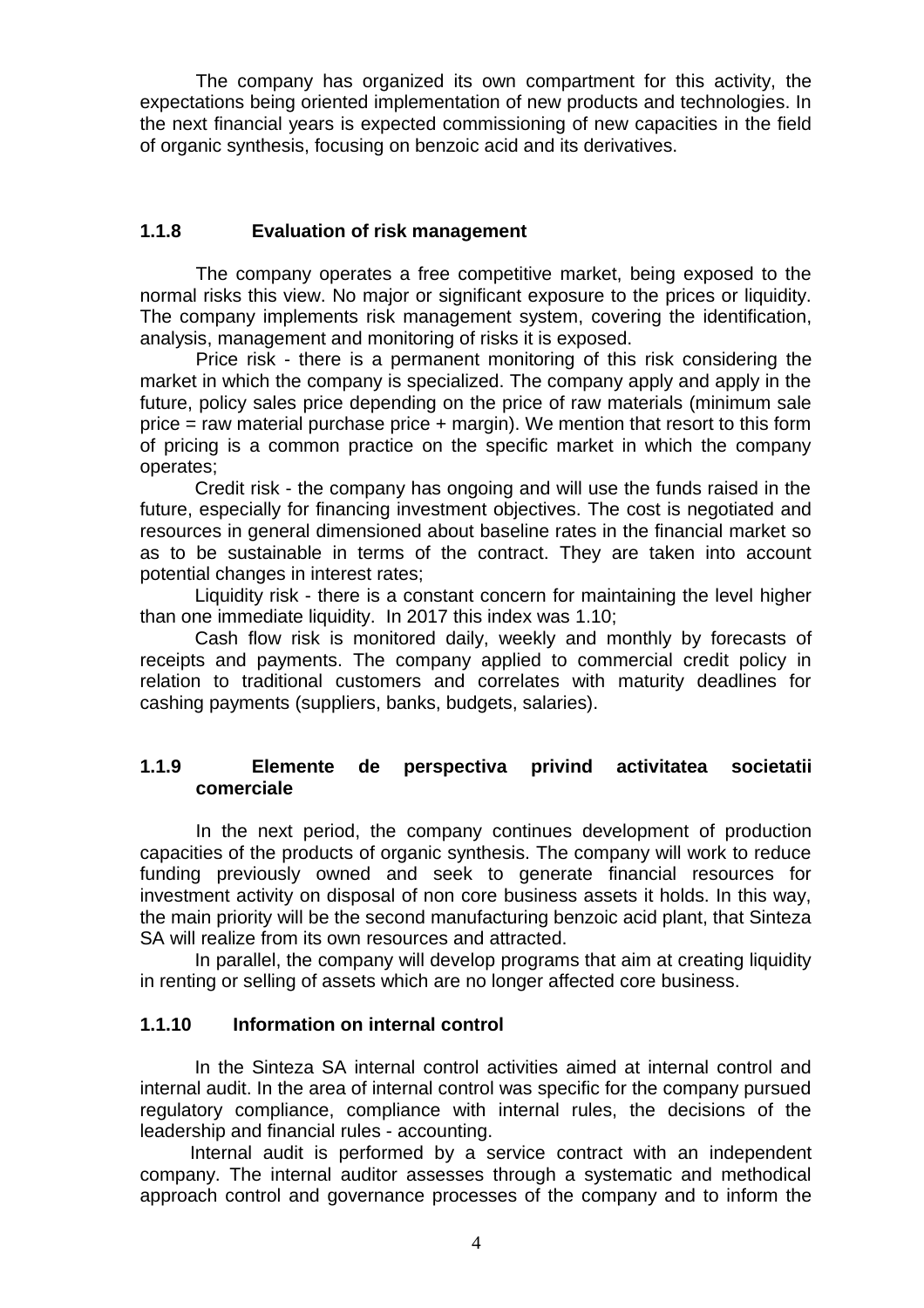The company has organized its own compartment for this activity, the expectations being oriented implementation of new products and technologies. In the next financial years is expected commissioning of new capacities in the field of organic synthesis, focusing on benzoic acid and its derivatives.

### 1.1.8 Evaluation of risk management

The company operates a free competitive market, being exposed to the normal risks this view. No major or significant exposure to the prices or liquidity. The company implements risk management system, covering the identification, analysis, management and monitoring of risks it is exposed.

Price risk - there is a permanent monitoring of this risk considering the market in which the company is specialized. The company apply and apply in the future, policy sales price depending on the price of raw materials (minimum sale price = raw material purchase price + margin). We mention that resort to this form of pricing is a common practice on the specific market in which the company operates;

Credit risk - the company has ongoing and will use the funds raised in the future, especially for financing investment objectives. The cost is negotiated and resources in general dimensioned about baseline rates in the financial market so as to be sustainable in terms of the contract. They are taken into account potential changes in interest rates;

Liquidity risk - there is a constant concern for maintaining the level higher than one immediate liquidity. In 2017 this index was 1.10;

Cash flow risk is monitored daily, weekly and monthly by forecasts of receipts and payments. The company applied to commercial credit policy in relation to traditional customers and correlates with maturity deadlines for cashing payments (suppliers, banks, budgets, salaries).

### 1.1.9 Elemente de perspectiva privind activitatea societatii comerciale

In the next period, the company continues development of production capacities of the products of organic synthesis. The company will work to reduce funding previously owned and seek to generate financial resources for investment activity on disposal of non core business assets it holds. In this way, the main priority will be the second manufacturing benzoic acid plant, that Sinteza SA will realize from its own resources and attracted.

In parallel, the company will develop programs that aim at creating liquidity in renting or selling of assets which are no longer affected core business.

### 1.1.10 Information on internal control

In the Sinteza SA internal control activities aimed at internal control and internal audit. In the area of internal control was specific for the company pursued regulatory compliance, compliance with internal rules, the decisions of the leadership and financial rules - accounting.

Internal audit is performed by a service contract with an independent company. The internal auditor assesses through a systematic and methodical approach control and governance processes of the company and to inform the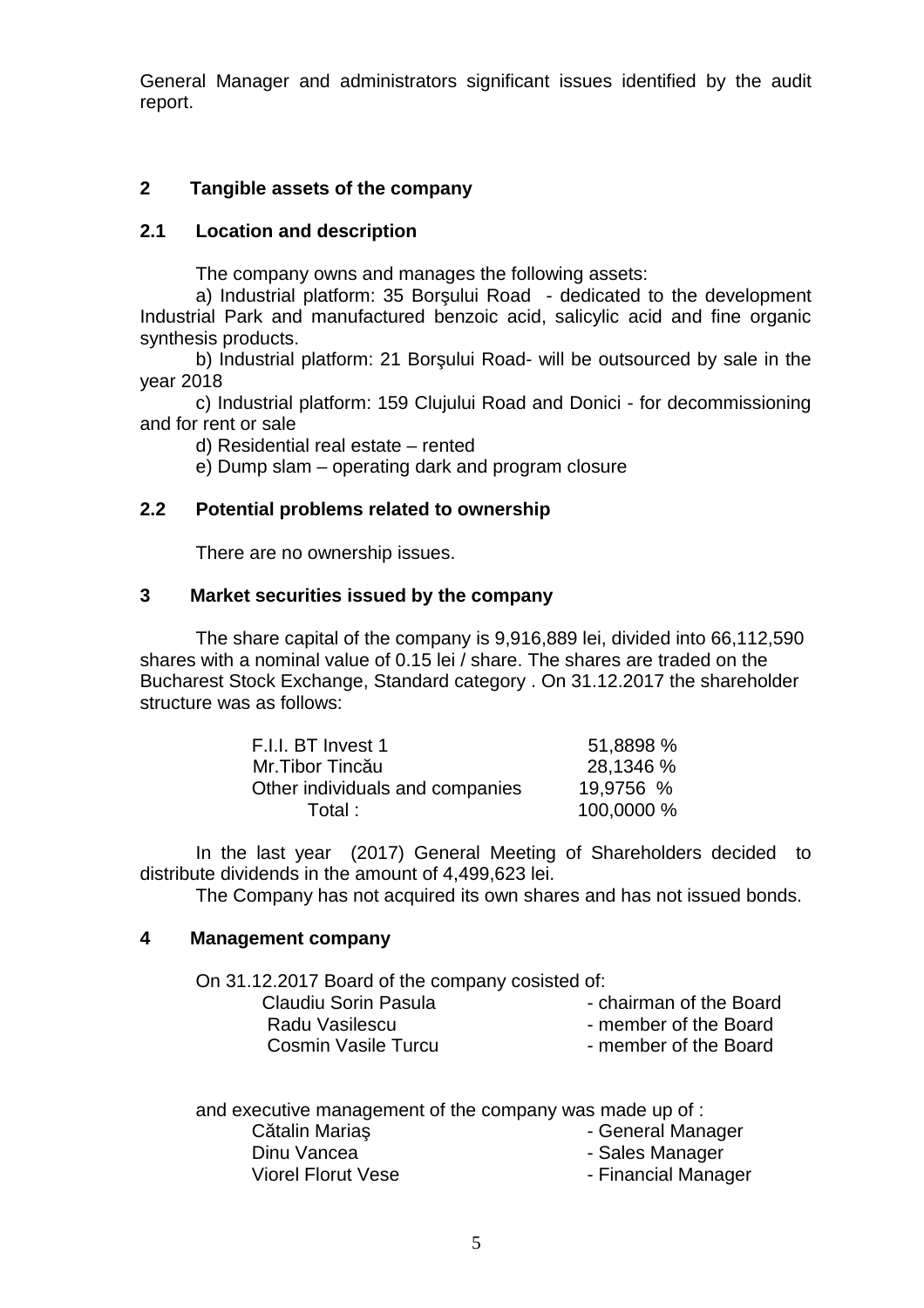General Manager and administrators significant issues identified by the audit report.

## 2 Tangible assets of the company

### 2.1 Location and description

The company owns and manages the following assets:

a) Industrial platform: 35 Borşului Road - dedicated to the development Industrial Park and manufactured benzoic acid, salicylic acid and fine organic synthesis products.

b) Industrial platform: 21 Borşului Road- will be outsourced by sale in the year 2018

c) Industrial platform: 159 Clujului Road and Donici - for decommissioning and for rent or sale

d) Residential real estate – rented

e) Dump slam – operating dark and program closure

### 2.2 Potential problems related to ownership

There are no ownership issues.

## 3 Market securities issued by the company

The share capital of the company is 9,916,889 lei, divided into 66,112,590 shares with a nominal value of 0.15 lei / share. The shares are traded on the Bucharest Stock Exchange, Standard category . On 31.12.2017 the shareholder structure was as follows:

| | |
|---|---|
| F.I.I. BT Invest 1 | 51,8898 % |
| Mr.Tibor Tincău | 28,1346 % |
| Other individuals and companies | 19,9756 % |
| Total : | 100,0000 % |

In the last year (2017) General Meeting of Shareholders decided to distribute dividends in the amount of 4,499,623 lei.

The Company has not acquired its own shares and has not issued bonds.

## 4 Management company

On 31.12.2017 Board of the company cosisted of:

| | |
|---|---|
| Claudiu Sorin Pasula | - chairman of the Board |
| Radu Vasilescu | - member of the Board |
| Cosmin Vasile Turcu | - member of the Board |

and executive management of the company was made up of :

| | |
|---|---|
| Cătalin Mariaş | - General Manager |
| Dinu Vancea | - Sales Manager |
| Viorel Florut Vese | - Financial Manager |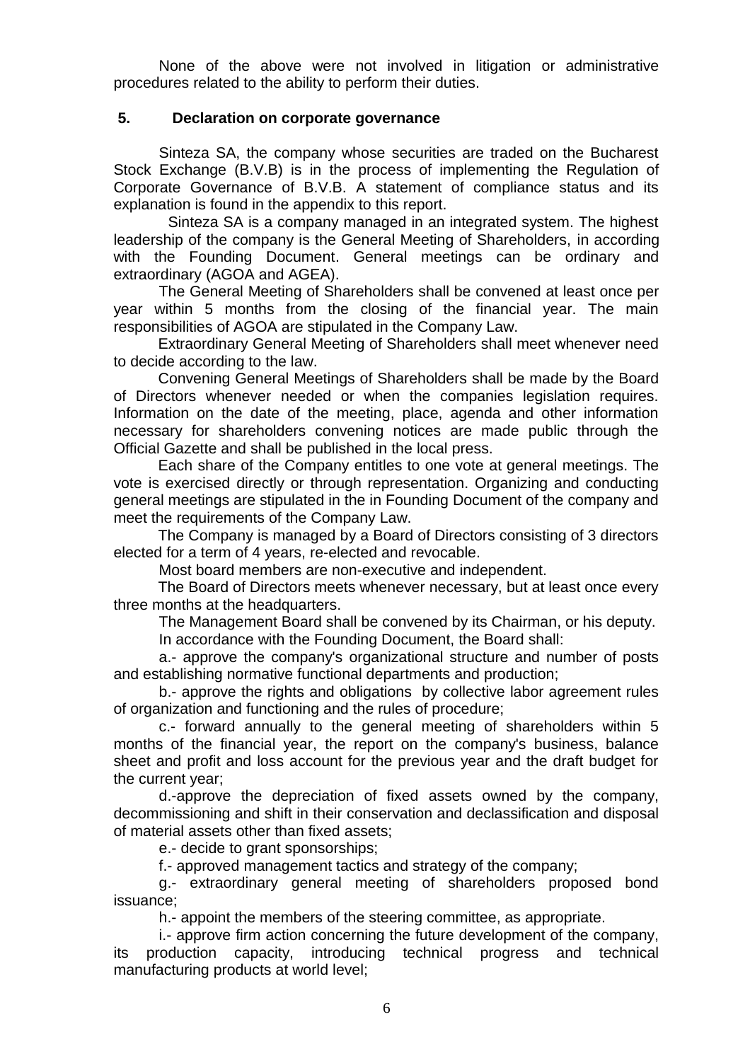None of the above were not involved in litigation or administrative procedures related to the ability to perform their duties.

## 5. Declaration on corporate governance

Sinteza SA, the company whose securities are traded on the Bucharest Stock Exchange (B.V.B) is in the process of implementing the Regulation of Corporate Governance of B.V.B. A statement of compliance status and its explanation is found in the appendix to this report.

Sinteza SA is a company managed in an integrated system. The highest leadership of the company is the General Meeting of Shareholders, in according with the Founding Document. General meetings can be ordinary and extraordinary (AGOA and AGEA).

The General Meeting of Shareholders shall be convened at least once per year within 5 months from the closing of the financial year. The main responsibilities of AGOA are stipulated in the Company Law.

Extraordinary General Meeting of Shareholders shall meet whenever need to decide according to the law.

Convening General Meetings of Shareholders shall be made by the Board of Directors whenever needed or when the companies legislation requires. Information on the date of the meeting, place, agenda and other information necessary for shareholders convening notices are made public through the Official Gazette and shall be published in the local press.

Each share of the Company entitles to one vote at general meetings. The vote is exercised directly or through representation. Organizing and conducting general meetings are stipulated in the in Founding Document of the company and meet the requirements of the Company Law.

The Company is managed by a Board of Directors consisting of 3 directors elected for a term of 4 years, re-elected and revocable.

Most board members are non-executive and independent.

The Board of Directors meets whenever necessary, but at least once every three months at the headquarters.

The Management Board shall be convened by its Chairman, or his deputy.

In accordance with the Founding Document, the Board shall:

a.- approve the company's organizational structure and number of posts and establishing normative functional departments and production;

b.- approve the rights and obligations by collective labor agreement rules of organization and functioning and the rules of procedure;

c.- forward annually to the general meeting of shareholders within 5 months of the financial year, the report on the company's business, balance sheet and profit and loss account for the previous year and the draft budget for the current year;

d.-approve the depreciation of fixed assets owned by the company, decommissioning and shift in their conservation and declassification and disposal of material assets other than fixed assets;

e.- decide to grant sponsorships;

f.- approved management tactics and strategy of the company;

g.- extraordinary general meeting of shareholders proposed bond issuance;

h.- appoint the members of the steering committee, as appropriate.

i.- approve firm action concerning the future development of the company, its production capacity, introducing technical progress and technical manufacturing products at world level;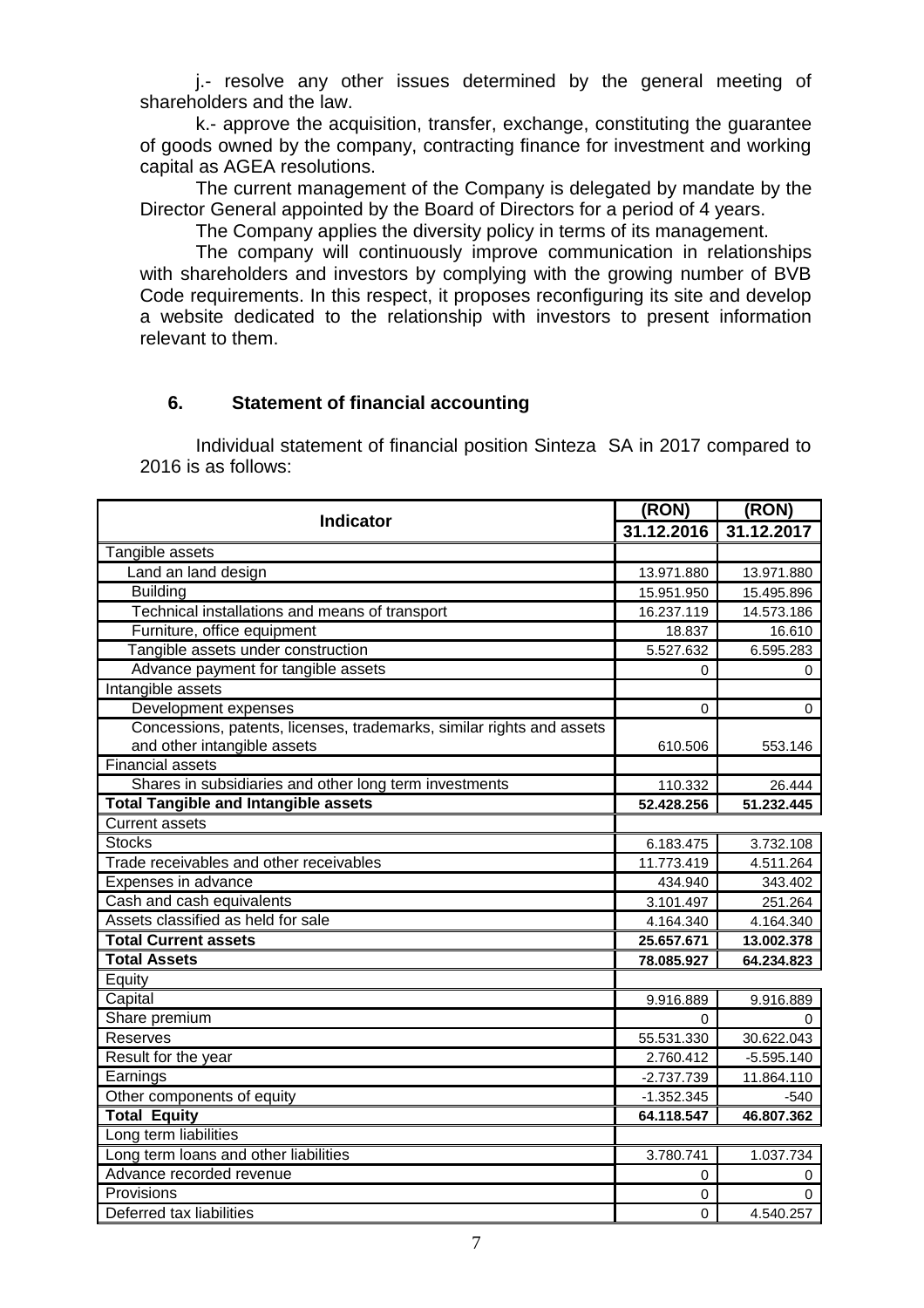j.- resolve any other issues determined by the general meeting of shareholders and the law.

k.- approve the acquisition, transfer, exchange, constituting the guarantee of goods owned by the company, contracting finance for investment and working capital as AGEA resolutions.

The current management of the Company is delegated by mandate by the Director General appointed by the Board of Directors for a period of 4 years.

The Company applies the diversity policy in terms of its management.

The company will continuously improve communication in relationships with shareholders and investors by complying with the growing number of BVB Code requirements. In this respect, it proposes reconfiguring its site and develop a website dedicated to the relationship with investors to present information relevant to them.

## 6. Statement of financial accounting

Individual statement of financial position Sinteza SA in 2017 compared to 2016 is as follows:

| Indicator | (RON) 31.12.2016 | (RON) 31.12.2017 |
|---|---|---|
| Tangible assets | | |
| Land an land design | 13.971.880 | 13.971.880 |
| Building | 15.951.950 | 15.495.896 |
| Technical installations and means of transport | 16.237.119 | 14.573.186 |
| Furniture, office equipment | 18.837 | 16.610 |
| Tangible assets under construction | 5.527.632 | 6.595.283 |
| Advance payment for tangible assets | 0 | 0 |
| Intangible assets | | |
| Development expenses | 0 | 0 |
| Concessions, patents, licenses, trademarks, similar rights and assets and other intangible assets | 610.506 | 553.146 |
| Financial assets | | |
| Shares in subsidiaries and other long term investments | 110.332 | 26.444 |
| **Total Tangible and Intangible assets** | **52.428.256** | **51.232.445** |
| Current assets | | |
| Stocks | 6.183.475 | 3.732.108 |
| Trade receivables and other receivables | 11.773.419 | 4.511.264 |
| Expenses in advance | 434.940 | 343.402 |
| Cash and cash equivalents | 3.101.497 | 251.264 |
| Assets classified as held for sale | 4.164.340 | 4.164.340 |
| **Total Current assets** | **25.657.671** | **13.002.378** |
| **Total Assets** | **78.085.927** | **64.234.823** |
| Equity | | |
| Capital | 9.916.889 | 9.916.889 |
| Share premium | 0 | 0 |
| Reserves | 55.531.330 | 30.622.043 |
| Result for the year | 2.760.412 | -5.595.140 |
| Earnings | -2.737.739 | 11.864.110 |
| Other components of equity | -1.352.345 | -540 |
| **Total Equity** | **64.118.547** | **46.807.362** |
| Long term liabilities | | |
| Long term loans and other liabilities | 3.780.741 | 1.037.734 |
| Advance recorded revenue | 0 | 0 |
| Provisions | 0 | 0 |
| Deferred tax liabilities | 0 | 4.540.257 |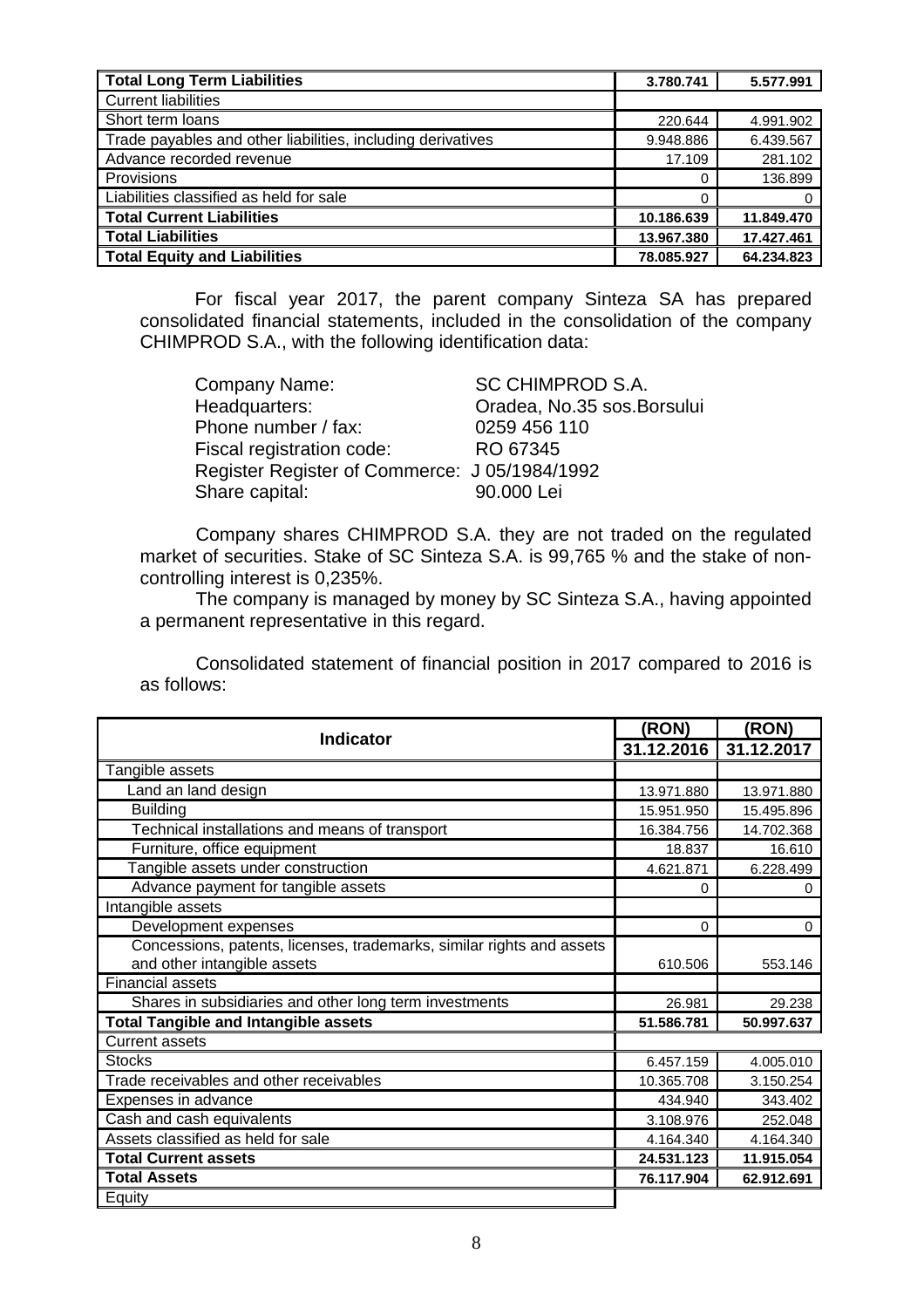| | | |
|---|---|---|
| **Total Long Term Liabilities** | **3.780.741** | **5.577.991** |
| Current liabilities | | |
| Short term loans | 220.644 | 4.991.902 |
| Trade payables and other liabilities, including derivatives | 9.948.886 | 6.439.567 |
| Advance recorded revenue | 17.109 | 281.102 |
| Provisions | 0 | 136.899 |
| Liabilities classified as held for sale | 0 | 0 |
| **Total Current Liabilities** | **10.186.639** | **11.849.470** |
| **Total Liabilities** | **13.967.380** | **17.427.461** |
| **Total Equity and Liabilities** | **78.085.927** | **64.234.823** |

For fiscal year 2017, the parent company Sinteza SA has prepared consolidated financial statements, included in the consolidation of the company CHIMPROD S.A., with the following identification data:

Company Name: SC CHIMPROD S.A.
Headquarters: Oradea, No.35 sos.Borsului
Phone number / fax: 0259 456 110
Fiscal registration code: RO 67345
Register Register of Commerce: J 05/1984/1992
Share capital: 90.000 Lei

Company shares CHIMPROD S.A. they are not traded on the regulated market of securities. Stake of SC Sinteza S.A. is 99,765 % and the stake of non-controlling interest is 0,235%.

The company is managed by money by SC Sinteza S.A., having appointed a permanent representative in this regard.

Consolidated statement of financial position in 2017 compared to 2016 is as follows:

| Indicator | (RON) 31.12.2016 | (RON) 31.12.2017 |
|---|---|---|
| Tangible assets | | |
| Land an land design | 13.971.880 | 13.971.880 |
| Building | 15.951.950 | 15.495.896 |
| Technical installations and means of transport | 16.384.756 | 14.702.368 |
| Furniture, office equipment | 18.837 | 16.610 |
| Tangible assets under construction | 4.621.871 | 6.228.499 |
| Advance payment for tangible assets | 0 | 0 |
| Intangible assets | | |
| Development expenses | 0 | 0 |
| Concessions, patents, licenses, trademarks, similar rights and assets and other intangible assets | 610.506 | 553.146 |
| Financial assets | | |
| Shares in subsidiaries and other long term investments | 26.981 | 29.238 |
| **Total Tangible and Intangible assets** | **51.586.781** | **50.997.637** |
| Current assets | | |
| Stocks | 6.457.159 | 4.005.010 |
| Trade receivables and other receivables | 10.365.708 | 3.150.254 |
| Expenses in advance | 434.940 | 343.402 |
| Cash and cash equivalents | 3.108.976 | 252.048 |
| Assets classified as held for sale | 4.164.340 | 4.164.340 |
| **Total Current assets** | **24.531.123** | **11.915.054** |
| **Total Assets** | **76.117.904** | **62.912.691** |
| Equity | | |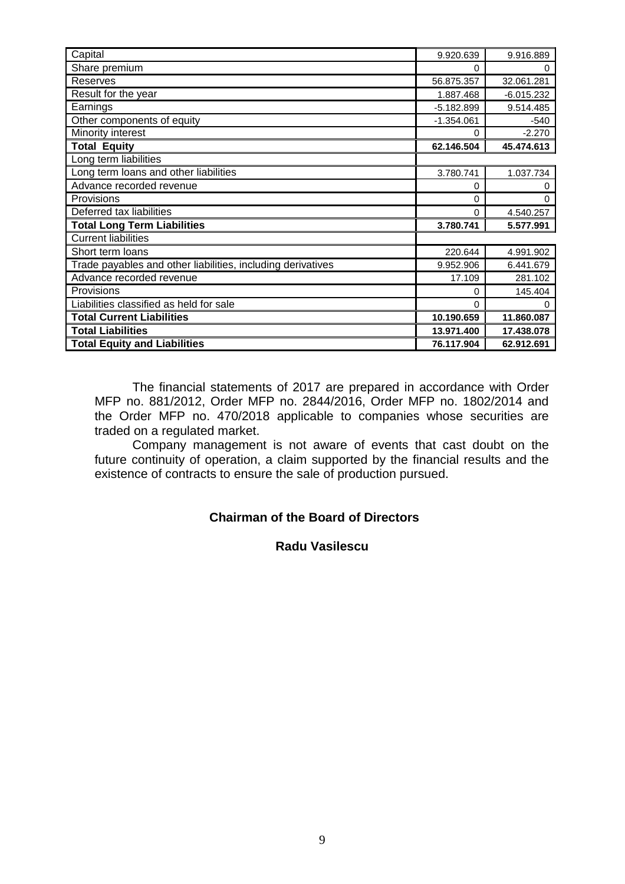| | | |
|---|---|---|
| Capital | 9.920.639 | 9.916.889 |
| Share premium | 0 | 0 |
| Reserves | 56.875.357 | 32.061.281 |
| Result for the year | 1.887.468 | -6.015.232 |
| Earnings | -5.182.899 | 9.514.485 |
| Other components of equity | -1.354.061 | -540 |
| Minority interest | 0 | -2.270 |
| **Total Equity** | **62.146.504** | **45.474.613** |
| Long term liabilities | | |
| Long term loans and other liabilities | 3.780.741 | 1.037.734 |
| Advance recorded revenue | 0 | 0 |
| Provisions | 0 | 0 |
| Deferred tax liabilities | 0 | 4.540.257 |
| **Total Long Term Liabilities** | **3.780.741** | **5.577.991** |
| Current liabilities | | |
| Short term loans | 220.644 | 4.991.902 |
| Trade payables and other liabilities, including derivatives | 9.952.906 | 6.441.679 |
| Advance recorded revenue | 17.109 | 281.102 |
| Provisions | 0 | 145.404 |
| Liabilities classified as held for sale | 0 | 0 |
| **Total Current Liabilities** | **10.190.659** | **11.860.087** |
| **Total Liabilities** | **13.971.400** | **17.438.078** |
| **Total Equity and Liabilities** | **76.117.904** | **62.912.691** |

The financial statements of 2017 are prepared in accordance with Order MFP no. 881/2012, Order MFP no. 2844/2016, Order MFP no. 1802/2014 and the Order MFP no. 470/2018 applicable to companies whose securities are traded on a regulated market.

Company management is not aware of events that cast doubt on the future continuity of operation, a claim supported by the financial results and the existence of contracts to ensure the sale of production pursued.

**Chairman of the Board of Directors**

**Radu Vasilescu**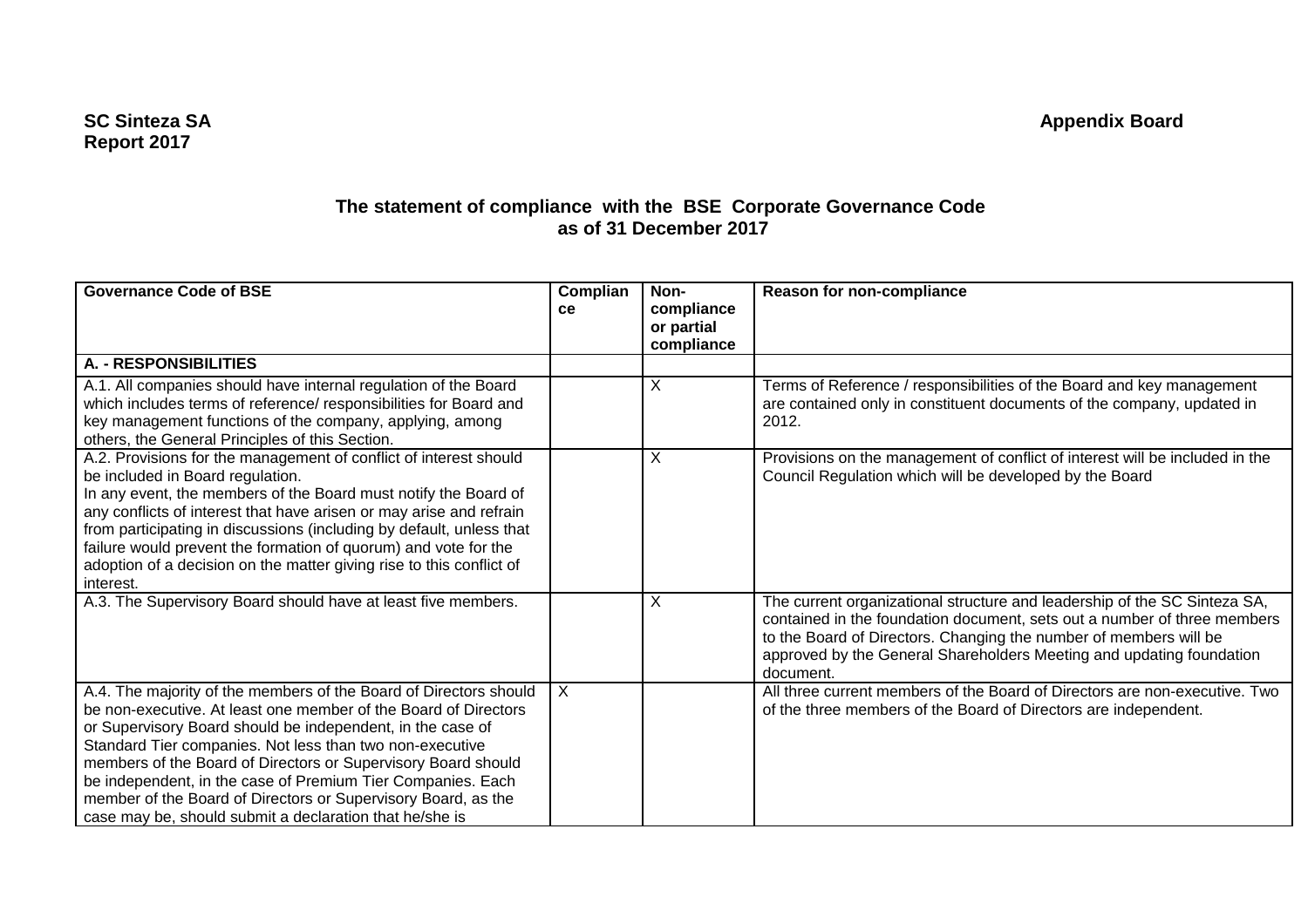**SC Sinteza SA**
**Report 2017**

**Appendix Board**

## The statement of compliance with the BSE Corporate Governance Code as of 31 December 2017

| Governance Code of BSE | Compliance | Non-compliance or partial compliance | Reason for non-compliance |
|---|---|---|---|
| **A. - RESPONSIBILITIES** | | | |
| A.1. All companies should have internal regulation of the Board which includes terms of reference/ responsibilities for Board and key management functions of the company, applying, among others, the General Principles of this Section. | | X | Terms of Reference / responsibilities of the Board and key management are contained only in constituent documents of the company, updated in 2012. |
| A.2. Provisions for the management of conflict of interest should be included in Board regulation. In any event, the members of the Board must notify the Board of any conflicts of interest that have arisen or may arise and refrain from participating in discussions (including by default, unless that failure would prevent the formation of quorum) and vote for the adoption of a decision on the matter giving rise to this conflict of interest. | | X | Provisions on the management of conflict of interest will be included in the Council Regulation which will be developed by the Board |
| A.3. The Supervisory Board should have at least five members. | | X | The current organizational structure and leadership of the SC Sinteza SA, contained in the foundation document, sets out a number of three members to the Board of Directors. Changing the number of members will be approved by the General Shareholders Meeting and updating foundation document. |
| A.4. The majority of the members of the Board of Directors should be non-executive. At least one member of the Board of Directors or Supervisory Board should be independent, in the case of Standard Tier companies. Not less than two non-executive members of the Board of Directors or Supervisory Board should be independent, in the case of Premium Tier Companies. Each member of the Board of Directors or Supervisory Board, as the case may be, should submit a declaration that he/she is | X | | All three current members of the Board of Directors are non-executive. Two of the three members of the Board of Directors are independent. |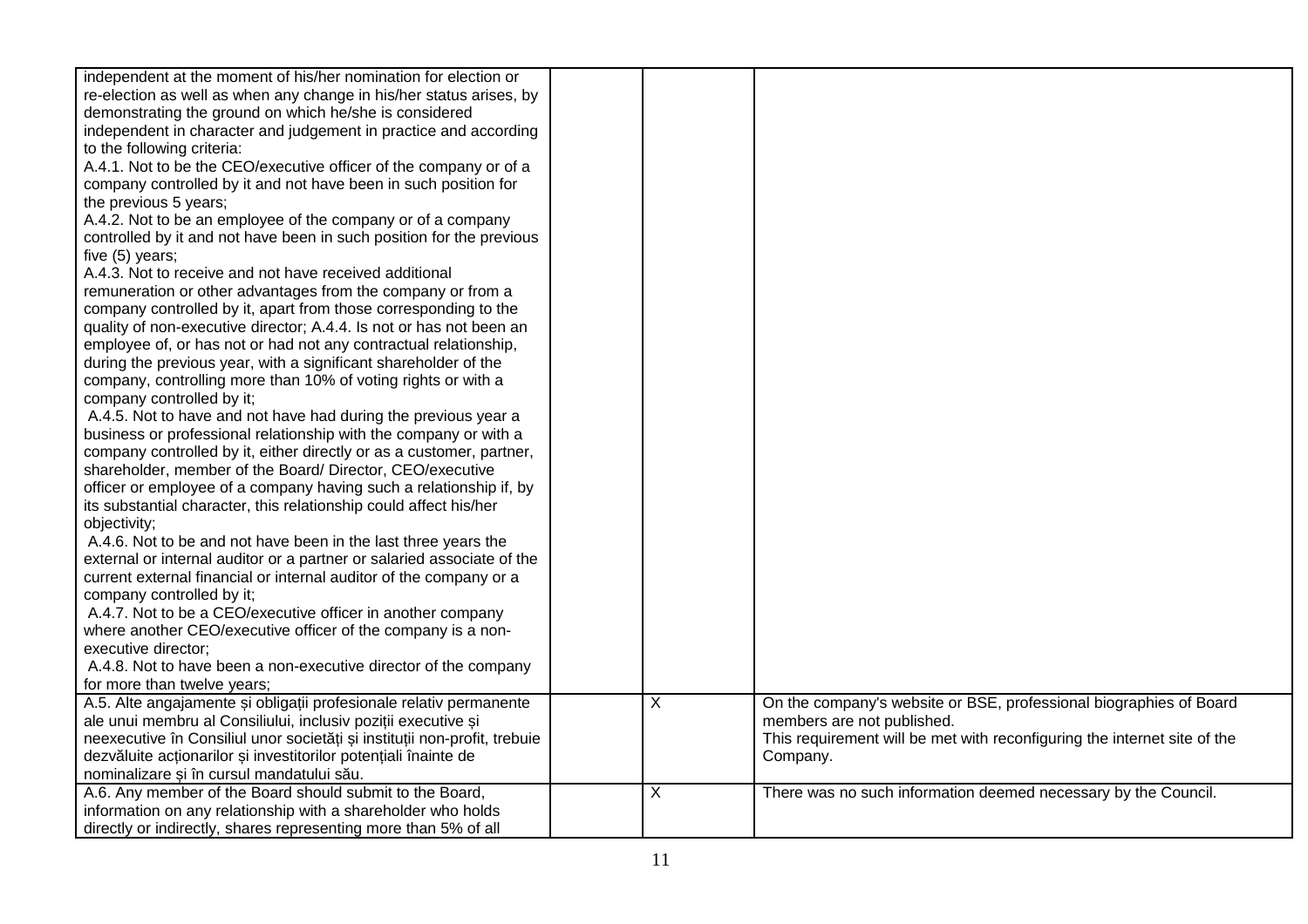| | | | |
|---|---|---|---|
| independent at the moment of his/her nomination for election or re-election as well as when any change in his/her status arises, by demonstrating the ground on which he/she is considered independent in character and judgement in practice and according to the following criteria:<br>A.4.1. Not to be the CEO/executive officer of the company or of a company controlled by it and not have been in such position for the previous 5 years;<br>A.4.2. Not to be an employee of the company or of a company controlled by it and not have been in such position for the previous five (5) years;<br>A.4.3. Not to receive and not have received additional remuneration or other advantages from the company or from a company controlled by it, apart from those corresponding to the quality of non-executive director; A.4.4. Is not or has not been an employee of, or has not or had not any contractual relationship, during the previous year, with a significant shareholder of the company, controlling more than 10% of voting rights or with a company controlled by it;<br>A.4.5. Not to have and not have had during the previous year a business or professional relationship with the company or with a company controlled by it, either directly or as a customer, partner, shareholder, member of the Board/ Director, CEO/executive officer or employee of a company having such a relationship if, by its substantial character, this relationship could affect his/her objectivity;<br>A.4.6. Not to be and not have been in the last three years the external or internal auditor or a partner or salaried associate of the current external financial or internal auditor of the company or a company controlled by it;<br>A.4.7. Not to be a CEO/executive officer in another company where another CEO/executive officer of the company is a non-executive director;<br>A.4.8. Not to have been a non-executive director of the company for more than twelve years; | | | |
| A.5. Alte angajamente și obligații profesionale relativ permanente ale unui membru al Consiliului, inclusiv poziții executive și neexecutive în Consiliul unor societăți și instituții non-profit, trebuie dezvăluite acționarilor și investitorilor potențiali înainte de nominalizare și în cursul mandatului său. | | X | On the company's website or BSE, professional biographies of Board members are not published.<br>This requirement will be met with reconfiguring the internet site of the Company. |
| A.6. Any member of the Board should submit to the Board, information on any relationship with a shareholder who holds directly or indirectly, shares representing more than 5% of all | | X | There was no such information deemed necessary by the Council. |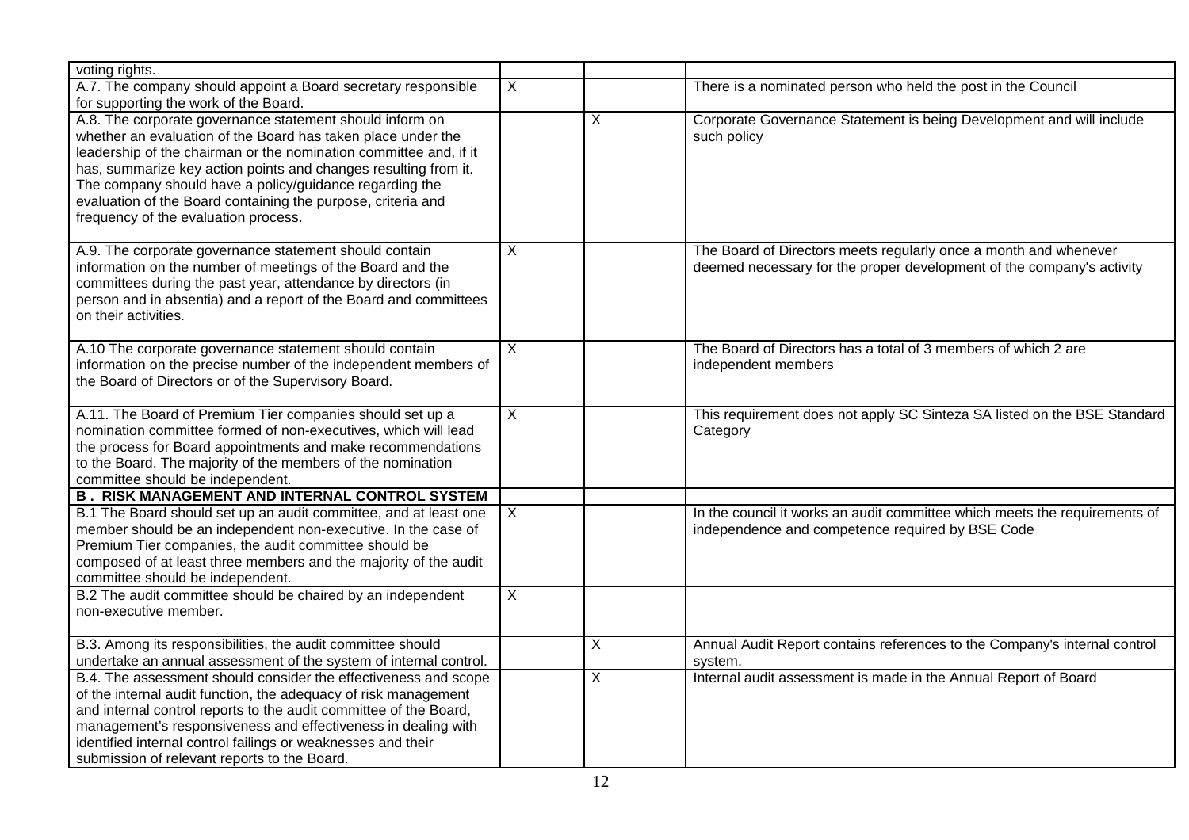| | | | |
|---|---|---|---|
| voting rights. | | | |
| A.7. The company should appoint a Board secretary responsible for supporting the work of the Board. | X | | There is a nominated person who held the post in the Council |
| A.8. The corporate governance statement should inform on whether an evaluation of the Board has taken place under the leadership of the chairman or the nomination committee and, if it has, summarize key action points and changes resulting from it. The company should have a policy/guidance regarding the evaluation of the Board containing the purpose, criteria and frequency of the evaluation process. | | X | Corporate Governance Statement is being Development and will include such policy |
| A.9. The corporate governance statement should contain information on the number of meetings of the Board and the committees during the past year, attendance by directors (in person and in absentia) and a report of the Board and committees on their activities. | X | | The Board of Directors meets regularly once a month and whenever deemed necessary for the proper development of the company's activity |
| A.10 The corporate governance statement should contain information on the precise number of the independent members of the Board of Directors or of the Supervisory Board. | X | | The Board of Directors has a total of 3 members of which 2 are independent members |
| A.11. The Board of Premium Tier companies should set up a nomination committee formed of non-executives, which will lead the process for Board appointments and make recommendations to the Board. The majority of the members of the nomination committee should be independent. | X | | This requirement does not apply SC Sinteza SA listed on the BSE Standard Category |
| **B . RISK MANAGEMENT AND INTERNAL CONTROL SYSTEM** | | | |
| B.1 The Board should set up an audit committee, and at least one member should be an independent non-executive. In the case of Premium Tier companies, the audit committee should be composed of at least three members and the majority of the audit committee should be independent. | X | | In the council it works an audit committee which meets the requirements of independence and competence required by BSE Code |
| B.2 The audit committee should be chaired by an independent non-executive member. | X | | |
| B.3. Among its responsibilities, the audit committee should undertake an annual assessment of the system of internal control. | | X | Annual Audit Report contains references to the Company's internal control system. |
| B.4. The assessment should consider the effectiveness and scope of the internal audit function, the adequacy of risk management and internal control reports to the audit committee of the Board, management's responsiveness and effectiveness in dealing with identified internal control failings or weaknesses and their submission of relevant reports to the Board. | | X | Internal audit assessment is made in the Annual Report of Board |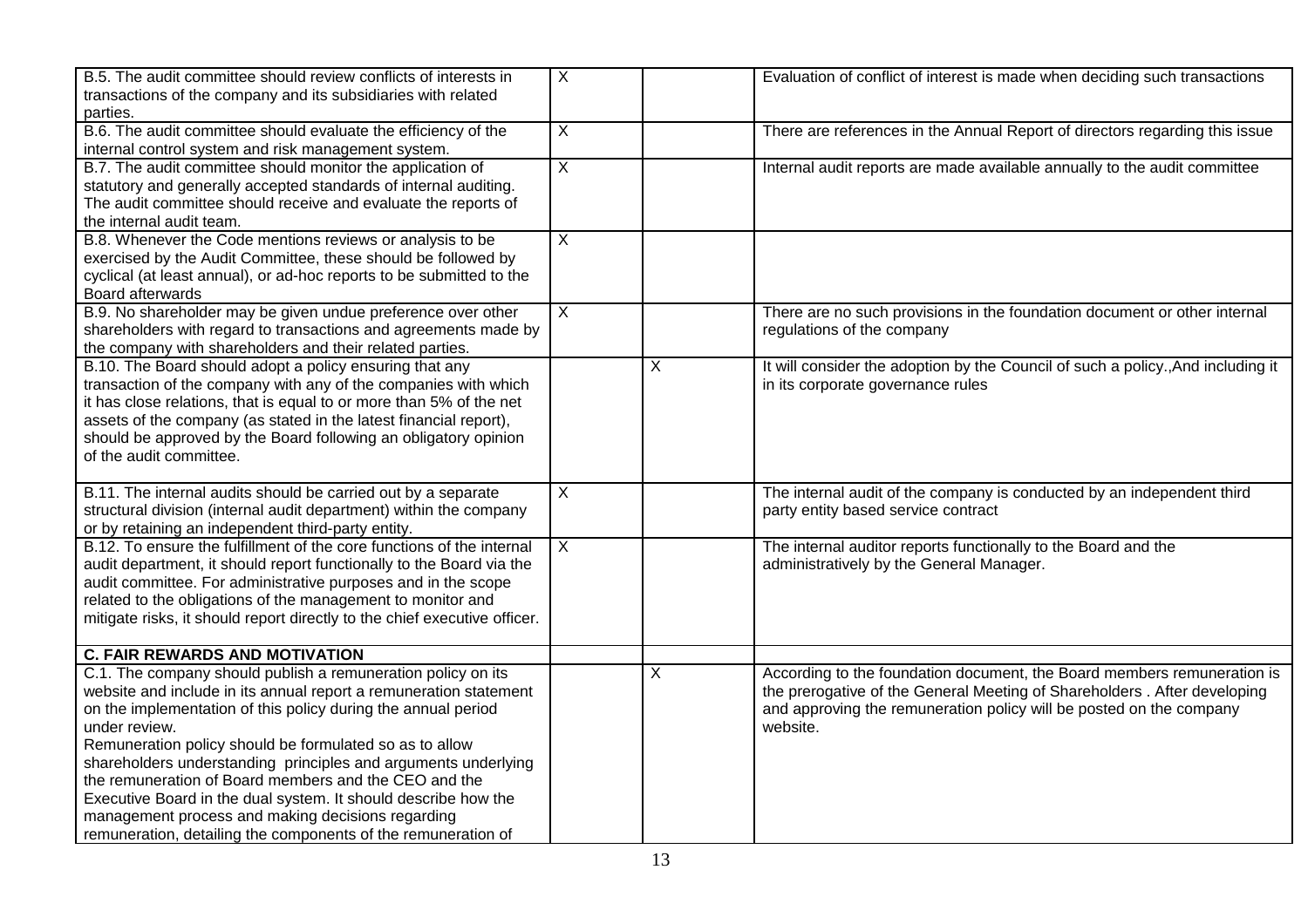| | | | |
|---|---|---|---|
| B.5. The audit committee should review conflicts of interests in transactions of the company and its subsidiaries with related parties. | X | | Evaluation of conflict of interest is made when deciding such transactions |
| B.6. The audit committee should evaluate the efficiency of the internal control system and risk management system. | X | | There are references in the Annual Report of directors regarding this issue |
| B.7. The audit committee should monitor the application of statutory and generally accepted standards of internal auditing. The audit committee should receive and evaluate the reports of the internal audit team. | X | | Internal audit reports are made available annually to the audit committee |
| B.8. Whenever the Code mentions reviews or analysis to be exercised by the Audit Committee, these should be followed by cyclical (at least annual), or ad-hoc reports to be submitted to the Board afterwards | X | | |
| B.9. No shareholder may be given undue preference over other shareholders with regard to transactions and agreements made by the company with shareholders and their related parties. | X | | There are no such provisions in the foundation document or other internal regulations of the company |
| B.10. The Board should adopt a policy ensuring that any transaction of the company with any of the companies with which it has close relations, that is equal to or more than 5% of the net assets of the company (as stated in the latest financial report), should be approved by the Board following an obligatory opinion of the audit committee. | | X | It will consider the adoption by the Council of such a policy.,And including it in its corporate governance rules |
| B.11. The internal audits should be carried out by a separate structural division (internal audit department) within the company or by retaining an independent third-party entity. | X | | The internal audit of the company is conducted by an independent third party entity based service contract |
| B.12. To ensure the fulfillment of the core functions of the internal audit department, it should report functionally to the Board via the audit committee. For administrative purposes and in the scope related to the obligations of the management to monitor and mitigate risks, it should report directly to the chief executive officer. | X | | The internal auditor reports functionally to the Board and the administratively by the General Manager. |
| **C. FAIR REWARDS AND MOTIVATION** | | | |
| C.1. The company should publish a remuneration policy on its website and include in its annual report a remuneration statement on the implementation of this policy during the annual period under review.<br>Remuneration policy should be formulated so as to allow shareholders understanding principles and arguments underlying the remuneration of Board members and the CEO and the Executive Board in the dual system. It should describe how the management process and making decisions regarding remuneration, detailing the components of the remuneration of | | X | According to the foundation document, the Board members remuneration is the prerogative of the General Meeting of Shareholders . After developing and approving the remuneration policy will be posted on the company website. |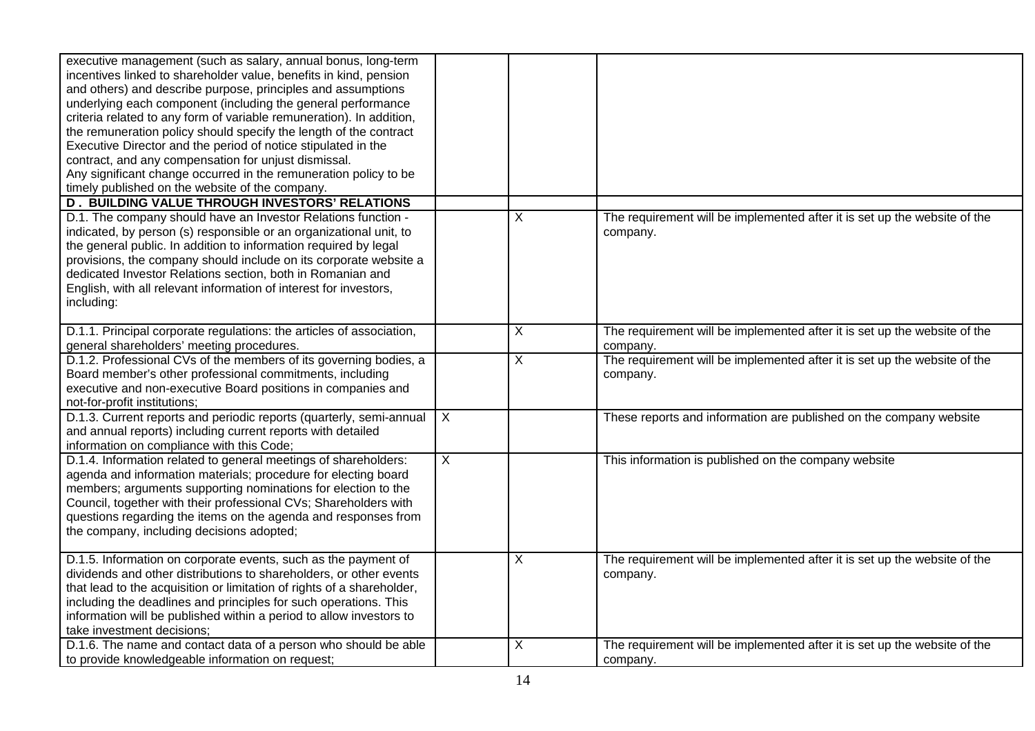| | | | |
|---|---|---|---|
| executive management (such as salary, annual bonus, long-term incentives linked to shareholder value, benefits in kind, pension and others) and describe purpose, principles and assumptions underlying each component (including the general performance criteria related to any form of variable remuneration). In addition, the remuneration policy should specify the length of the contract Executive Director and the period of notice stipulated in the contract, and any compensation for unjust dismissal. Any significant change occurred in the remuneration policy to be timely published on the website of the company. | | | |
| **D . BUILDING VALUE THROUGH INVESTORS' RELATIONS** | | | |
| D.1. The company should have an Investor Relations function - indicated, by person (s) responsible or an organizational unit, to the general public. In addition to information required by legal provisions, the company should include on its corporate website a dedicated Investor Relations section, both in Romanian and English, with all relevant information of interest for investors, including: | | X | The requirement will be implemented after it is set up the website of the company. |
| D.1.1. Principal corporate regulations: the articles of association, general shareholders' meeting procedures. | | X | The requirement will be implemented after it is set up the website of the company. |
| D.1.2. Professional CVs of the members of its governing bodies, a Board member's other professional commitments, including executive and non-executive Board positions in companies and not-for-profit institutions; | | X | The requirement will be implemented after it is set up the website of the company. |
| D.1.3. Current reports and periodic reports (quarterly, semi-annual and annual reports) including current reports with detailed information on compliance with this Code; | X | | These reports and information are published on the company website |
| D.1.4. Information related to general meetings of shareholders: agenda and information materials; procedure for electing board members; arguments supporting nominations for election to the Council, together with their professional CVs; Shareholders with questions regarding the items on the agenda and responses from the company, including decisions adopted; | X | | This information is published on the company website |
| D.1.5. Information on corporate events, such as the payment of dividends and other distributions to shareholders, or other events that lead to the acquisition or limitation of rights of a shareholder, including the deadlines and principles for such operations. This information will be published within a period to allow investors to take investment decisions; | | X | The requirement will be implemented after it is set up the website of the company. |
| D.1.6. The name and contact data of a person who should be able to provide knowledgeable information on request; | | X | The requirement will be implemented after it is set up the website of the company. |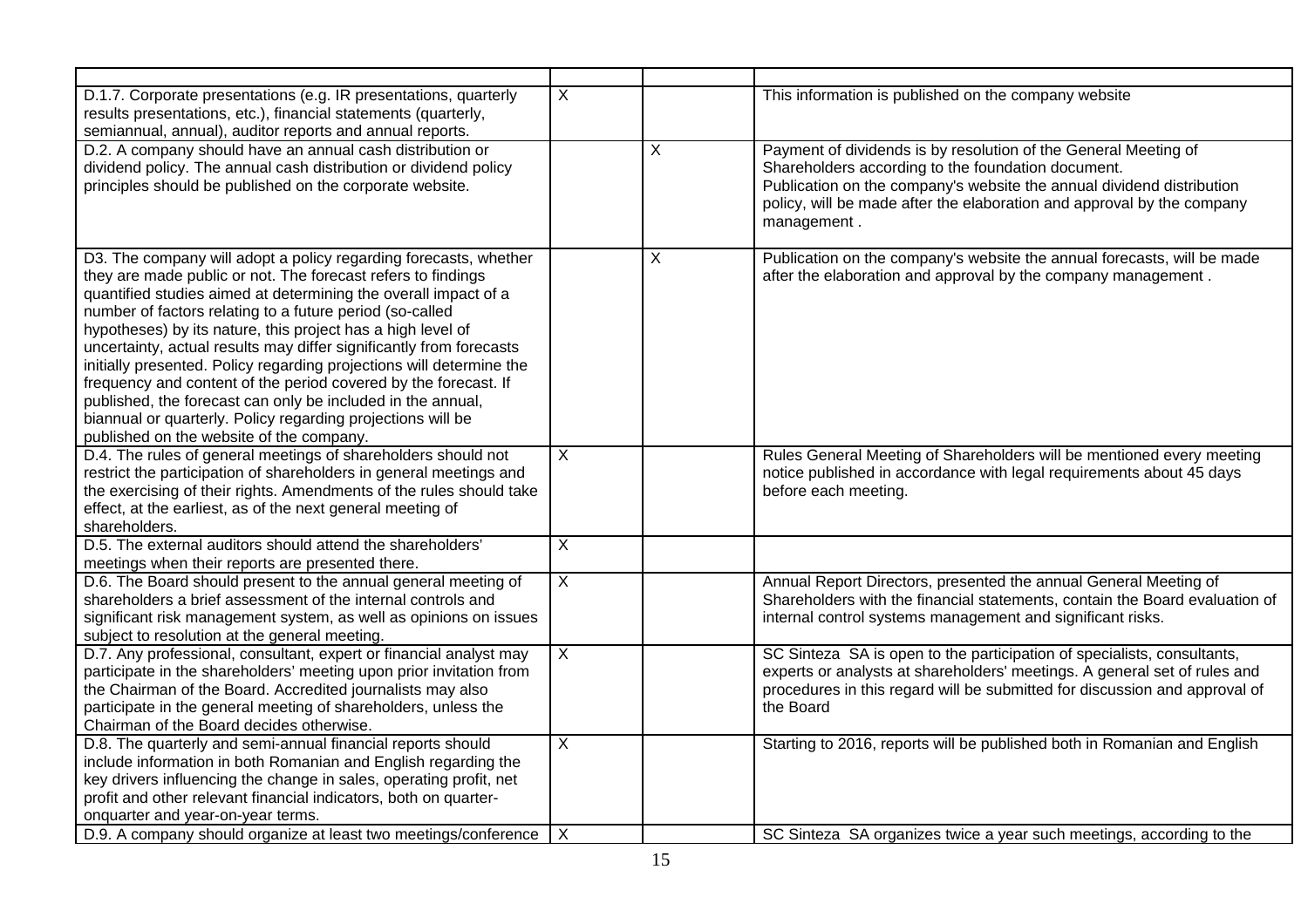| | | | |
|---|---|---|---|
| D.1.7. Corporate presentations (e.g. IR presentations, quarterly results presentations, etc.), financial statements (quarterly, semiannual, annual), auditor reports and annual reports. | X | | This information is published on the company website |
| D.2. A company should have an annual cash distribution or dividend policy. The annual cash distribution or dividend policy principles should be published on the corporate website. | | X | Payment of dividends is by resolution of the General Meeting of Shareholders according to the foundation document. Publication on the company's website the annual dividend distribution policy, will be made after the elaboration and approval by the company management . |
| D3. The company will adopt a policy regarding forecasts, whether they are made public or not. The forecast refers to findings quantified studies aimed at determining the overall impact of a number of factors relating to a future period (so-called hypotheses) by its nature, this project has a high level of uncertainty, actual results may differ significantly from forecasts initially presented. Policy regarding projections will determine the frequency and content of the period covered by the forecast. If published, the forecast can only be included in the annual, biannual or quarterly. Policy regarding projections will be published on the website of the company. | | X | Publication on the company's website the annual forecasts, will be made after the elaboration and approval by the company management . |
| D.4. The rules of general meetings of shareholders should not restrict the participation of shareholders in general meetings and the exercising of their rights. Amendments of the rules should take effect, at the earliest, as of the next general meeting of shareholders. | X | | Rules General Meeting of Shareholders will be mentioned every meeting notice published in accordance with legal requirements about 45 days before each meeting. |
| D.5. The external auditors should attend the shareholders' meetings when their reports are presented there. | X | | |
| D.6. The Board should present to the annual general meeting of shareholders a brief assessment of the internal controls and significant risk management system, as well as opinions on issues subject to resolution at the general meeting. | X | | Annual Report Directors, presented the annual General Meeting of Shareholders with the financial statements, contain the Board evaluation of internal control systems management and significant risks. |
| D.7. Any professional, consultant, expert or financial analyst may participate in the shareholders' meeting upon prior invitation from the Chairman of the Board. Accredited journalists may also participate in the general meeting of shareholders, unless the Chairman of the Board decides otherwise. | X | | SC Sinteza SA is open to the participation of specialists, consultants, experts or analysts at shareholders' meetings. A general set of rules and procedures in this regard will be submitted for discussion and approval of the Board |
| D.8. The quarterly and semi-annual financial reports should include information in both Romanian and English regarding the key drivers influencing the change in sales, operating profit, net profit and other relevant financial indicators, both on quarter-onquarter and year-on-year terms. | X | | Starting to 2016, reports will be published both in Romanian and English |
| D.9. A company should organize at least two meetings/conference | X | | SC Sinteza SA organizes twice a year such meetings, according to the |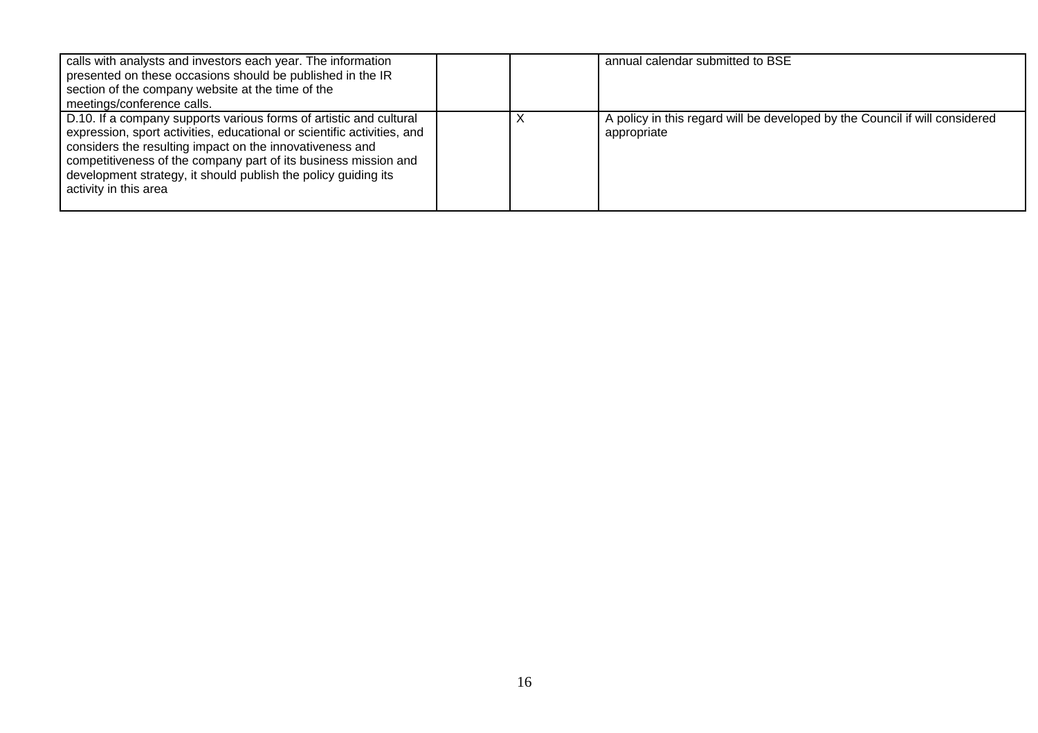| | | | |
|---|---|---|---|
| calls with analysts and investors each year. The information presented on these occasions should be published in the IR section of the company website at the time of the meetings/conference calls. | | | annual calendar submitted to BSE |
| D.10. If a company supports various forms of artistic and cultural expression, sport activities, educational or scientific activities, and considers the resulting impact on the innovativeness and competitiveness of the company part of its business mission and development strategy, it should publish the policy guiding its activity in this area | | X | A policy in this regard will be developed by the Council if will considered appropriate |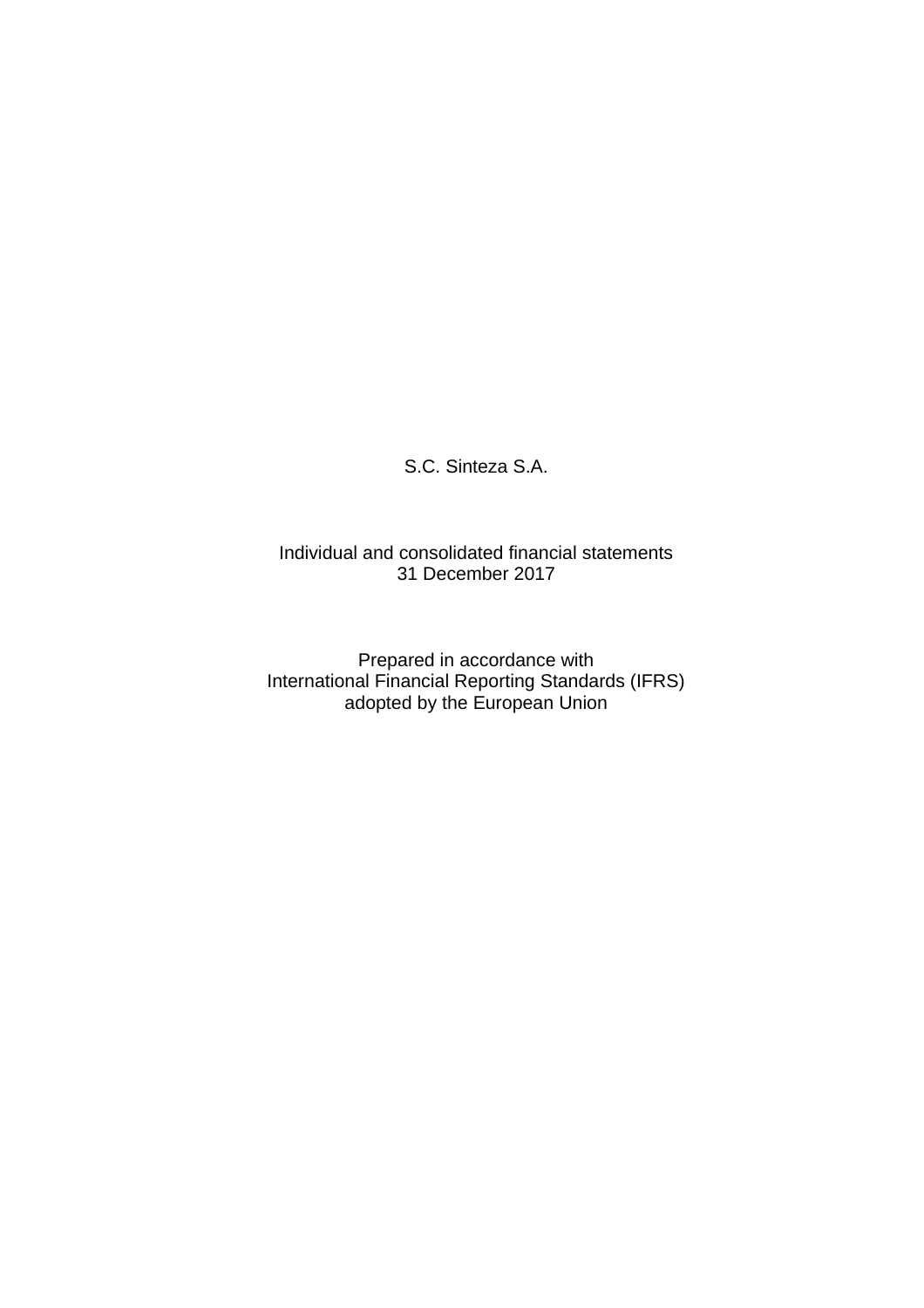S.C. Sinteza S.A.

Individual and consolidated financial statements
31 December 2017

Prepared in accordance with
International Financial Reporting Standards (IFRS)
adopted by the European Union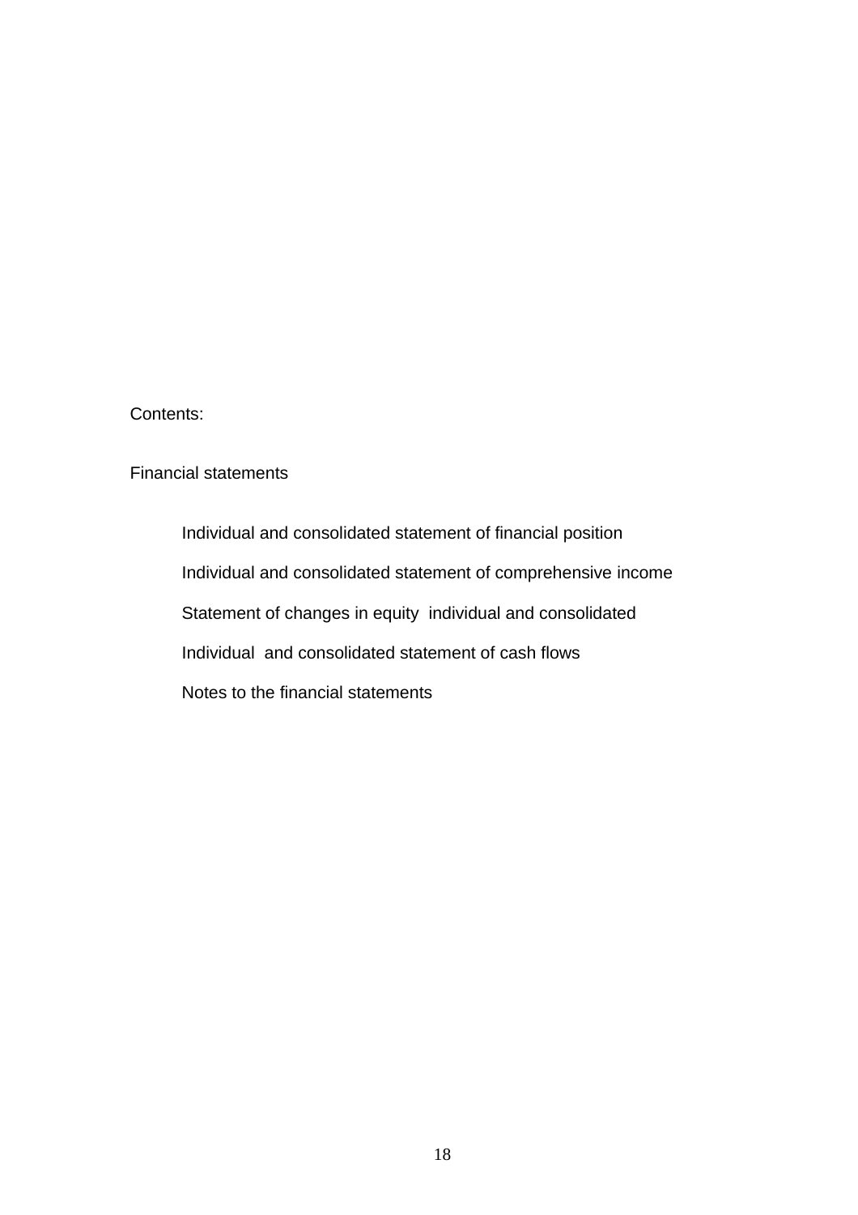Contents:

Financial statements

- Individual and consolidated statement of financial position
- Individual and consolidated statement of comprehensive income
- Statement of changes in equity individual and consolidated
- Individual and consolidated statement of cash flows
- Notes to the financial statements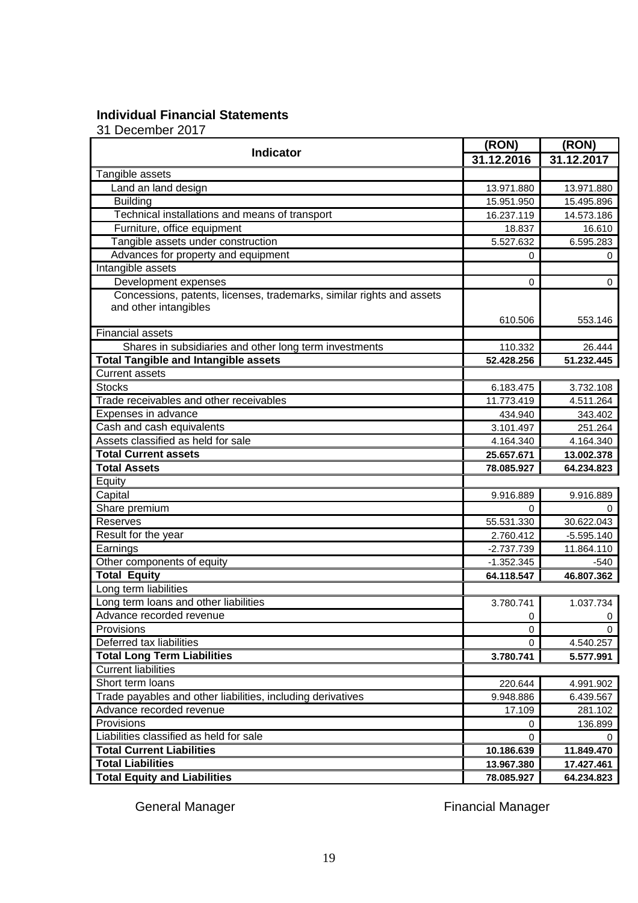**Individual Financial Statements**

31 December 2017

| Indicator | (RON) 31.12.2016 | (RON) 31.12.2017 |
|---|---|---|
| Tangible assets | | |
| Land an land design | 13.971.880 | 13.971.880 |
| Building | 15.951.950 | 15.495.896 |
| Technical installations and means of transport | 16.237.119 | 14.573.186 |
| Furniture, office equipment | 18.837 | 16.610 |
| Tangible assets under construction | 5.527.632 | 6.595.283 |
| Advances for property and equipment | 0 | 0 |
| Intangible assets | | |
| Development expenses | 0 | 0 |
| Concessions, patents, licenses, trademarks, similar rights and assets and other intangibles | 610.506 | 553.146 |
| Financial assets | | |
| Shares in subsidiaries and other long term investments | 110.332 | 26.444 |
| **Total Tangible and Intangible assets** | **52.428.256** | **51.232.445** |
| Current assets | | |
| Stocks | 6.183.475 | 3.732.108 |
| Trade receivables and other receivables | 11.773.419 | 4.511.264 |
| Expenses in advance | 434.940 | 343.402 |
| Cash and cash equivalents | 3.101.497 | 251.264 |
| Assets classified as held for sale | 4.164.340 | 4.164.340 |
| **Total Current assets** | **25.657.671** | **13.002.378** |
| **Total Assets** | **78.085.927** | **64.234.823** |
| Equity | | |
| Capital | 9.916.889 | 9.916.889 |
| Share premium | 0 | 0 |
| Reserves | 55.531.330 | 30.622.043 |
| Result for the year | 2.760.412 | -5.595.140 |
| Earnings | -2.737.739 | 11.864.110 |
| Other components of equity | -1.352.345 | -540 |
| **Total Equity** | **64.118.547** | **46.807.362** |
| Long term liabilities | | |
| Long term loans and other liabilities | 3.780.741 | 1.037.734 |
| Advance recorded revenue | 0 | 0 |
| Provisions | 0 | 0 |
| Deferred tax liabilities | 0 | 4.540.257 |
| **Total Long Term Liabilities** | **3.780.741** | **5.577.991** |
| Current liabilities | | |
| Short term loans | 220.644 | 4.991.902 |
| Trade payables and other liabilities, including derivatives | 9.948.886 | 6.439.567 |
| Advance recorded revenue | 17.109 | 281.102 |
| Provisions | 0 | 136.899 |
| Liabilities classified as held for sale | 0 | 0 |
| **Total Current Liabilities** | **10.186.639** | **11.849.470** |
| **Total Liabilities** | **13.967.380** | **17.427.461** |
| **Total Equity and Liabilities** | **78.085.927** | **64.234.823** |

General Manager

Financial Manager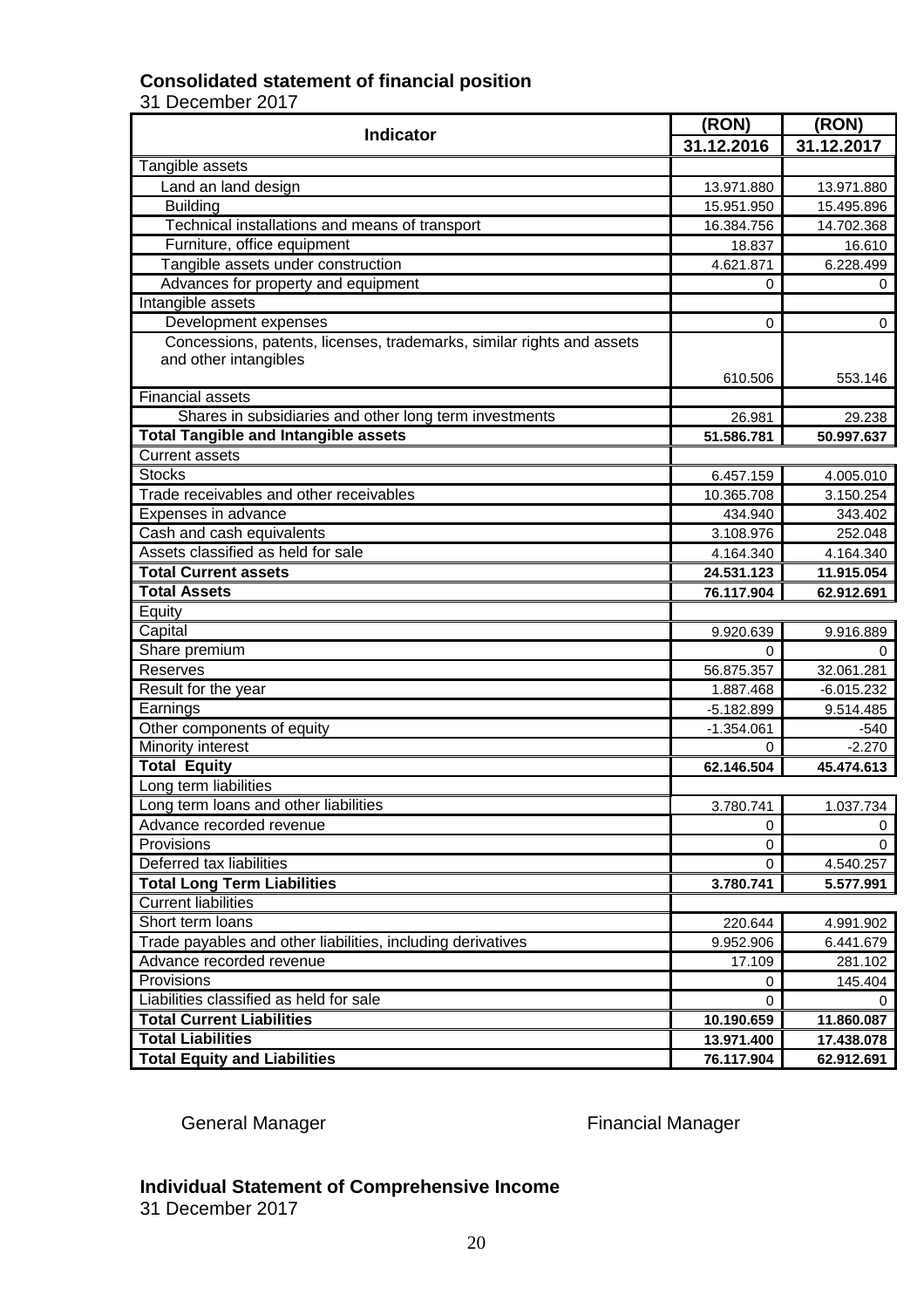## Consolidated statement of financial position

31 December 2017

| Indicator | (RON) 31.12.2016 | (RON) 31.12.2017 |
|---|---|---|
| Tangible assets | | |
| Land an land design | 13.971.880 | 13.971.880 |
| Building | 15.951.950 | 15.495.896 |
| Technical installations and means of transport | 16.384.756 | 14.702.368 |
| Furniture, office equipment | 18.837 | 16.610 |
| Tangible assets under construction | 4.621.871 | 6.228.499 |
| Advances for property and equipment | 0 | 0 |
| Intangible assets | | |
| Development expenses | 0 | 0 |
| Concessions, patents, licenses, trademarks, similar rights and assets and other intangibles | 610.506 | 553.146 |
| Financial assets | | |
| Shares in subsidiaries and other long term investments | 26.981 | 29.238 |
| **Total Tangible and Intangible assets** | **51.586.781** | **50.997.637** |
| Current assets | | |
| Stocks | 6.457.159 | 4.005.010 |
| Trade receivables and other receivables | 10.365.708 | 3.150.254 |
| Expenses in advance | 434.940 | 343.402 |
| Cash and cash equivalents | 3.108.976 | 252.048 |
| Assets classified as held for sale | 4.164.340 | 4.164.340 |
| **Total Current assets** | **24.531.123** | **11.915.054** |
| **Total Assets** | **76.117.904** | **62.912.691** |
| Equity | | |
| Capital | 9.920.639 | 9.916.889 |
| Share premium | 0 | 0 |
| Reserves | 56.875.357 | 32.061.281 |
| Result for the year | 1.887.468 | -6.015.232 |
| Earnings | -5.182.899 | 9.514.485 |
| Other components of equity | -1.354.061 | -540 |
| Minority interest | 0 | -2.270 |
| **Total Equity** | **62.146.504** | **45.474.613** |
| Long term liabilities | | |
| Long term loans and other liabilities | 3.780.741 | 1.037.734 |
| Advance recorded revenue | 0 | 0 |
| Provisions | 0 | 0 |
| Deferred tax liabilities | 0 | 4.540.257 |
| **Total Long Term Liabilities** | **3.780.741** | **5.577.991** |
| Current liabilities | | |
| Short term loans | 220.644 | 4.991.902 |
| Trade payables and other liabilities, including derivatives | 9.952.906 | 6.441.679 |
| Advance recorded revenue | 17.109 | 281.102 |
| Provisions | 0 | 145.404 |
| Liabilities classified as held for sale | 0 | 0 |
| **Total Current Liabilities** | **10.190.659** | **11.860.087** |
| **Total Liabilities** | **13.971.400** | **17.438.078** |
| **Total Equity and Liabilities** | **76.117.904** | **62.912.691** |

General Manager

Financial Manager

## Individual Statement of Comprehensive Income

31 December 2017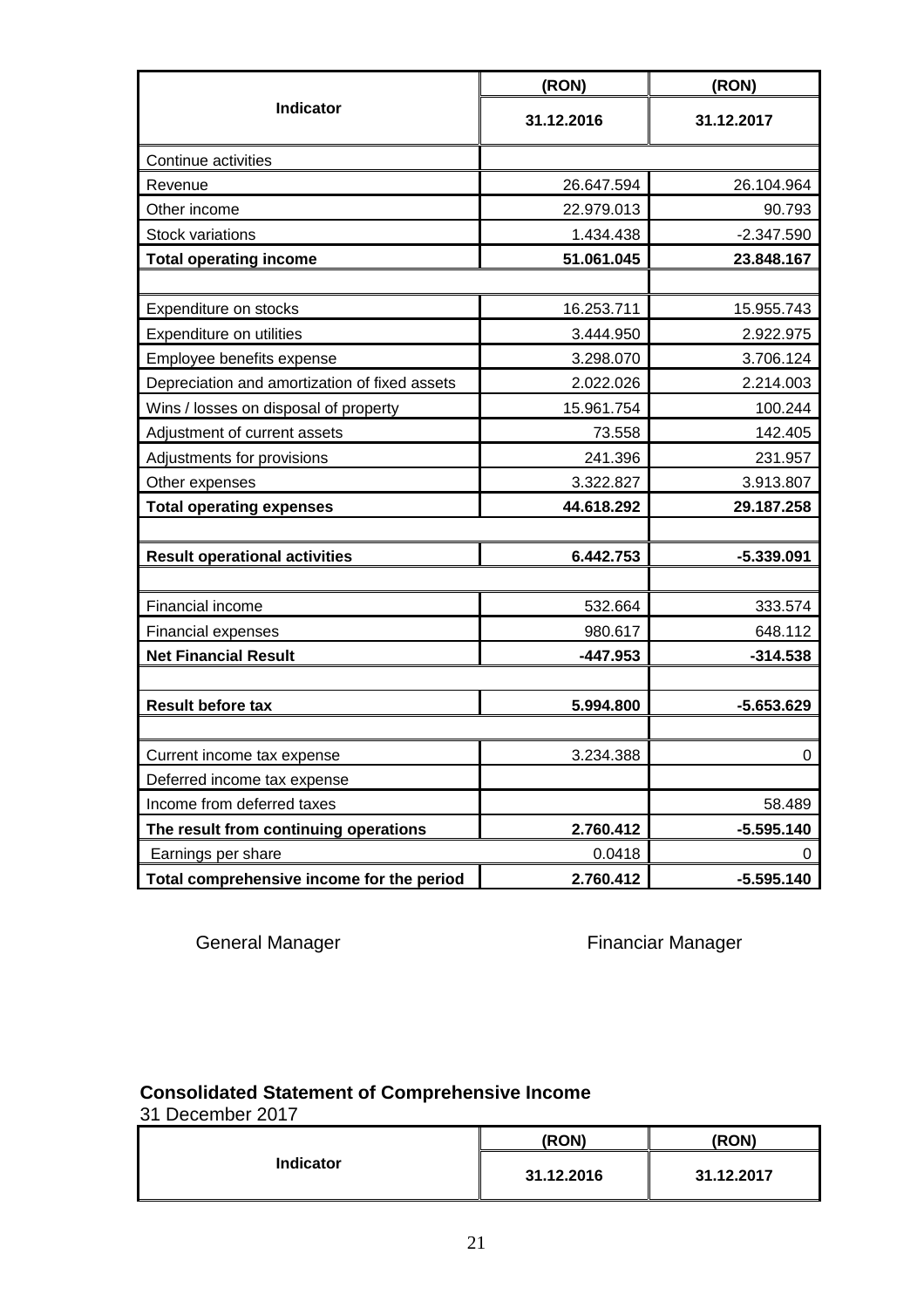| Indicator | (RON) 31.12.2016 | (RON) 31.12.2017 |
|---|---|---|
| Continue activities | | |
| Revenue | 26.647.594 | 26.104.964 |
| Other income | 22.979.013 | 90.793 |
| Stock variations | 1.434.438 | -2.347.590 |
| **Total operating income** | **51.061.045** | **23.848.167** |
| | | |
| Expenditure on stocks | 16.253.711 | 15.955.743 |
| Expenditure on utilities | 3.444.950 | 2.922.975 |
| Employee benefits expense | 3.298.070 | 3.706.124 |
| Depreciation and amortization of fixed assets | 2.022.026 | 2.214.003 |
| Wins / losses on disposal of property | 15.961.754 | 100.244 |
| Adjustment of current assets | 73.558 | 142.405 |
| Adjustments for provisions | 241.396 | 231.957 |
| Other expenses | 3.322.827 | 3.913.807 |
| **Total operating expenses** | **44.618.292** | **29.187.258** |
| | | |
| **Result operational activities** | **6.442.753** | **-5.339.091** |
| | | |
| Financial income | 532.664 | 333.574 |
| Financial expenses | 980.617 | 648.112 |
| **Net Financial Result** | **-447.953** | **-314.538** |
| | | |
| **Result before tax** | **5.994.800** | **-5.653.629** |
| | | |
| Current income tax expense | 3.234.388 | 0 |
| Deferred income tax expense | | |
| Income from deferred taxes | | 58.489 |
| **The result from continuing operations** | **2.760.412** | **-5.595.140** |
| Earnings per share | 0.0418 | 0 |
| **Total comprehensive income for the period** | **2.760.412** | **-5.595.140** |

General Manager

Financiar Manager

**Consolidated Statement of Comprehensive Income**

31 December 2017

| Indicator | (RON) 31.12.2016 | (RON) 31.12.2017 |
|---|---|---|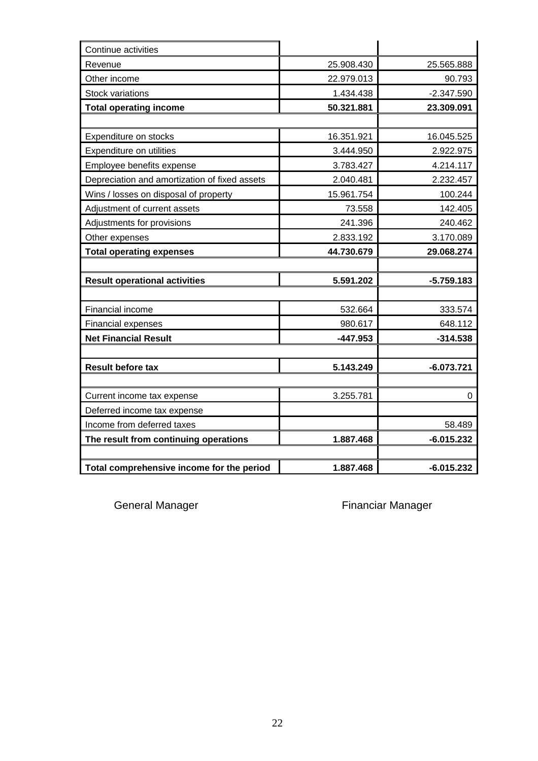| | | |
|---|---|---|
| Continue activities | | |
| Revenue | 25.908.430 | 25.565.888 |
| Other income | 22.979.013 | 90.793 |
| Stock variations | 1.434.438 | -2.347.590 |
| **Total operating income** | **50.321.881** | **23.309.091** |
| | | |
| Expenditure on stocks | 16.351.921 | 16.045.525 |
| Expenditure on utilities | 3.444.950 | 2.922.975 |
| Employee benefits expense | 3.783.427 | 4.214.117 |
| Depreciation and amortization of fixed assets | 2.040.481 | 2.232.457 |
| Wins / losses on disposal of property | 15.961.754 | 100.244 |
| Adjustment of current assets | 73.558 | 142.405 |
| Adjustments for provisions | 241.396 | 240.462 |
| Other expenses | 2.833.192 | 3.170.089 |
| **Total operating expenses** | **44.730.679** | **29.068.274** |
| | | |
| **Result operational activities** | **5.591.202** | **-5.759.183** |
| | | |
| Financial income | 532.664 | 333.574 |
| Financial expenses | 980.617 | 648.112 |
| **Net Financial Result** | **-447.953** | **-314.538** |
| | | |
| **Result before tax** | **5.143.249** | **-6.073.721** |
| | | |
| Current income tax expense | 3.255.781 | 0 |
| Deferred income tax expense | | |
| Income from deferred taxes | | 58.489 |
| **The result from continuing operations** | **1.887.468** | **-6.015.232** |
| | | |
| **Total comprehensive income for the period** | **1.887.468** | **-6.015.232** |

General Manager

Financiar Manager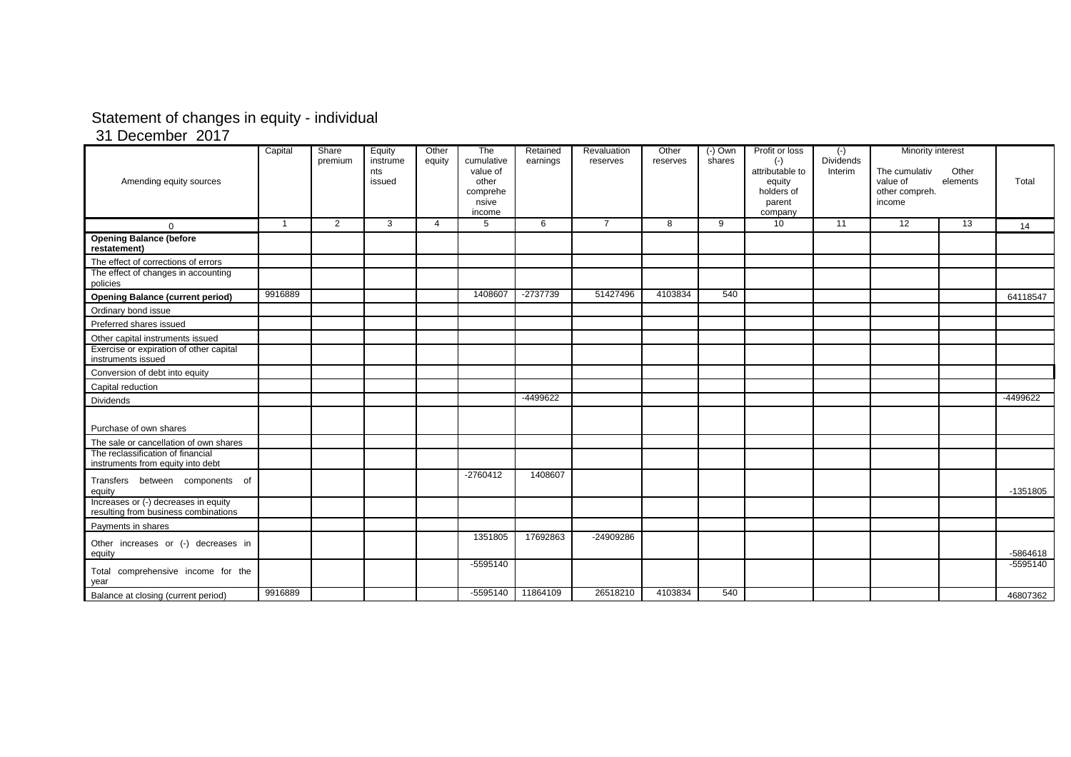# Statement of changes in equity - individual

31 December 2017

| Amending equity sources | Capital | Share premium | Equity instruments issued | Other equity | The cumulative value of other comprehensive income | Retained earnings | Revaluation reserves | Other reserves | (-) Own shares | Profit or loss (-) attributable to equity holders of parent company | (-) Dividends Interim | Minority interest | | Total |
|---|---|---|---|---|---|---|---|---|---|---|---|---|---|---|
| | | | | | | | | | | | | The cumulativ value of other compreh. income | Other elements | |
| 0 | 1 | 2 | 3 | 4 | 5 | 6 | 7 | 8 | 9 | 10 | 11 | 12 | 13 | 14 |
| **Opening Balance (before restatement)** | | | | | | | | | | | | | | |
| The effect of corrections of errors | | | | | | | | | | | | | | |
| The effect of changes in accounting policies | | | | | | | | | | | | | | |
| **Opening Balance (current period)** | 9916889 | | | | 1408607 | -2737739 | 51427496 | 4103834 | 540 | | | | | 64118547 |
| Ordinary bond issue | | | | | | | | | | | | | | |
| Preferred shares issued | | | | | | | | | | | | | | |
| Other capital instruments issued | | | | | | | | | | | | | | |
| Exercise or expiration of other capital instruments issued | | | | | | | | | | | | | | |
| Conversion of debt into equity | | | | | | | | | | | | | | |
| Capital reduction | | | | | | | | | | | | | | |
| Dividends | | | | | | -4499622 | | | | | | | | -4499622 |
| Purchase of own shares | | | | | | | | | | | | | | |
| The sale or cancellation of own shares | | | | | | | | | | | | | | |
| The reclassification of financial instruments from equity into debt | | | | | | | | | | | | | | |
| Transfers between components of equity | | | | | -2760412 | 1408607 | | | | | | | | -1351805 |
| Increases or (-) decreases in equity resulting from business combinations | | | | | | | | | | | | | | |
| Payments in shares | | | | | | | | | | | | | | |
| Other increases or (-) decreases in equity | | | | | 1351805 | 17692863 | -24909286 | | | | | | | -5864618 |
| Total comprehensive income for the year | | | | | -5595140 | | | | | | | | | -5595140 |
| Balance at closing (current period) | 9916889 | | | | -5595140 | 11864109 | 26518210 | 4103834 | 540 | | | | | 46807362 |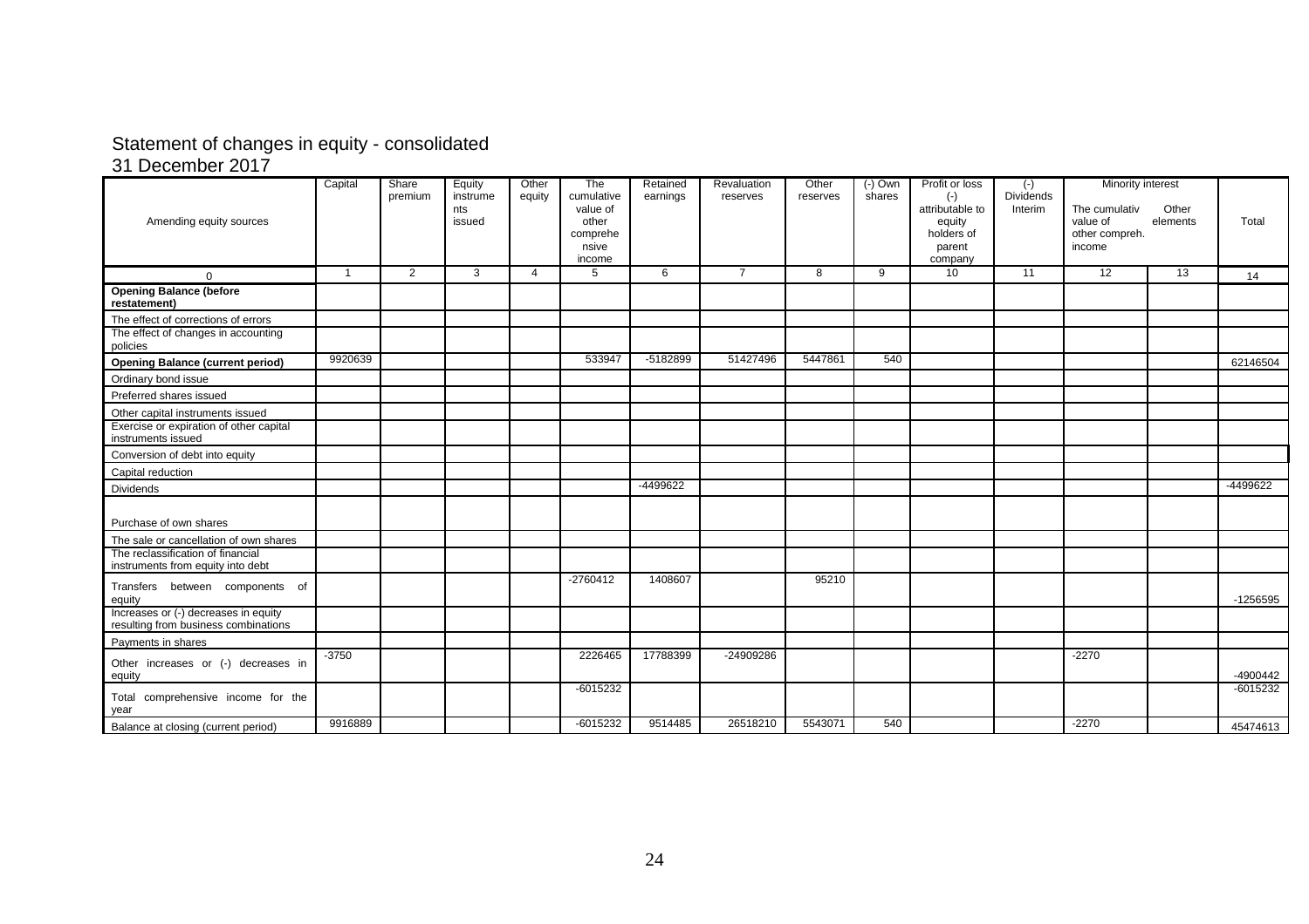Statement of changes in equity - consolidated
31 December 2017

| Amending equity sources | Capital | Share premium | Equity instruments issued | Other equity | The cumulative value of other comprehensive income | Retained earnings | Revaluation reserves | Other reserves | (-) Own shares | Profit or loss (-) attributable to equity holders of parent company | (-) Dividends Interim | Minority interest | | Total |
|---|---|---|---|---|---|---|---|---|---|---|---|---|---|---|
| | | | | | | | | | | | | The cumulativ value of other compreh. income | Other elements | |
| 0 | 1 | 2 | 3 | 4 | 5 | 6 | 7 | 8 | 9 | 10 | 11 | 12 | 13 | 14 |
| **Opening Balance (before restatement)** | | | | | | | | | | | | | | |
| The effect of corrections of errors | | | | | | | | | | | | | | |
| The effect of changes in accounting policies | | | | | | | | | | | | | | |
| **Opening Balance (current period)** | 9920639 | | | | 533947 | -5182899 | 51427496 | 5447861 | 540 | | | | | 62146504 |
| Ordinary bond issue | | | | | | | | | | | | | | |
| Preferred shares issued | | | | | | | | | | | | | | |
| Other capital instruments issued | | | | | | | | | | | | | | |
| Exercise or expiration of other capital instruments issued | | | | | | | | | | | | | | |
| Conversion of debt into equity | | | | | | | | | | | | | | |
| Capital reduction | | | | | | | | | | | | | | |
| Dividends | | | | | | -4499622 | | | | | | | | -4499622 |
| Purchase of own shares | | | | | | | | | | | | | | |
| The sale or cancellation of own shares | | | | | | | | | | | | | | |
| The reclassification of financial instruments from equity into debt | | | | | | | | | | | | | | |
| Transfers between components of equity | | | | | -2760412 | 1408607 | | 95210 | | | | | | -1256595 |
| Increases or (-) decreases in equity resulting from business combinations | | | | | | | | | | | | | | |
| Payments in shares | | | | | | | | | | | | | | |
| Other increases or (-) decreases in equity | -3750 | | | | 2226465 | 17788399 | -24909286 | | | | | -2270 | | -4900442 |
| Total comprehensive income for the year | | | | | -6015232 | | | | | | | | | -6015232 |
| Balance at closing (current period) | 9916889 | | | | -6015232 | 9514485 | 26518210 | 5543071 | 540 | | | -2270 | | 45474613 |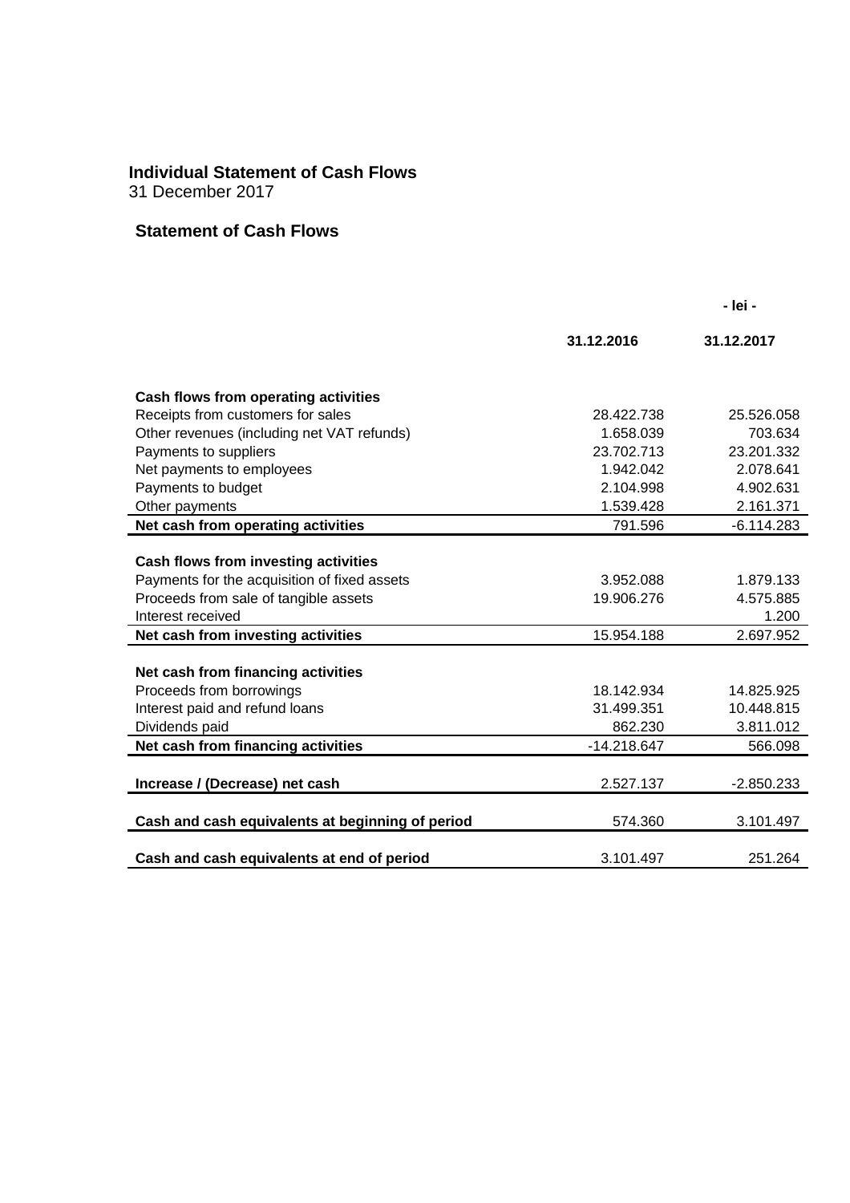## Individual Statement of Cash Flows

31 December 2017

### Statement of Cash Flows

| | | - lei - |
|---|---|---|
| | **31.12.2016** | **31.12.2017** |
| **Cash flows from operating activities** | | |
| Receipts from customers for sales | 28.422.738 | 25.526.058 |
| Other revenues (including net VAT refunds) | 1.658.039 | 703.634 |
| Payments to suppliers | 23.702.713 | 23.201.332 |
| Net payments to employees | 1.942.042 | 2.078.641 |
| Payments to budget | 2.104.998 | 4.902.631 |
| Other payments | 1.539.428 | 2.161.371 |
| **Net cash from operating activities** | 791.596 | -6.114.283 |
| **Cash flows from investing activities** | | |
| Payments for the acquisition of fixed assets | 3.952.088 | 1.879.133 |
| Proceeds from sale of tangible assets | 19.906.276 | 4.575.885 |
| Interest received | | 1.200 |
| **Net cash from investing activities** | 15.954.188 | 2.697.952 |
| **Net cash from financing activities** | | |
| Proceeds from borrowings | 18.142.934 | 14.825.925 |
| Interest paid and refund loans | 31.499.351 | 10.448.815 |
| Dividends paid | 862.230 | 3.811.012 |
| **Net cash from financing activities** | -14.218.647 | 566.098 |
| **Increase / (Decrease) net cash** | 2.527.137 | -2.850.233 |
| **Cash and cash equivalents at beginning of period** | 574.360 | 3.101.497 |
| **Cash and cash equivalents at end of period** | 3.101.497 | 251.264 |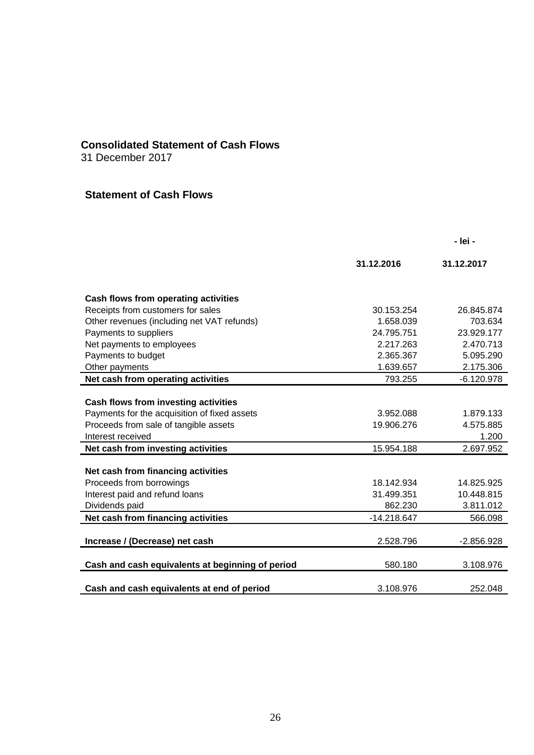## Consolidated Statement of Cash Flows

31 December 2017

### Statement of Cash Flows

| | | - lei - |
|---|---|---|
| | **31.12.2016** | **31.12.2017** |
| **Cash flows from operating activities** | | |
| Receipts from customers for sales | 30.153.254 | 26.845.874 |
| Other revenues (including net VAT refunds) | 1.658.039 | 703.634 |
| Payments to suppliers | 24.795.751 | 23.929.177 |
| Net payments to employees | 2.217.263 | 2.470.713 |
| Payments to budget | 2.365.367 | 5.095.290 |
| Other payments | 1.639.657 | 2.175.306 |
| **Net cash from operating activities** | 793.255 | -6.120.978 |
| **Cash flows from investing activities** | | |
| Payments for the acquisition of fixed assets | 3.952.088 | 1.879.133 |
| Proceeds from sale of tangible assets | 19.906.276 | 4.575.885 |
| Interest received | | 1.200 |
| **Net cash from investing activities** | 15.954.188 | 2.697.952 |
| **Net cash from financing activities** | | |
| Proceeds from borrowings | 18.142.934 | 14.825.925 |
| Interest paid and refund loans | 31.499.351 | 10.448.815 |
| Dividends paid | 862.230 | 3.811.012 |
| **Net cash from financing activities** | -14.218.647 | 566.098 |
| **Increase / (Decrease) net cash** | 2.528.796 | -2.856.928 |
| **Cash and cash equivalents at beginning of period** | 580.180 | 3.108.976 |
| **Cash and cash equivalents at end of period** | 3.108.976 | 252.048 |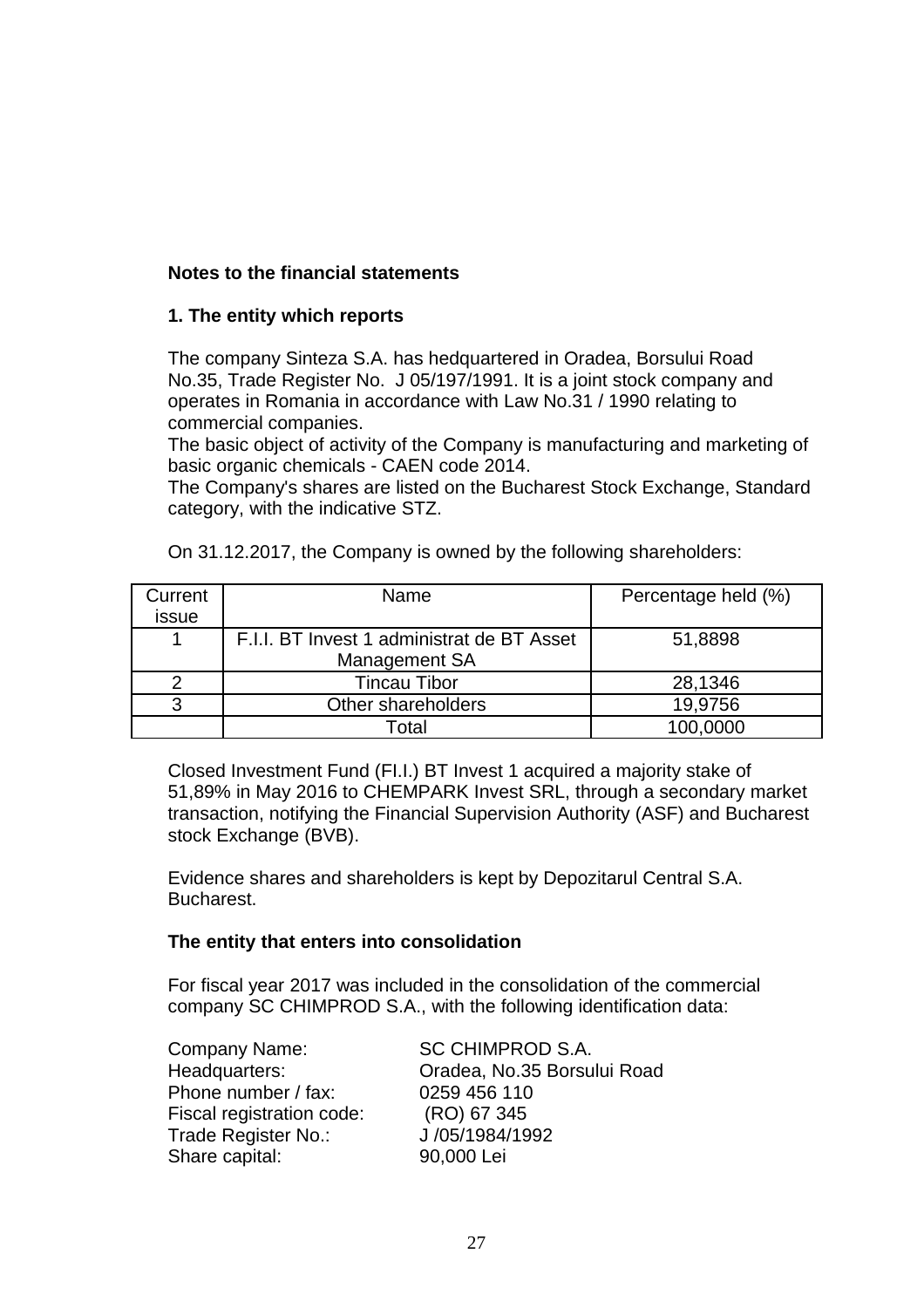**Notes to the financial statements**

**1. The entity which reports**

The company Sinteza S.A. has hedquartered in Oradea, Borsului Road No.35, Trade Register No.  J 05/197/1991. It is a joint stock company and operates in Romania in accordance with Law No.31 / 1990 relating to commercial companies.
The basic object of activity of the Company is manufacturing and marketing of basic organic chemicals - CAEN code 2014.
The Company's shares are listed on the Bucharest Stock Exchange, Standard category, with the indicative STZ.

On 31.12.2017, the Company is owned by the following shareholders:

| Current issue | Name | Percentage held (%) |
|---|---|---|
| 1 | F.I.I. BT Invest 1 administrat de BT Asset Management SA | 51,8898 |
| 2 | Tincau Tibor | 28,1346 |
| 3 | Other shareholders | 19,9756 |
| | Total | 100,0000 |

Closed Investment Fund (FI.I.) BT Invest 1 acquired a majority stake of 51,89% in May 2016 to CHEMPARK Invest SRL, through a secondary market transaction, notifying the Financial Supervision Authority (ASF) and Bucharest stock Exchange (BVB).

Evidence shares and shareholders is kept by Depozitarul Central S.A. Bucharest.

**The entity that enters into consolidation**

For fiscal year 2017 was included in the consolidation of the commercial company SC CHIMPROD S.A., with the following identification data:

Company Name: SC CHIMPROD S.A.
Headquarters: Oradea, No.35 Borsului Road
Phone number / fax: 0259 456 110
Fiscal registration code: (RO) 67 345
Trade Register No.: J /05/1984/1992
Share capital: 90,000 Lei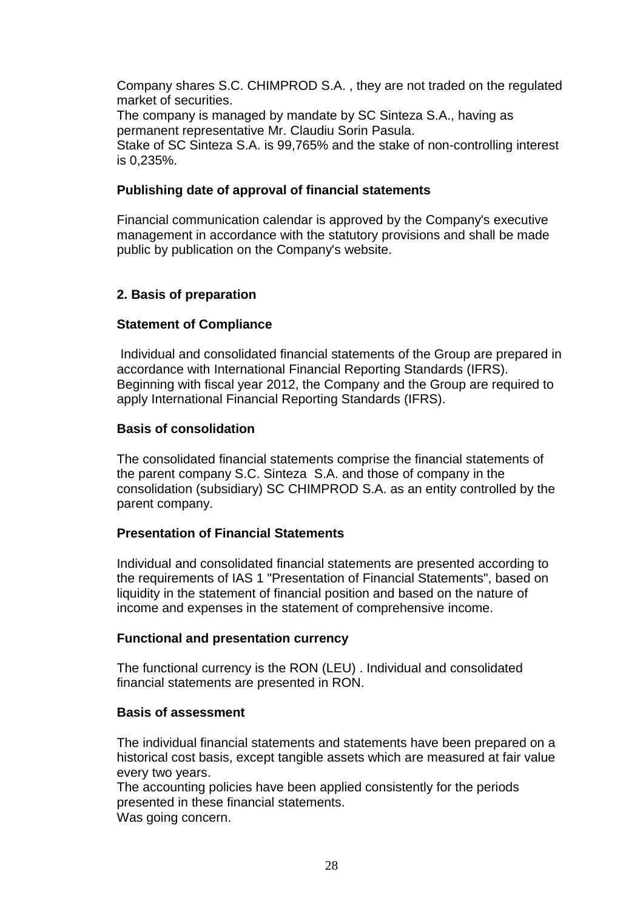Company shares S.C. CHIMPROD S.A. , they are not traded on the regulated market of securities.
The company is managed by mandate by SC Sinteza S.A., having as permanent representative Mr. Claudiu Sorin Pasula.
Stake of SC Sinteza S.A. is 99,765% and the stake of non-controlling interest is 0,235%.

**Publishing date of approval of financial statements**

Financial communication calendar is approved by the Company's executive management in accordance with the statutory provisions and shall be made public by publication on the Company's website.

## 2. Basis of preparation

**Statement of Compliance**

Individual and consolidated financial statements of the Group are prepared in accordance with International Financial Reporting Standards (IFRS). Beginning with fiscal year 2012, the Company and the Group are required to apply International Financial Reporting Standards (IFRS).

**Basis of consolidation**

The consolidated financial statements comprise the financial statements of the parent company S.C. Sinteza S.A. and those of company in the consolidation (subsidiary) SC CHIMPROD S.A. as an entity controlled by the parent company.

**Presentation of Financial Statements**

Individual and consolidated financial statements are presented according to the requirements of IAS 1 "Presentation of Financial Statements", based on liquidity in the statement of financial position and based on the nature of income and expenses in the statement of comprehensive income.

**Functional and presentation currency**

The functional currency is the RON (LEU) . Individual and consolidated financial statements are presented in RON.

**Basis of assessment**

The individual financial statements and statements have been prepared on a historical cost basis, except tangible assets which are measured at fair value every two years.
The accounting policies have been applied consistently for the periods presented in these financial statements.
Was going concern.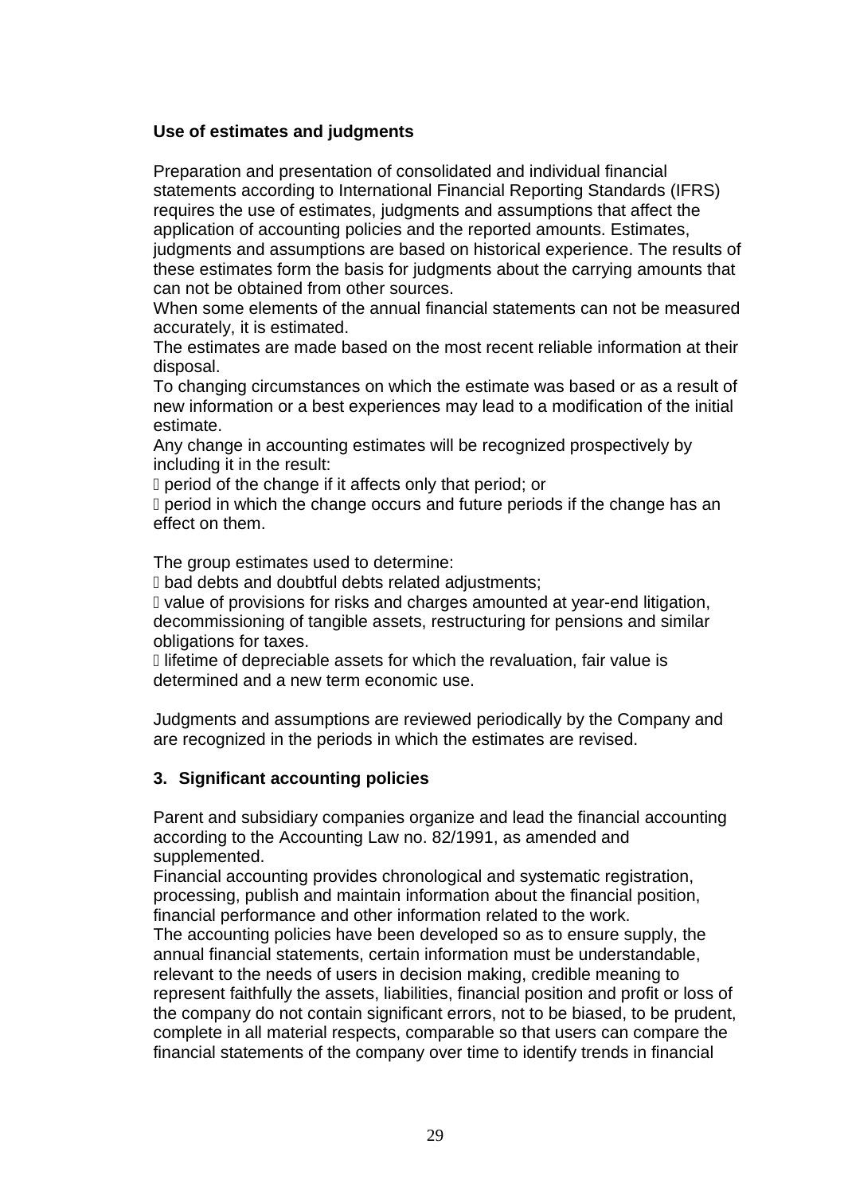**Use of estimates and judgments**

Preparation and presentation of consolidated and individual financial statements according to International Financial Reporting Standards (IFRS) requires the use of estimates, judgments and assumptions that affect the application of accounting policies and the reported amounts. Estimates, judgments and assumptions are based on historical experience. The results of these estimates form the basis for judgments about the carrying amounts that can not be obtained from other sources.
When some elements of the annual financial statements can not be measured accurately, it is estimated.
The estimates are made based on the most recent reliable information at their disposal.
To changing circumstances on which the estimate was based or as a result of new information or a best experiences may lead to a modification of the initial estimate.
Any change in accounting estimates will be recognized prospectively by including it in the result:

- period of the change if it affects only that period; or
- period in which the change occurs and future periods if the change has an effect on them.

The group estimates used to determine:

- bad debts and doubtful debts related adjustments;
- value of provisions for risks and charges amounted at year-end litigation, decommissioning of tangible assets, restructuring for pensions and similar obligations for taxes.
- lifetime of depreciable assets for which the revaluation, fair value is determined and a new term economic use.

Judgments and assumptions are reviewed periodically by the Company and are recognized in the periods in which the estimates are revised.

## 3. Significant accounting policies

Parent and subsidiary companies organize and lead the financial accounting according to the Accounting Law no. 82/1991, as amended and supplemented.
Financial accounting provides chronological and systematic registration, processing, publish and maintain information about the financial position, financial performance and other information related to the work.
The accounting policies have been developed so as to ensure supply, the annual financial statements, certain information must be understandable, relevant to the needs of users in decision making, credible meaning to represent faithfully the assets, liabilities, financial position and profit or loss of the company do not contain significant errors, not to be biased, to be prudent, complete in all material respects, comparable so that users can compare the financial statements of the company over time to identify trends in financial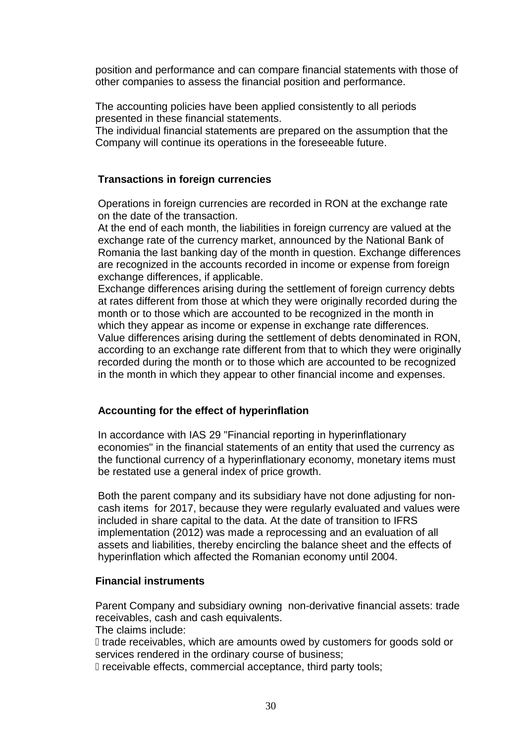position and performance and can compare financial statements with those of other companies to assess the financial position and performance.

The accounting policies have been applied consistently to all periods presented in these financial statements.
The individual financial statements are prepared on the assumption that the Company will continue its operations in the foreseeable future.

**Transactions in foreign currencies**

Operations in foreign currencies are recorded in RON at the exchange rate on the date of the transaction.
At the end of each month, the liabilities in foreign currency are valued at the exchange rate of the currency market, announced by the National Bank of Romania the last banking day of the month in question. Exchange differences are recognized in the accounts recorded in income or expense from foreign exchange differences, if applicable.
Exchange differences arising during the settlement of foreign currency debts at rates different from those at which they were originally recorded during the month or to those which are accounted to be recognized in the month in which they appear as income or expense in exchange rate differences.
Value differences arising during the settlement of debts denominated in RON, according to an exchange rate different from that to which they were originally recorded during the month or to those which are accounted to be recognized in the month in which they appear to other financial income and expenses.

**Accounting for the effect of hyperinflation**

In accordance with IAS 29 "Financial reporting in hyperinflationary economies" in the financial statements of an entity that used the currency as the functional currency of a hyperinflationary economy, monetary items must be restated use a general index of price growth.

Both the parent company and its subsidiary have not done adjusting for non-cash items for 2017, because they were regularly evaluated and values were included in share capital to the data. At the date of transition to IFRS implementation (2012) was made a reprocessing and an evaluation of all assets and liabilities, thereby encircling the balance sheet and the effects of hyperinflation which affected the Romanian economy until 2004.

**Financial instruments**

Parent Company and subsidiary owning non-derivative financial assets: trade receivables, cash and cash equivalents.
The claims include:
- trade receivables, which are amounts owed by customers for goods sold or services rendered in the ordinary course of business;
- receivable effects, commercial acceptance, third party tools;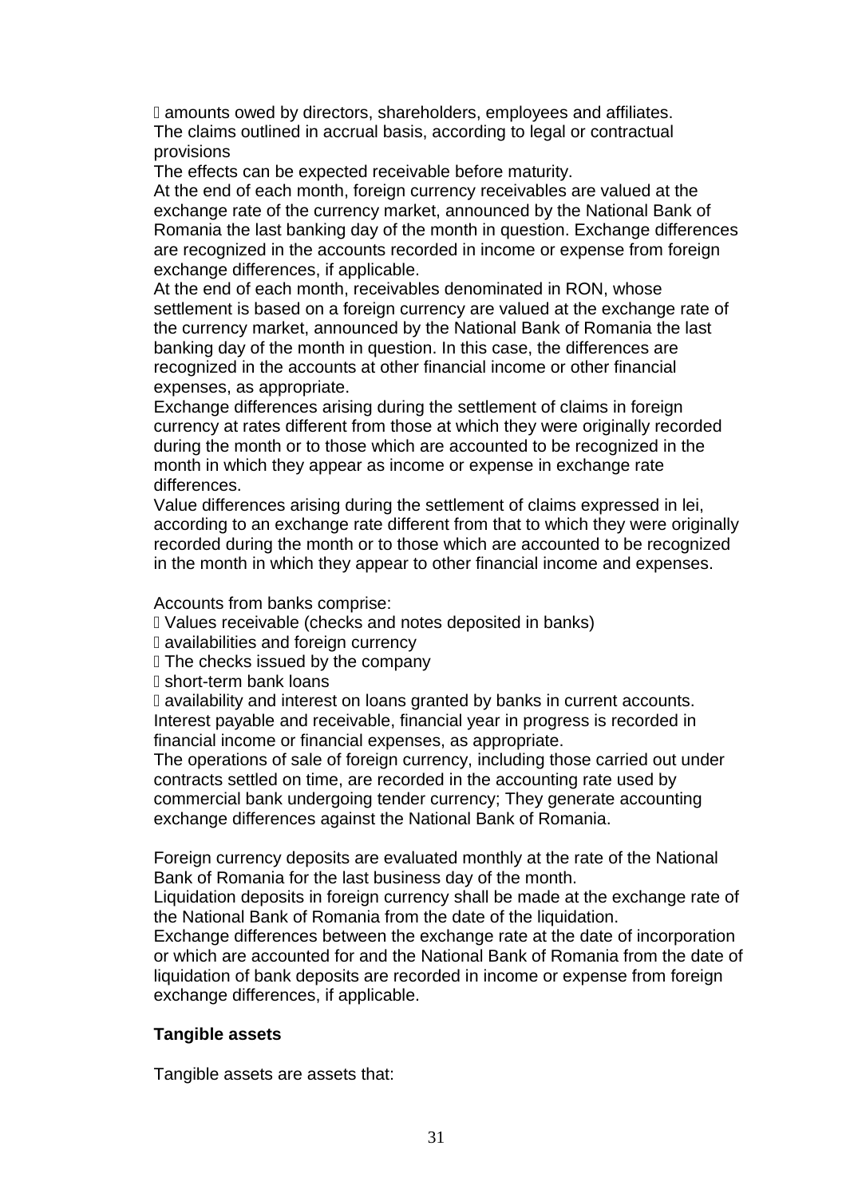-  amounts owed by directors, shareholders, employees and affiliates.

The claims outlined in accrual basis, according to legal or contractual provisions

The effects can be expected receivable before maturity.

At the end of each month, foreign currency receivables are valued at the exchange rate of the currency market, announced by the National Bank of Romania the last banking day of the month in question. Exchange differences are recognized in the accounts recorded in income or expense from foreign exchange differences, if applicable.

At the end of each month, receivables denominated in RON, whose settlement is based on a foreign currency are valued at the exchange rate of the currency market, announced by the National Bank of Romania the last banking day of the month in question. In this case, the differences are recognized in the accounts at other financial income or other financial expenses, as appropriate.

Exchange differences arising during the settlement of claims in foreign currency at rates different from those at which they were originally recorded during the month or to those which are accounted to be recognized in the month in which they appear as income or expense in exchange rate differences.

Value differences arising during the settlement of claims expressed in lei, according to an exchange rate different from that to which they were originally recorded during the month or to those which are accounted to be recognized in the month in which they appear to other financial income and expenses.

Accounts from banks comprise:

-  Values receivable (checks and notes deposited in banks)
-  availabilities and foreign currency
-  The checks issued by the company
-  short-term bank loans
-  availability and interest on loans granted by banks in current accounts.

Interest payable and receivable, financial year in progress is recorded in financial income or financial expenses, as appropriate.

The operations of sale of foreign currency, including those carried out under contracts settled on time, are recorded in the accounting rate used by commercial bank undergoing tender currency; They generate accounting exchange differences against the National Bank of Romania.

Foreign currency deposits are evaluated monthly at the rate of the National Bank of Romania for the last business day of the month.

Liquidation deposits in foreign currency shall be made at the exchange rate of the National Bank of Romania from the date of the liquidation.

Exchange differences between the exchange rate at the date of incorporation or which are accounted for and the National Bank of Romania from the date of liquidation of bank deposits are recorded in income or expense from foreign exchange differences, if applicable.

**Tangible assets**

Tangible assets are assets that: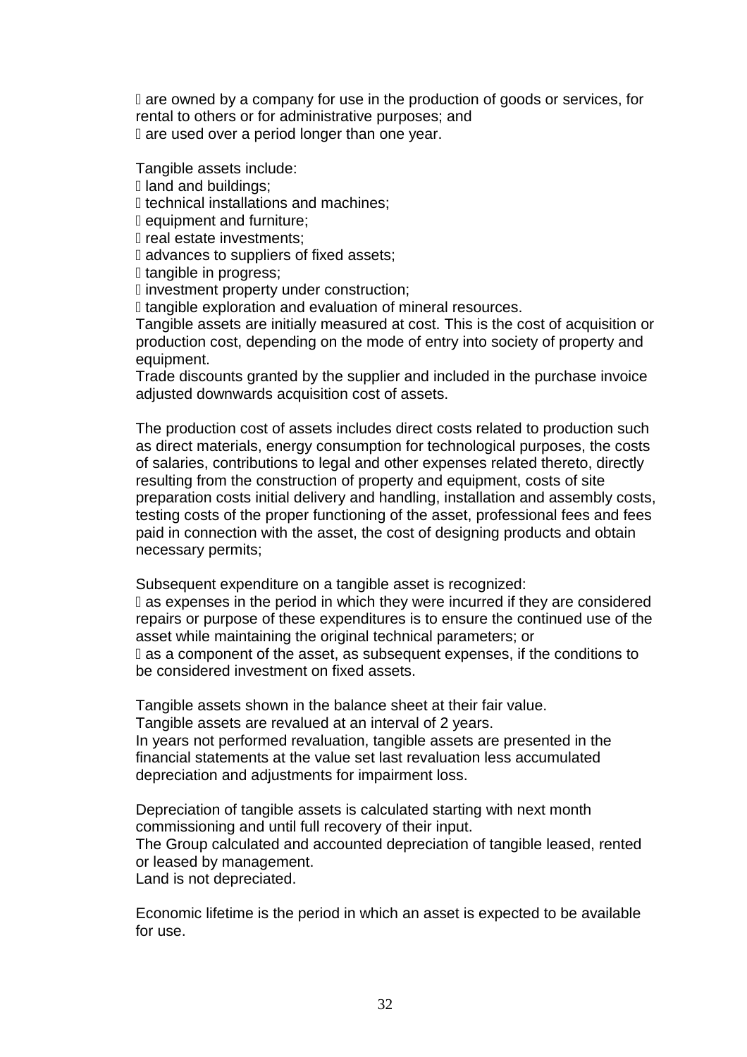- are owned by a company for use in the production of goods or services, for rental to others or for administrative purposes; and
- are used over a period longer than one year.

Tangible assets include:

- land and buildings;
- technical installations and machines;
- equipment and furniture;
- real estate investments;
- advances to suppliers of fixed assets;
- tangible in progress;
- investment property under construction;
- tangible exploration and evaluation of mineral resources.

Tangible assets are initially measured at cost. This is the cost of acquisition or production cost, depending on the mode of entry into society of property and equipment.

Trade discounts granted by the supplier and included in the purchase invoice adjusted downwards acquisition cost of assets.

The production cost of assets includes direct costs related to production such as direct materials, energy consumption for technological purposes, the costs of salaries, contributions to legal and other expenses related thereto, directly resulting from the construction of property and equipment, costs of site preparation costs initial delivery and handling, installation and assembly costs, testing costs of the proper functioning of the asset, professional fees and fees paid in connection with the asset, the cost of designing products and obtain necessary permits;

Subsequent expenditure on a tangible asset is recognized:

- as expenses in the period in which they were incurred if they are considered repairs or purpose of these expenditures is to ensure the continued use of the asset while maintaining the original technical parameters; or
- as a component of the asset, as subsequent expenses, if the conditions to be considered investment on fixed assets.

Tangible assets shown in the balance sheet at their fair value.
Tangible assets are revalued at an interval of 2 years.
In years not performed revaluation, tangible assets are presented in the financial statements at the value set last revaluation less accumulated depreciation and adjustments for impairment loss.

Depreciation of tangible assets is calculated starting with next month commissioning and until full recovery of their input.
The Group calculated and accounted depreciation of tangible leased, rented or leased by management.
Land is not depreciated.

Economic lifetime is the period in which an asset is expected to be available for use.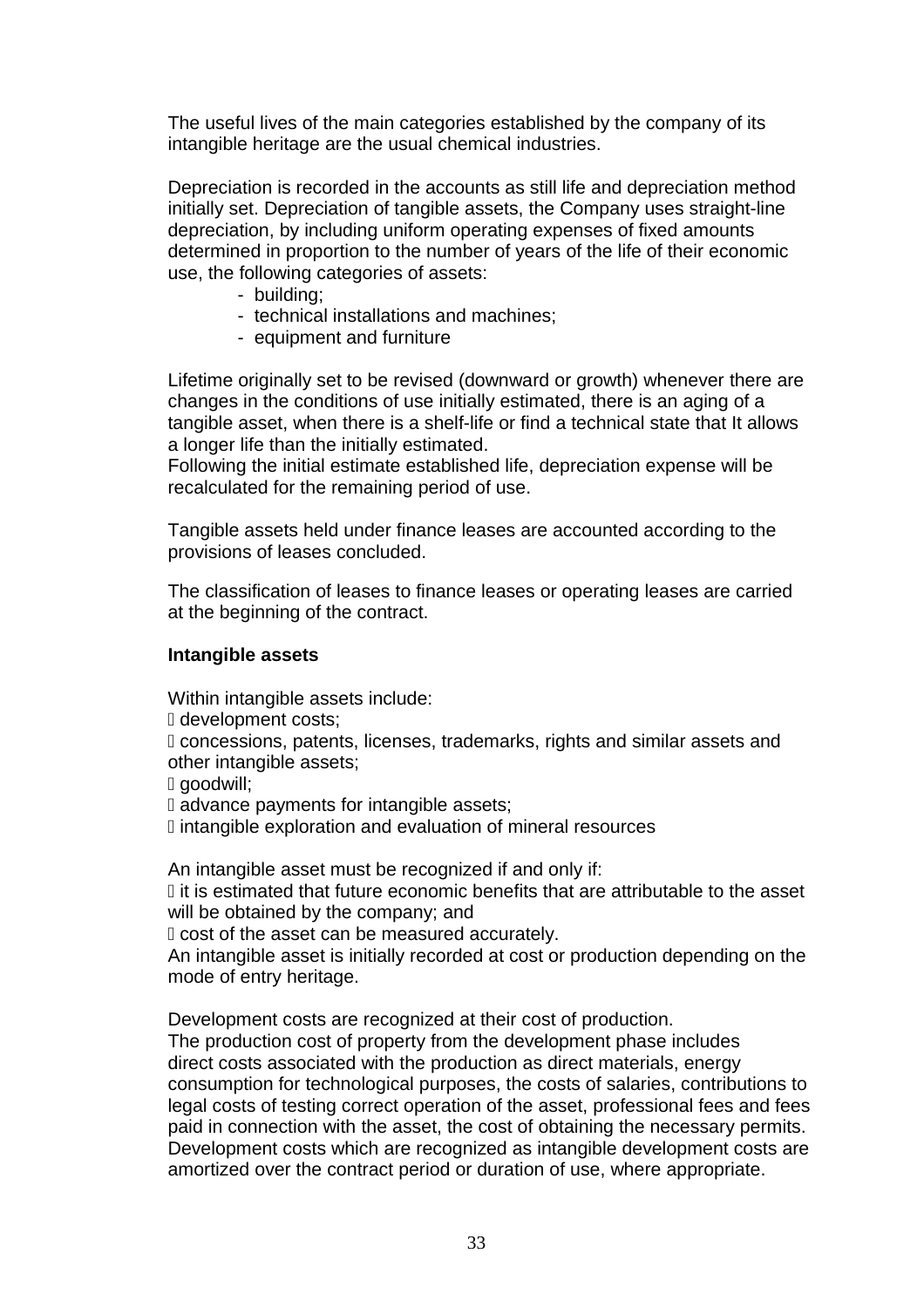The useful lives of the main categories established by the company of its intangible heritage are the usual chemical industries.

Depreciation is recorded in the accounts as still life and depreciation method initially set. Depreciation of tangible assets, the Company uses straight-line depreciation, by including uniform operating expenses of fixed amounts determined in proportion to the number of years of the life of their economic use, the following categories of assets:

- building;
- technical installations and machines;
- equipment and furniture

Lifetime originally set to be revised (downward or growth) whenever there are changes in the conditions of use initially estimated, there is an aging of a tangible asset, when there is a shelf-life or find a technical state that It allows a longer life than the initially estimated.
Following the initial estimate established life, depreciation expense will be recalculated for the remaining period of use.

Tangible assets held under finance leases are accounted according to the provisions of leases concluded.

The classification of leases to finance leases or operating leases are carried at the beginning of the contract.

**Intangible assets**

Within intangible assets include:

- development costs;
- concessions, patents, licenses, trademarks, rights and similar assets and other intangible assets;
- goodwill;
- advance payments for intangible assets;
- intangible exploration and evaluation of mineral resources

An intangible asset must be recognized if and only if:

- it is estimated that future economic benefits that are attributable to the asset will be obtained by the company; and
- cost of the asset can be measured accurately.

An intangible asset is initially recorded at cost or production depending on the mode of entry heritage.

Development costs are recognized at their cost of production.
The production cost of property from the development phase includes direct costs associated with the production as direct materials, energy consumption for technological purposes, the costs of salaries, contributions to legal costs of testing correct operation of the asset, professional fees and fees paid in connection with the asset, the cost of obtaining the necessary permits.
Development costs which are recognized as intangible development costs are amortized over the contract period or duration of use, where appropriate.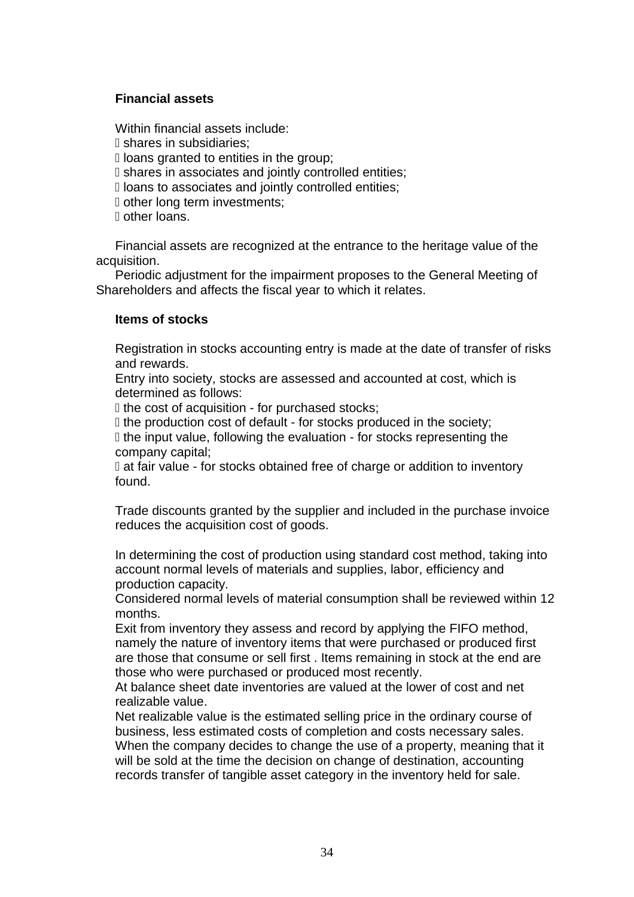**Financial assets**

Within financial assets include:

- shares in subsidiaries;
- loans granted to entities in the group;
- shares in associates and jointly controlled entities;
- loans to associates and jointly controlled entities;
- other long term investments;
- other loans.

Financial assets are recognized at the entrance to the heritage value of the acquisition.

Periodic adjustment for the impairment proposes to the General Meeting of Shareholders and affects the fiscal year to which it relates.

**Items of stocks**

Registration in stocks accounting entry is made at the date of transfer of risks and rewards.

Entry into society, stocks are assessed and accounted at cost, which is determined as follows:

- the cost of acquisition - for purchased stocks;
- the production cost of default - for stocks produced in the society;
- the input value, following the evaluation - for stocks representing the company capital;
- at fair value - for stocks obtained free of charge or addition to inventory found.

Trade discounts granted by the supplier and included in the purchase invoice reduces the acquisition cost of goods.

In determining the cost of production using standard cost method, taking into account normal levels of materials and supplies, labor, efficiency and production capacity.

Considered normal levels of material consumption shall be reviewed within 12 months.

Exit from inventory they assess and record by applying the FIFO method, namely the nature of inventory items that were purchased or produced first are those that consume or sell first . Items remaining in stock at the end are those who were purchased or produced most recently.

At balance sheet date inventories are valued at the lower of cost and net realizable value.

Net realizable value is the estimated selling price in the ordinary course of business, less estimated costs of completion and costs necessary sales.

When the company decides to change the use of a property, meaning that it will be sold at the time the decision on change of destination, accounting records transfer of tangible asset category in the inventory held for sale.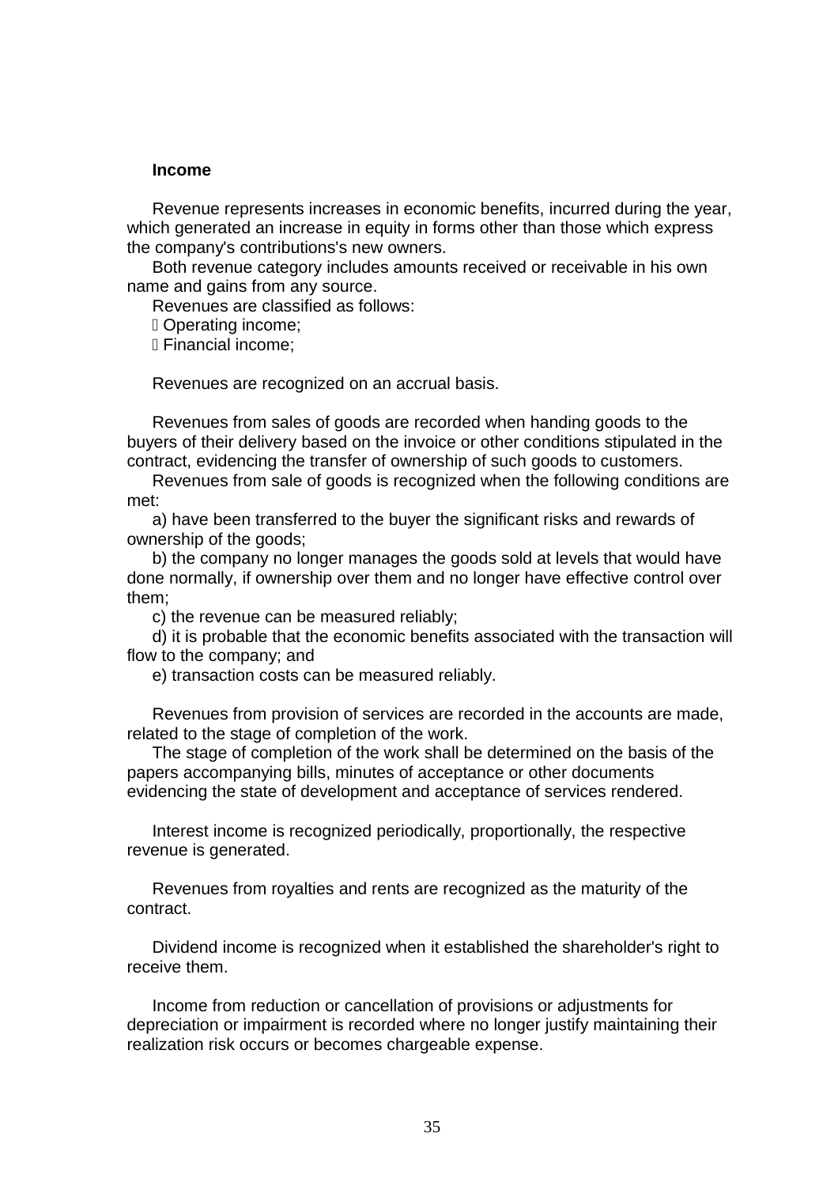**Income**

Revenue represents increases in economic benefits, incurred during the year, which generated an increase in equity in forms other than those which express the company's contributions's new owners.

Both revenue category includes amounts received or receivable in his own name and gains from any source.

Revenues are classified as follows:

-  Operating income;
-  Financial income;

Revenues are recognized on an accrual basis.

Revenues from sales of goods are recorded when handing goods to the buyers of their delivery based on the invoice or other conditions stipulated in the contract, evidencing the transfer of ownership of such goods to customers.

Revenues from sale of goods is recognized when the following conditions are met:

a) have been transferred to the buyer the significant risks and rewards of ownership of the goods;

b) the company no longer manages the goods sold at levels that would have done normally, if ownership over them and no longer have effective control over them;

c) the revenue can be measured reliably;

d) it is probable that the economic benefits associated with the transaction will flow to the company; and

e) transaction costs can be measured reliably.

Revenues from provision of services are recorded in the accounts are made, related to the stage of completion of the work.

The stage of completion of the work shall be determined on the basis of the papers accompanying bills, minutes of acceptance or other documents evidencing the state of development and acceptance of services rendered.

Interest income is recognized periodically, proportionally, the respective revenue is generated.

Revenues from royalties and rents are recognized as the maturity of the contract.

Dividend income is recognized when it established the shareholder's right to receive them.

Income from reduction or cancellation of provisions or adjustments for depreciation or impairment is recorded where no longer justify maintaining their realization risk occurs or becomes chargeable expense.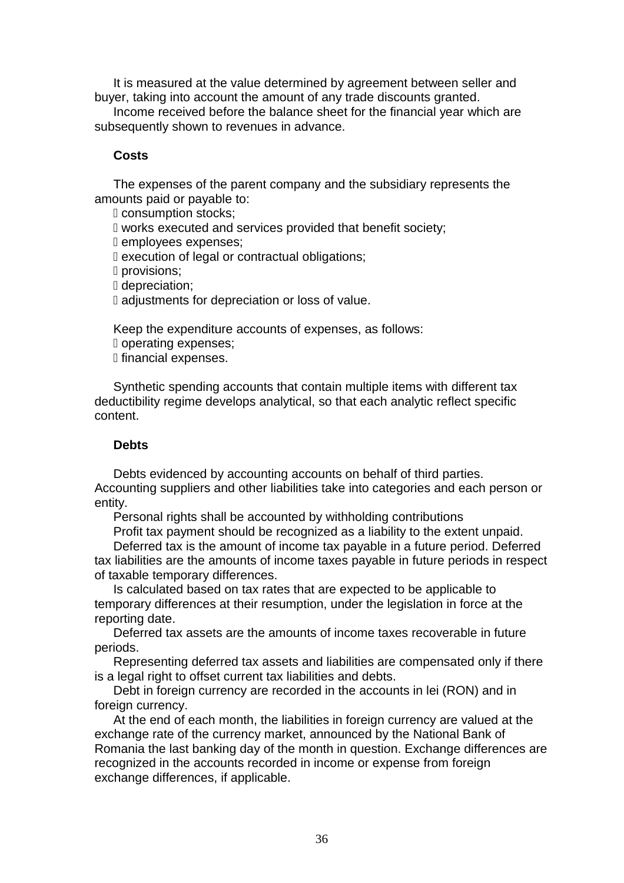It is measured at the value determined by agreement between seller and buyer, taking into account the amount of any trade discounts granted.

Income received before the balance sheet for the financial year which are subsequently shown to revenues in advance.

**Costs**

The expenses of the parent company and the subsidiary represents the amounts paid or payable to:

- consumption stocks;
- works executed and services provided that benefit society;
- employees expenses;
- execution of legal or contractual obligations;
- provisions;
- depreciation;
- adjustments for depreciation or loss of value.

Keep the expenditure accounts of expenses, as follows:

- operating expenses;
- financial expenses.

Synthetic spending accounts that contain multiple items with different tax deductibility regime develops analytical, so that each analytic reflect specific content.

**Debts**

Debts evidenced by accounting accounts on behalf of third parties. Accounting suppliers and other liabilities take into categories and each person or entity.

Personal rights shall be accounted by withholding contributions

Profit tax payment should be recognized as a liability to the extent unpaid.

Deferred tax is the amount of income tax payable in a future period. Deferred tax liabilities are the amounts of income taxes payable in future periods in respect of taxable temporary differences.

Is calculated based on tax rates that are expected to be applicable to temporary differences at their resumption, under the legislation in force at the reporting date.

Deferred tax assets are the amounts of income taxes recoverable in future periods.

Representing deferred tax assets and liabilities are compensated only if there is a legal right to offset current tax liabilities and debts.

Debt in foreign currency are recorded in the accounts in lei (RON) and in foreign currency.

At the end of each month, the liabilities in foreign currency are valued at the exchange rate of the currency market, announced by the National Bank of Romania the last banking day of the month in question. Exchange differences are recognized in the accounts recorded in income or expense from foreign exchange differences, if applicable.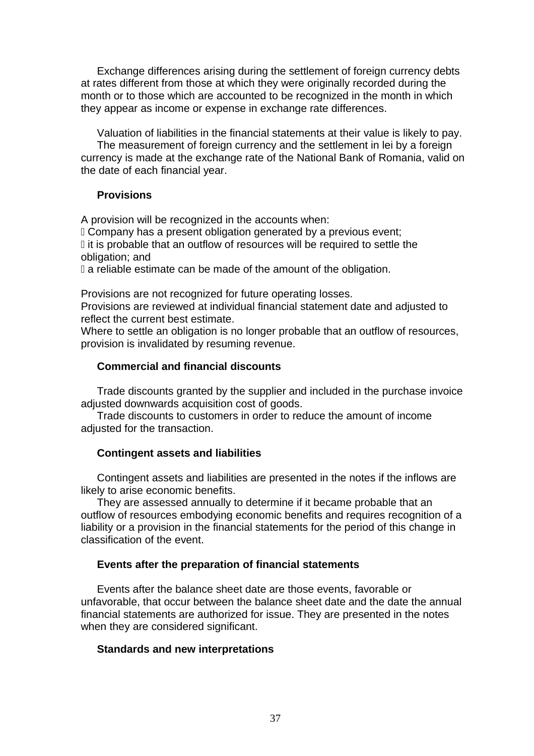Exchange differences arising during the settlement of foreign currency debts at rates different from those at which they were originally recorded during the month or to those which are accounted to be recognized in the month in which they appear as income or expense in exchange rate differences.

Valuation of liabilities in the financial statements at their value is likely to pay.

The measurement of foreign currency and the settlement in lei by a foreign currency is made at the exchange rate of the National Bank of Romania, valid on the date of each financial year.

### Provisions

A provision will be recognized in the accounts when:

- Company has a present obligation generated by a previous event;
- it is probable that an outflow of resources will be required to settle the obligation; and
- a reliable estimate can be made of the amount of the obligation.

Provisions are not recognized for future operating losses.

Provisions are reviewed at individual financial statement date and adjusted to reflect the current best estimate.

Where to settle an obligation is no longer probable that an outflow of resources, provision is invalidated by resuming revenue.

### Commercial and financial discounts

Trade discounts granted by the supplier and included in the purchase invoice adjusted downwards acquisition cost of goods.

Trade discounts to customers in order to reduce the amount of income adjusted for the transaction.

### Contingent assets and liabilities

Contingent assets and liabilities are presented in the notes if the inflows are likely to arise economic benefits.

They are assessed annually to determine if it became probable that an outflow of resources embodying economic benefits and requires recognition of a liability or a provision in the financial statements for the period of this change in classification of the event.

### Events after the preparation of financial statements

Events after the balance sheet date are those events, favorable or unfavorable, that occur between the balance sheet date and the date the annual financial statements are authorized for issue. They are presented in the notes when they are considered significant.

### Standards and new interpretations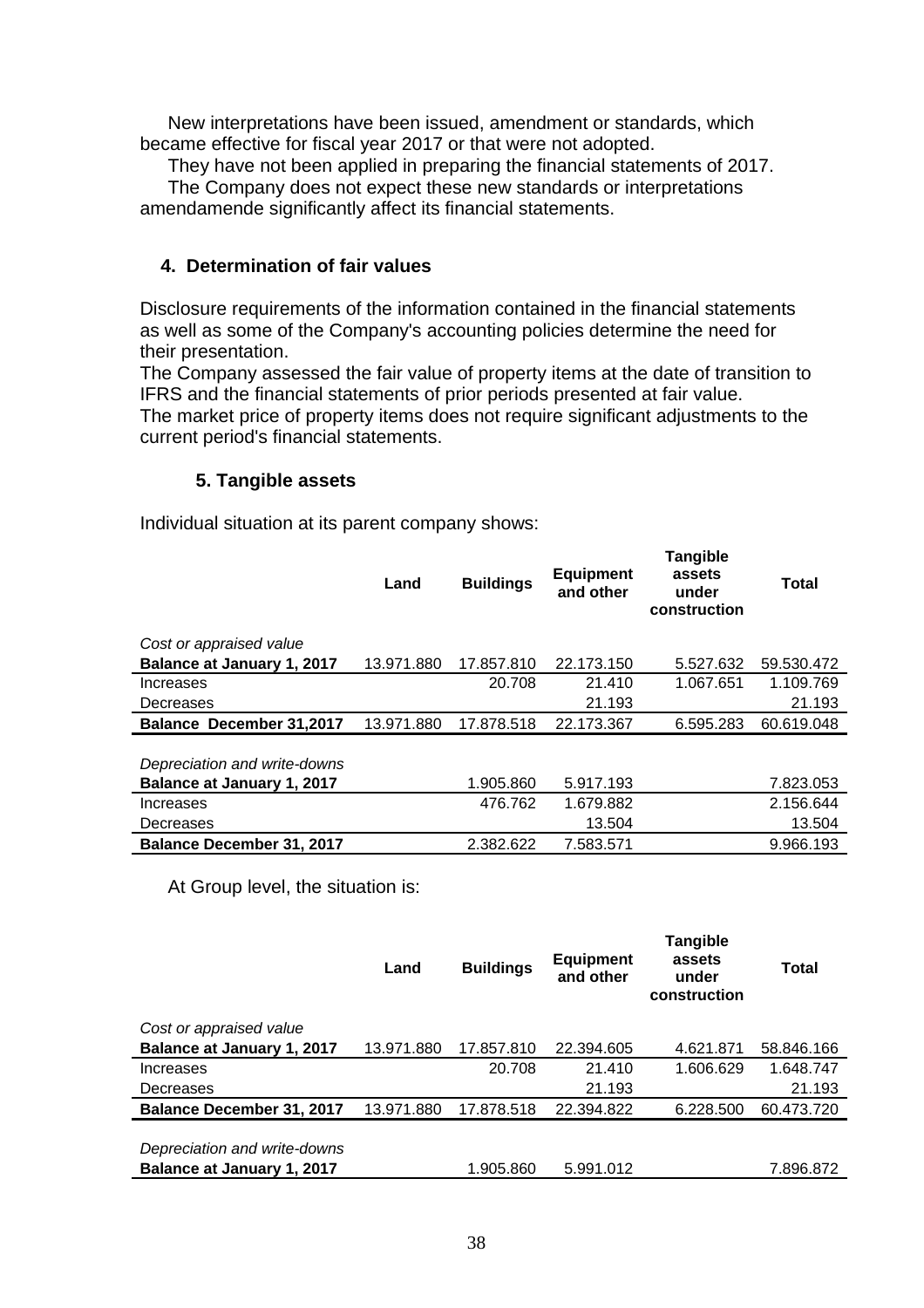New interpretations have been issued, amendment or standards, which became effective for fiscal year 2017 or that were not adopted.

They have not been applied in preparing the financial statements of 2017.

The Company does not expect these new standards or interpretations amendamende significantly affect its financial statements.

## 4. Determination of fair values

Disclosure requirements of the information contained in the financial statements as well as some of the Company's accounting policies determine the need for their presentation.
The Company assessed the fair value of property items at the date of transition to IFRS and the financial statements of prior periods presented at fair value.
The market price of property items does not require significant adjustments to the current period's financial statements.

## 5. Tangible assets

Individual situation at its parent company shows:

| | Land | Buildings | Equipment and other | Tangible assets under construction | Total |
|---|---|---|---|---|---|
| *Cost or appraised value* | | | | | |
| **Balance at January 1, 2017** | 13.971.880 | 17.857.810 | 22.173.150 | 5.527.632 | 59.530.472 |
| Increases | | 20.708 | 21.410 | 1.067.651 | 1.109.769 |
| Decreases | | | 21.193 | | 21.193 |
| **Balance December 31,2017** | 13.971.880 | 17.878.518 | 22.173.367 | 6.595.283 | 60.619.048 |
| *Depreciation and write-downs* | | | | | |
| **Balance at January 1, 2017** | | 1.905.860 | 5.917.193 | | 7.823.053 |
| Increases | | 476.762 | 1.679.882 | | 2.156.644 |
| Decreases | | | 13.504 | | 13.504 |
| **Balance December 31, 2017** | | 2.382.622 | 7.583.571 | | 9.966.193 |

At Group level, the situation is:

| | Land | Buildings | Equipment and other | Tangible assets under construction | Total |
|---|---|---|---|---|---|
| *Cost or appraised value* | | | | | |
| **Balance at January 1, 2017** | 13.971.880 | 17.857.810 | 22.394.605 | 4.621.871 | 58.846.166 |
| Increases | | 20.708 | 21.410 | 1.606.629 | 1.648.747 |
| Decreases | | | 21.193 | | 21.193 |
| **Balance December 31, 2017** | 13.971.880 | 17.878.518 | 22.394.822 | 6.228.500 | 60.473.720 |
| *Depreciation and write-downs* | | | | | |
| **Balance at January 1, 2017** | | 1.905.860 | 5.991.012 | | 7.896.872 |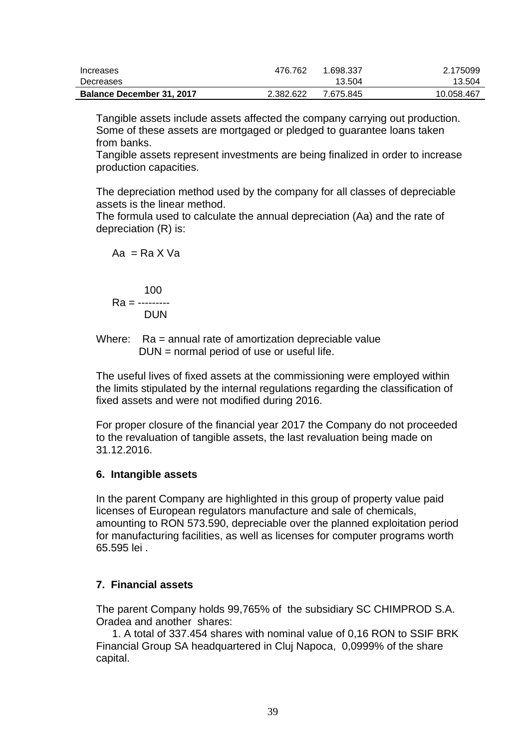| | | | |
|---|---|---|---|
| Increases | 476.762 | 1.698.337 | 2.175099 |
| Decreases | | 13.504 | 13.504 |
| **Balance December 31, 2017** | 2.382.622 | 7.675.845 | 10.058.467 |

Tangible assets include assets affected the company carrying out production. Some of these assets are mortgaged or pledged to guarantee loans taken from banks.
Tangible assets represent investments are being finalized in order to increase production capacities.

The depreciation method used by the company for all classes of depreciable assets is the linear method.
The formula used to calculate the annual depreciation (Aa) and the rate of depreciation (R) is:

$$Aa = Ra \times Va$$

$$Ra = \frac{100}{DUN}$$

Where: Ra = annual rate of amortization depreciable value
DUN = normal period of use or useful life.

The useful lives of fixed assets at the commissioning were employed within the limits stipulated by the internal regulations regarding the classification of fixed assets and were not modified during 2016.

For proper closure of the financial year 2017 the Company do not proceeded to the revaluation of tangible assets, the last revaluation being made on 31.12.2016.

### 6. Intangible assets

In the parent Company are highlighted in this group of property value paid licenses of European regulators manufacture and sale of chemicals, amounting to RON 573.590, depreciable over the planned exploitation period for manufacturing facilities, as well as licenses for computer programs worth 65.595 lei .

### 7. Financial assets

The parent Company holds 99,765% of the subsidiary SC CHIMPROD S.A. Oradea and another shares:

1. A total of 337.454 shares with nominal value of 0,16 RON to SSIF BRK Financial Group SA headquartered in Cluj Napoca, 0,0999% of the share capital.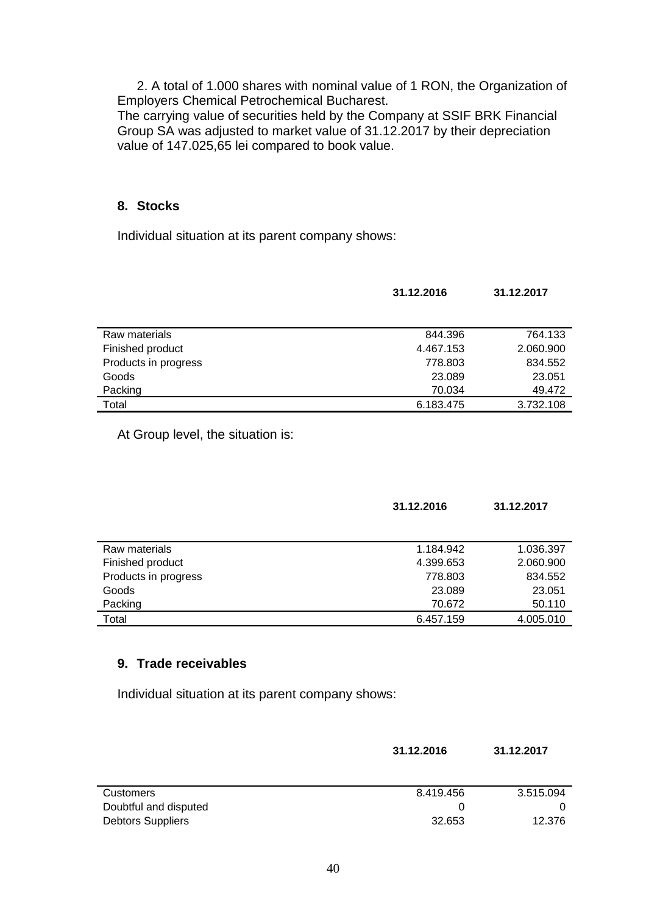2. A total of 1.000 shares with nominal value of 1 RON, the Organization of Employers Chemical Petrochemical Bucharest.
The carrying value of securities held by the Company at SSIF BRK Financial Group SA was adjusted to market value of 31.12.2017 by their depreciation value of 147.025,65 lei compared to book value.

## 8. Stocks

Individual situation at its parent company shows:

| | 31.12.2016 | 31.12.2017 |
|---|---|---|
| Raw materials | 844.396 | 764.133 |
| Finished product | 4.467.153 | 2.060.900 |
| Products in progress | 778.803 | 834.552 |
| Goods | 23.089 | 23.051 |
| Packing | 70.034 | 49.472 |
| Total | 6.183.475 | 3.732.108 |

At Group level, the situation is:

| | 31.12.2016 | 31.12.2017 |
|---|---|---|
| Raw materials | 1.184.942 | 1.036.397 |
| Finished product | 4.399.653 | 2.060.900 |
| Products in progress | 778.803 | 834.552 |
| Goods | 23.089 | 23.051 |
| Packing | 70.672 | 50.110 |
| Total | 6.457.159 | 4.005.010 |

## 9. Trade receivables

Individual situation at its parent company shows:

| | 31.12.2016 | 31.12.2017 |
|---|---|---|
| Customers | 8.419.456 | 3.515.094 |
| Doubtful and disputed | 0 | 0 |
| Debtors Suppliers | 32.653 | 12.376 |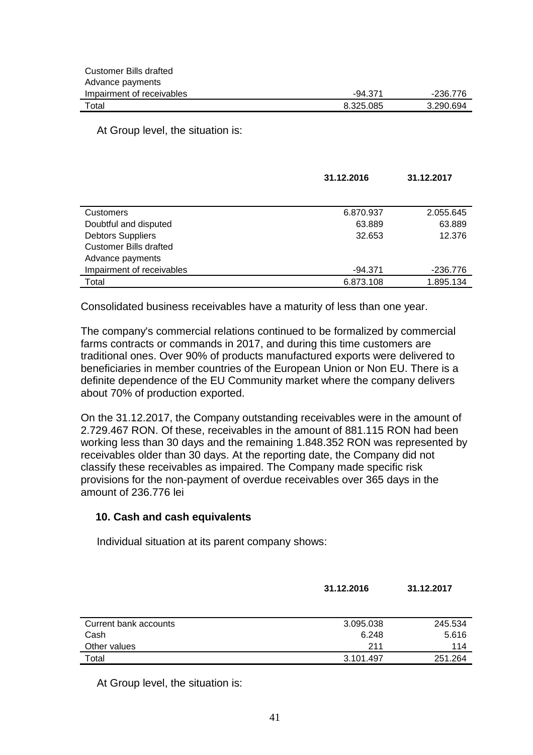| | | |
|---|---|---|
| Customer Bills drafted | | |
| Advance payments | | |
| Impairment of receivables | -94.371 | -236.776 |
| Total | 8.325.085 | 3.290.694 |

At Group level, the situation is:

| | 31.12.2016 | 31.12.2017 |
|---|---|---|
| Customers | 6.870.937 | 2.055.645 |
| Doubtful and disputed | 63.889 | 63.889 |
| Debtors Suppliers | 32.653 | 12.376 |
| Customer Bills drafted | | |
| Advance payments | | |
| Impairment of receivables | -94.371 | -236.776 |
| Total | 6.873.108 | 1.895.134 |

Consolidated business receivables have a maturity of less than one year.

The company's commercial relations continued to be formalized by commercial farms contracts or commands in 2017, and during this time customers are traditional ones. Over 90% of products manufactured exports were delivered to beneficiaries in member countries of the European Union or Non EU. There is a definite dependence of the EU Community market where the company delivers about 70% of production exported.

On the 31.12.2017, the Company outstanding receivables were in the amount of 2.729.467 RON. Of these, receivables in the amount of 881.115 RON had been working less than 30 days and the remaining 1.848.352 RON was represented by receivables older than 30 days. At the reporting date, the Company did not classify these receivables as impaired. The Company made specific risk provisions for the non-payment of overdue receivables over 365 days in the amount of 236.776 lei

## 10. Cash and cash equivalents

Individual situation at its parent company shows:

| | 31.12.2016 | 31.12.2017 |
|---|---|---|
| Current bank accounts | 3.095.038 | 245.534 |
| Cash | 6.248 | 5.616 |
| Other values | 211 | 114 |
| Total | 3.101.497 | 251.264 |

At Group level, the situation is: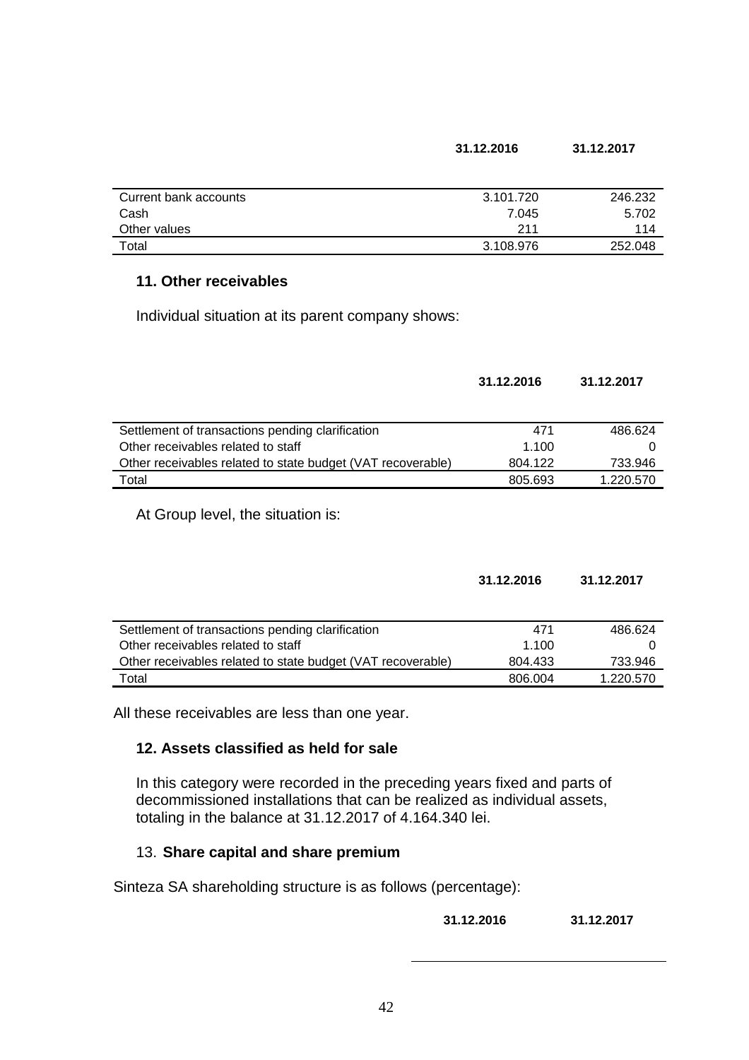| | 31.12.2016 | 31.12.2017 |
|---|---|---|
| Current bank accounts | 3.101.720 | 246.232 |
| Cash | 7.045 | 5.702 |
| Other values | 211 | 114 |
| Total | 3.108.976 | 252.048 |

### 11. Other receivables

Individual situation at its parent company shows:

| | 31.12.2016 | 31.12.2017 |
|---|---|---|
| Settlement of transactions pending clarification | 471 | 486.624 |
| Other receivables related to staff | 1.100 | 0 |
| Other receivables related to state budget (VAT recoverable) | 804.122 | 733.946 |
| Total | 805.693 | 1.220.570 |

At Group level, the situation is:

| | 31.12.2016 | 31.12.2017 |
|---|---|---|
| Settlement of transactions pending clarification | 471 | 486.624 |
| Other receivables related to staff | 1.100 | 0 |
| Other receivables related to state budget (VAT recoverable) | 804.433 | 733.946 |
| Total | 806.004 | 1.220.570 |

All these receivables are less than one year.

### 12. Assets classified as held for sale

In this category were recorded in the preceding years fixed and parts of decommissioned installations that can be realized as individual assets, totaling in the balance at 31.12.2017 of 4.164.340 lei.

### 13. Share capital and share premium

Sinteza SA shareholding structure is as follows (percentage):

| | 31.12.2016 | 31.12.2017 |
|---|---|---|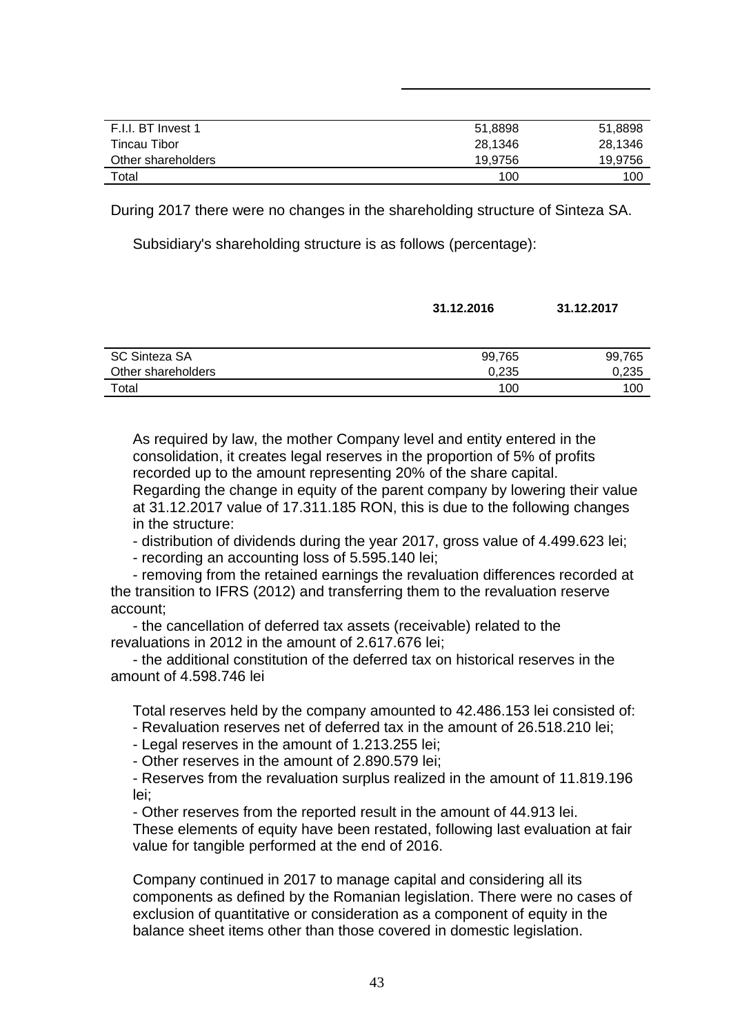| | | |
|---|---|---|
| F.I.I. BT Invest 1 | 51,8898 | 51,8898 |
| Tincau Tibor | 28,1346 | 28,1346 |
| Other shareholders | 19,9756 | 19,9756 |
| Total | 100 | 100 |

During 2017 there were no changes in the shareholding structure of Sinteza SA.

Subsidiary's shareholding structure is as follows (percentage):

| | 31.12.2016 | 31.12.2017 |
|---|---|---|
| SC Sinteza SA | 99,765 | 99,765 |
| Other shareholders | 0,235 | 0,235 |
| Total | 100 | 100 |

As required by law, the mother Company level and entity entered in the consolidation, it creates legal reserves in the proportion of 5% of profits recorded up to the amount representing 20% of the share capital.
Regarding the change in equity of the parent company by lowering their value at 31.12.2017 value of 17.311.185 RON, this is due to the following changes in the structure:

- distribution of dividends during the year 2017, gross value of 4.499.623 lei;
- recording an accounting loss of 5.595.140 lei;
- removing from the retained earnings the revaluation differences recorded at the transition to IFRS (2012) and transferring them to the revaluation reserve account;
- the cancellation of deferred tax assets (receivable) related to the revaluations in 2012 in the amount of 2.617.676 lei;
- the additional constitution of the deferred tax on historical reserves in the amount of 4.598.746 lei

Total reserves held by the company amounted to 42.486.153 lei consisted of:

- Revaluation reserves net of deferred tax in the amount of 26.518.210 lei;
- Legal reserves in the amount of 1.213.255 lei;
- Other reserves in the amount of 2.890.579 lei;
- Reserves from the revaluation surplus realized in the amount of 11.819.196 lei;
- Other reserves from the reported result in the amount of 44.913 lei.

These elements of equity have been restated, following last evaluation at fair value for tangible performed at the end of 2016.

Company continued in 2017 to manage capital and considering all its components as defined by the Romanian legislation. There were no cases of exclusion of quantitative or consideration as a component of equity in the balance sheet items other than those covered in domestic legislation.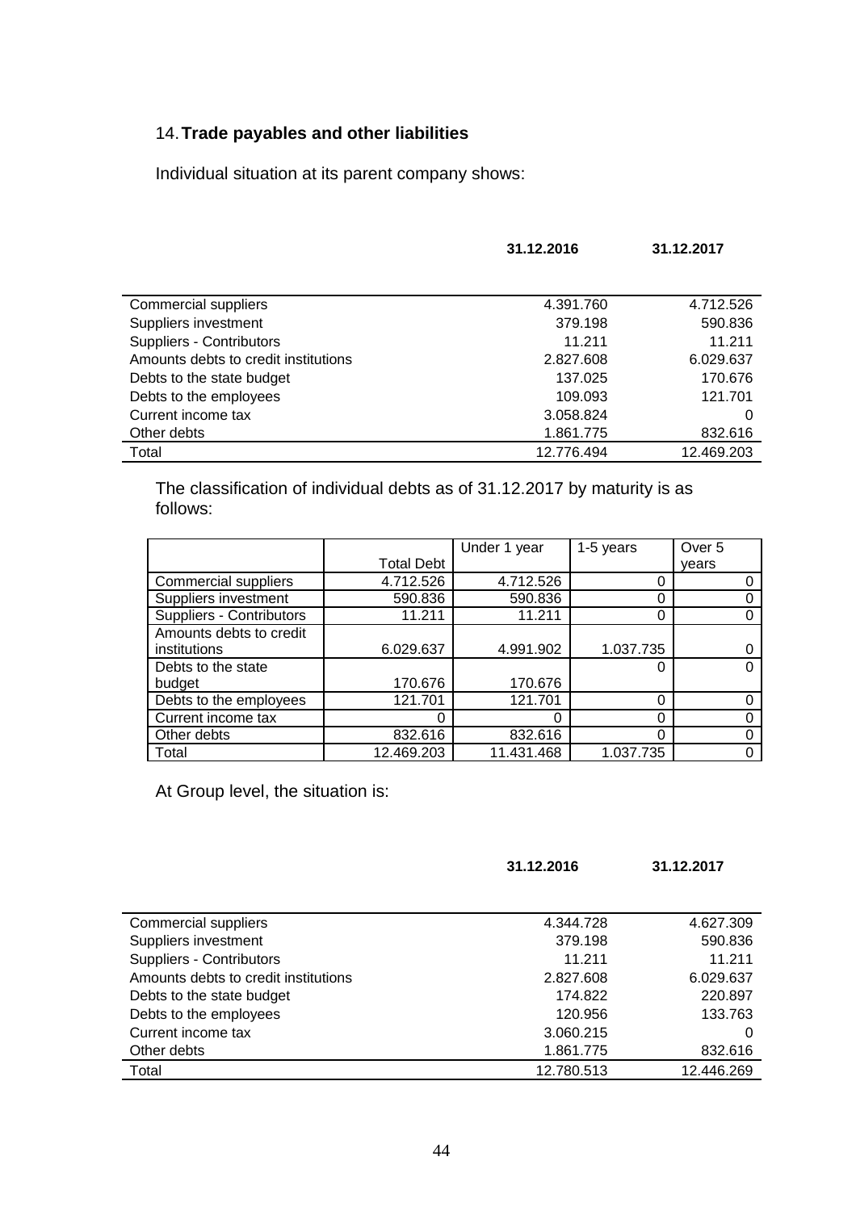## 14. **Trade payables and other liabilities**

Individual situation at its parent company shows:

| | 31.12.2016 | 31.12.2017 |
|---|---|---|
| Commercial suppliers | 4.391.760 | 4.712.526 |
| Suppliers investment | 379.198 | 590.836 |
| Suppliers - Contributors | 11.211 | 11.211 |
| Amounts debts to credit institutions | 2.827.608 | 6.029.637 |
| Debts to the state budget | 137.025 | 170.676 |
| Debts to the employees | 109.093 | 121.701 |
| Current income tax | 3.058.824 | 0 |
| Other debts | 1.861.775 | 832.616 |
| Total | 12.776.494 | 12.469.203 |

The classification of individual debts as of 31.12.2017 by maturity is as follows:

| | Total Debt | Under 1 year | 1-5 years | Over 5 years |
|---|---|---|---|---|
| Commercial suppliers | 4.712.526 | 4.712.526 | 0 | 0 |
| Suppliers investment | 590.836 | 590.836 | 0 | 0 |
| Suppliers - Contributors | 11.211 | 11.211 | 0 | 0 |
| Amounts debts to credit institutions | 6.029.637 | 4.991.902 | 1.037.735 | 0 |
| Debts to the state budget | 170.676 | 170.676 | 0 | 0 |
| Debts to the employees | 121.701 | 121.701 | 0 | 0 |
| Current income tax | 0 | 0 | 0 | 0 |
| Other debts | 832.616 | 832.616 | 0 | 0 |
| Total | 12.469.203 | 11.431.468 | 1.037.735 | 0 |

At Group level, the situation is:

| | 31.12.2016 | 31.12.2017 |
|---|---|---|
| Commercial suppliers | 4.344.728 | 4.627.309 |
| Suppliers investment | 379.198 | 590.836 |
| Suppliers - Contributors | 11.211 | 11.211 |
| Amounts debts to credit institutions | 2.827.608 | 6.029.637 |
| Debts to the state budget | 174.822 | 220.897 |
| Debts to the employees | 120.956 | 133.763 |
| Current income tax | 3.060.215 | 0 |
| Other debts | 1.861.775 | 832.616 |
| Total | 12.780.513 | 12.446.269 |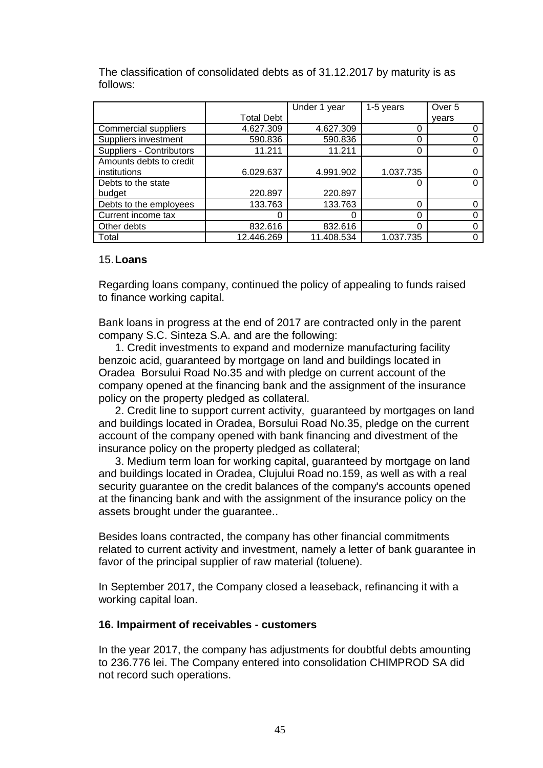The classification of consolidated debts as of 31.12.2017 by maturity is as follows:

| | Total Debt | Under 1 year | 1-5 years | Over 5 years |
|---|---|---|---|---|
| Commercial suppliers | 4.627.309 | 4.627.309 | 0 | 0 |
| Suppliers investment | 590.836 | 590.836 | 0 | 0 |
| Suppliers - Contributors | 11.211 | 11.211 | 0 | 0 |
| Amounts debts to credit institutions | 6.029.637 | 4.991.902 | 1.037.735 | 0 |
| Debts to the state budget | 220.897 | 220.897 | 0 | 0 |
| Debts to the employees | 133.763 | 133.763 | 0 | 0 |
| Current income tax | 0 | 0 | 0 | 0 |
| Other debts | 832.616 | 832.616 | 0 | 0 |
| Total | 12.446.269 | 11.408.534 | 1.037.735 | 0 |

## 15. Loans

Regarding loans company, continued the policy of appealing to funds raised to finance working capital.

Bank loans in progress at the end of 2017 are contracted only in the parent company S.C. Sinteza S.A. and are the following:

1. Credit investments to expand and modernize manufacturing facility benzoic acid, guaranteed by mortgage on land and buildings located in Oradea Borsului Road No.35 and with pledge on current account of the company opened at the financing bank and the assignment of the insurance policy on the property pledged as collateral.
2. Credit line to support current activity, guaranteed by mortgages on land and buildings located in Oradea, Borsului Road No.35, pledge on the current account of the company opened with bank financing and divestment of the insurance policy on the property pledged as collateral;
3. Medium term loan for working capital, guaranteed by mortgage on land and buildings located in Oradea, Clujului Road no.159, as well as with a real security guarantee on the credit balances of the company's accounts opened at the financing bank and with the assignment of the insurance policy on the assets brought under the guarantee..

Besides loans contracted, the company has other financial commitments related to current activity and investment, namely a letter of bank guarantee in favor of the principal supplier of raw material (toluene).

In September 2017, the Company closed a leaseback, refinancing it with a working capital loan.

## 16. Impairment of receivables - customers

In the year 2017, the company has adjustments for doubtful debts amounting to 236.776 lei. The Company entered into consolidation CHIMPROD SA did not record such operations.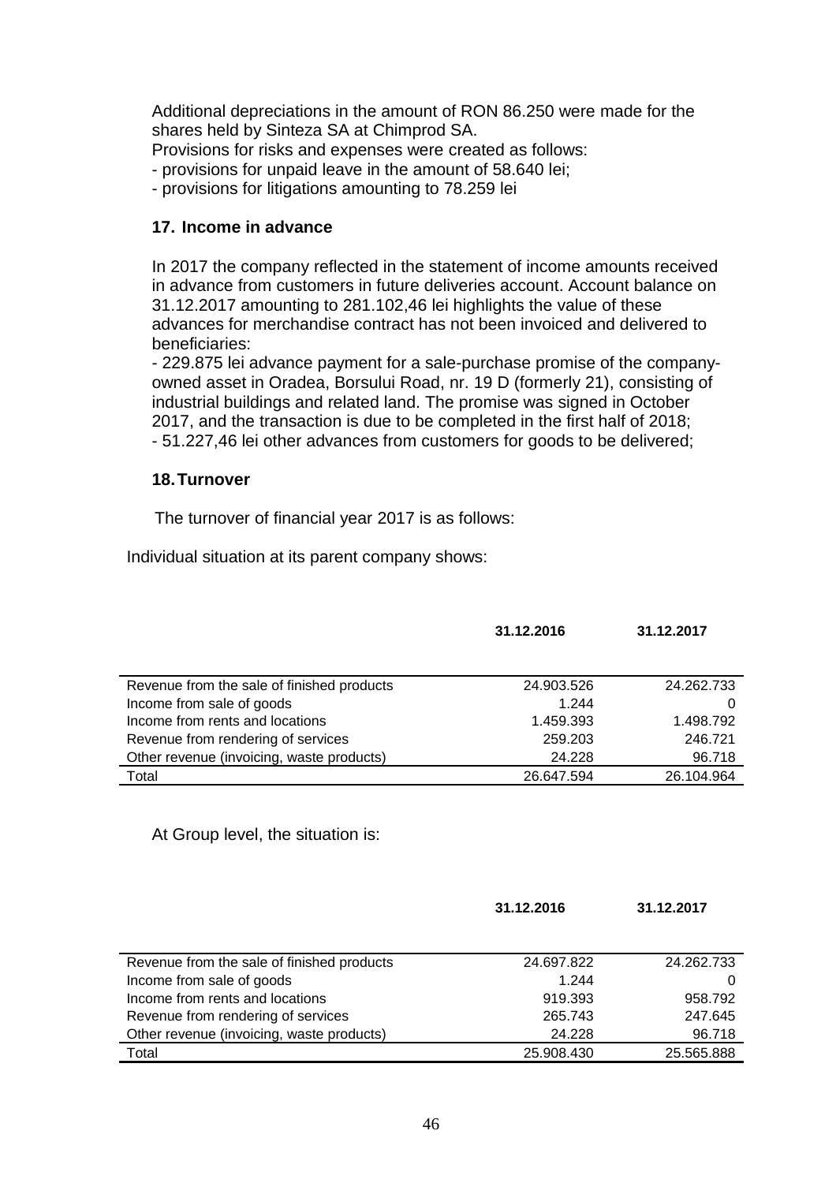Additional depreciations in the amount of RON 86.250 were made for the shares held by Sinteza SA at Chimprod SA.

Provisions for risks and expenses were created as follows:

- provisions for unpaid leave in the amount of 58.640 lei;
- provisions for litigations amounting to 78.259 lei

## 17. Income in advance

In 2017 the company reflected in the statement of income amounts received in advance from customers in future deliveries account. Account balance on 31.12.2017 amounting to 281.102,46 lei highlights the value of these advances for merchandise contract has not been invoiced and delivered to beneficiaries:

- 229.875 lei advance payment for a sale-purchase promise of the company-owned asset in Oradea, Borsului Road, nr. 19 D (formerly 21), consisting of industrial buildings and related land. The promise was signed in October 2017, and the transaction is due to be completed in the first half of 2018;
- 51.227,46 lei other advances from customers for goods to be delivered;

## 18. Turnover

The turnover of financial year 2017 is as follows:

Individual situation at its parent company shows:

| | 31.12.2016 | 31.12.2017 |
|---|---|---|
| Revenue from the sale of finished products | 24.903.526 | 24.262.733 |
| Income from sale of goods | 1.244 | 0 |
| Income from rents and locations | 1.459.393 | 1.498.792 |
| Revenue from rendering of services | 259.203 | 246.721 |
| Other revenue (invoicing, waste products) | 24.228 | 96.718 |
| Total | 26.647.594 | 26.104.964 |

At Group level, the situation is:

| | 31.12.2016 | 31.12.2017 |
|---|---|---|
| Revenue from the sale of finished products | 24.697.822 | 24.262.733 |
| Income from sale of goods | 1.244 | 0 |
| Income from rents and locations | 919.393 | 958.792 |
| Revenue from rendering of services | 265.743 | 247.645 |
| Other revenue (invoicing, waste products) | 24.228 | 96.718 |
| Total | 25.908.430 | 25.565.888 |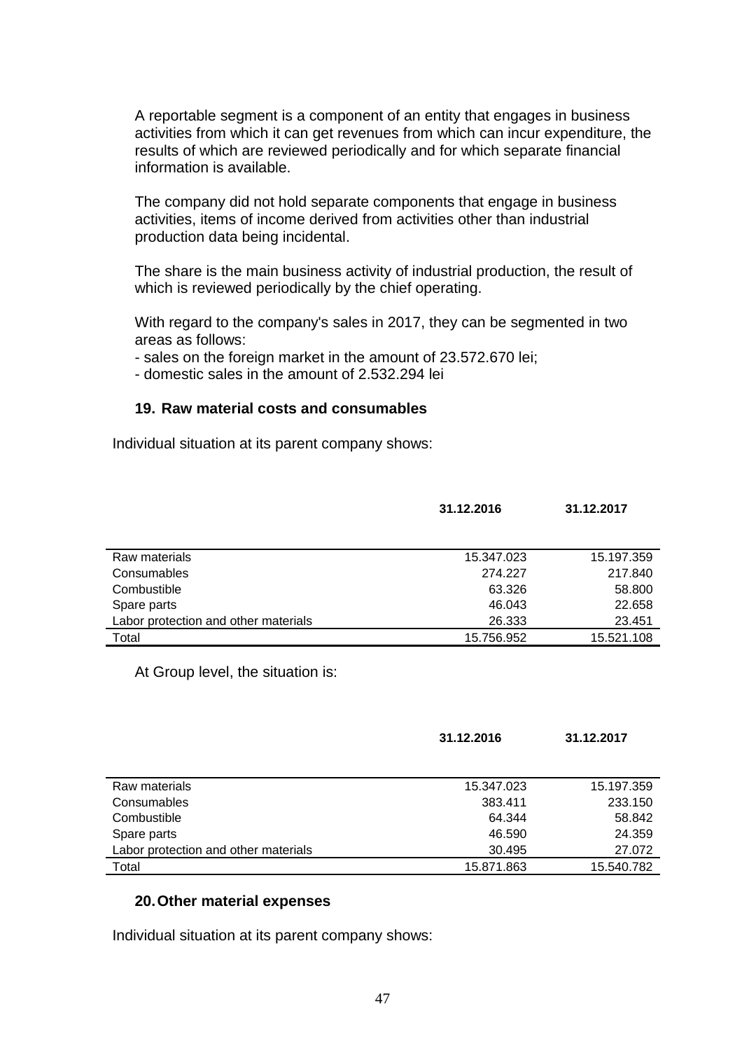A reportable segment is a component of an entity that engages in business activities from which it can get revenues from which can incur expenditure, the results of which are reviewed periodically and for which separate financial information is available.

The company did not hold separate components that engage in business activities, items of income derived from activities other than industrial production data being incidental.

The share is the main business activity of industrial production, the result of which is reviewed periodically by the chief operating.

With regard to the company's sales in 2017, they can be segmented in two areas as follows:

- sales on the foreign market in the amount of 23.572.670 lei;
- domestic sales in the amount of 2.532.294 lei

### 19. Raw material costs and consumables

Individual situation at its parent company shows:

| | 31.12.2016 | 31.12.2017 |
|---|---|---|
| Raw materials | 15.347.023 | 15.197.359 |
| Consumables | 274.227 | 217.840 |
| Combustible | 63.326 | 58.800 |
| Spare parts | 46.043 | 22.658 |
| Labor protection and other materials | 26.333 | 23.451 |
| Total | 15.756.952 | 15.521.108 |

At Group level, the situation is:

| | 31.12.2016 | 31.12.2017 |
|---|---|---|
| Raw materials | 15.347.023 | 15.197.359 |
| Consumables | 383.411 | 233.150 |
| Combustible | 64.344 | 58.842 |
| Spare parts | 46.590 | 24.359 |
| Labor protection and other materials | 30.495 | 27.072 |
| Total | 15.871.863 | 15.540.782 |

### 20. Other material expenses

Individual situation at its parent company shows: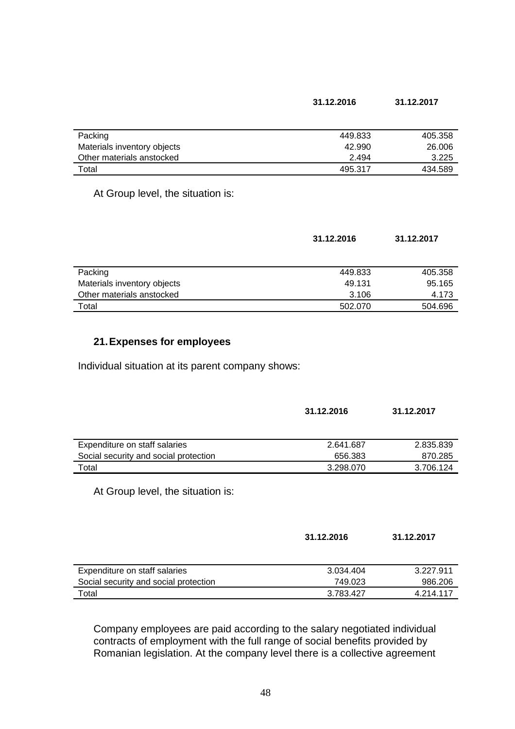| | 31.12.2016 | 31.12.2017 |
|---|---|---|
| Packing | 449.833 | 405.358 |
| Materials inventory objects | 42.990 | 26.006 |
| Other materials anstocked | 2.494 | 3.225 |
| Total | 495.317 | 434.589 |

At Group level, the situation is:

| | 31.12.2016 | 31.12.2017 |
|---|---|---|
| Packing | 449.833 | 405.358 |
| Materials inventory objects | 49.131 | 95.165 |
| Other materials anstocked | 3.106 | 4.173 |
| Total | 502.070 | 504.696 |

## 21. Expenses for employees

Individual situation at its parent company shows:

| | 31.12.2016 | 31.12.2017 |
|---|---|---|
| Expenditure on staff salaries | 2.641.687 | 2.835.839 |
| Social security and social protection | 656.383 | 870.285 |
| Total | 3.298.070 | 3.706.124 |

At Group level, the situation is:

| | 31.12.2016 | 31.12.2017 |
|---|---|---|
| Expenditure on staff salaries | 3.034.404 | 3.227.911 |
| Social security and social protection | 749.023 | 986.206 |
| Total | 3.783.427 | 4.214.117 |

Company employees are paid according to the salary negotiated individual contracts of employment with the full range of social benefits provided by Romanian legislation. At the company level there is a collective agreement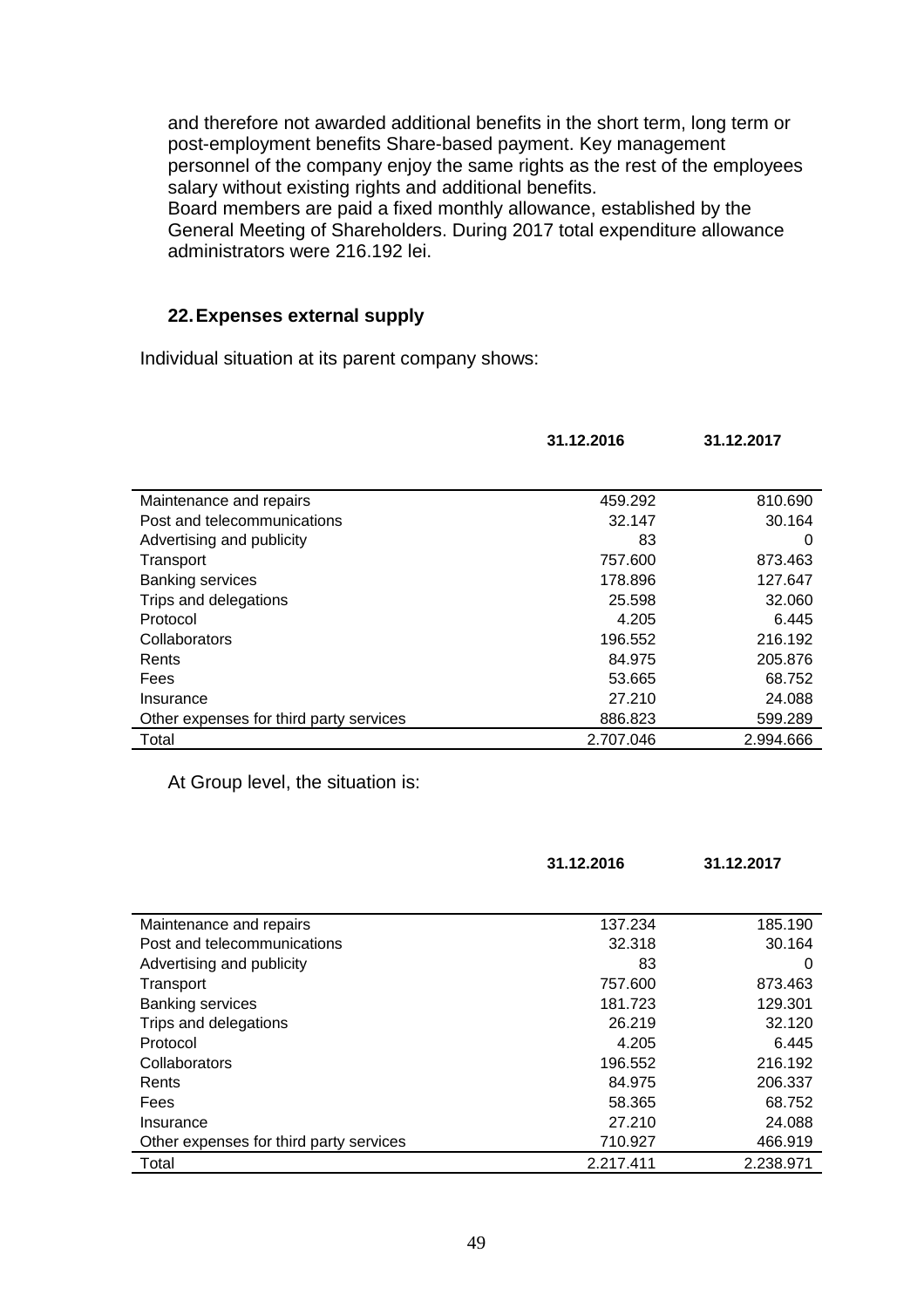and therefore not awarded additional benefits in the short term, long term or post-employment benefits Share-based payment. Key management personnel of the company enjoy the same rights as the rest of the employees salary without existing rights and additional benefits.
Board members are paid a fixed monthly allowance, established by the General Meeting of Shareholders. During 2017 total expenditure allowance administrators were 216.192 lei.

## 22. Expenses external supply

Individual situation at its parent company shows:

| | 31.12.2016 | 31.12.2017 |
|---|---|---|
| Maintenance and repairs | 459.292 | 810.690 |
| Post and telecommunications | 32.147 | 30.164 |
| Advertising and publicity | 83 | 0 |
| Transport | 757.600 | 873.463 |
| Banking services | 178.896 | 127.647 |
| Trips and delegations | 25.598 | 32.060 |
| Protocol | 4.205 | 6.445 |
| Collaborators | 196.552 | 216.192 |
| Rents | 84.975 | 205.876 |
| Fees | 53.665 | 68.752 |
| Insurance | 27.210 | 24.088 |
| Other expenses for third party services | 886.823 | 599.289 |
| Total | 2.707.046 | 2.994.666 |

At Group level, the situation is:

| | 31.12.2016 | 31.12.2017 |
|---|---|---|
| Maintenance and repairs | 137.234 | 185.190 |
| Post and telecommunications | 32.318 | 30.164 |
| Advertising and publicity | 83 | 0 |
| Transport | 757.600 | 873.463 |
| Banking services | 181.723 | 129.301 |
| Trips and delegations | 26.219 | 32.120 |
| Protocol | 4.205 | 6.445 |
| Collaborators | 196.552 | 216.192 |
| Rents | 84.975 | 206.337 |
| Fees | 58.365 | 68.752 |
| Insurance | 27.210 | 24.088 |
| Other expenses for third party services | 710.927 | 466.919 |
| Total | 2.217.411 | 2.238.971 |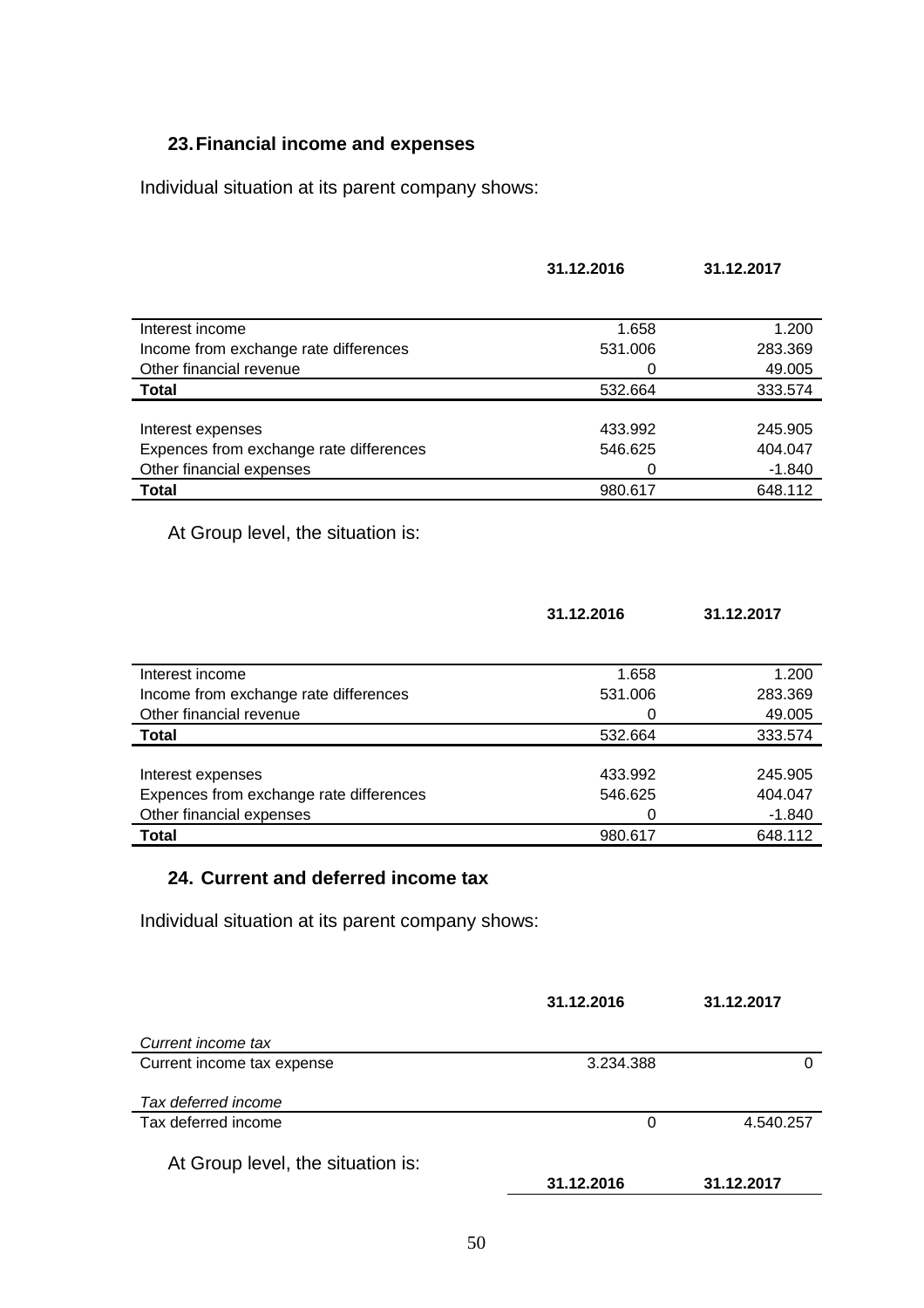## 23. Financial income and expenses

Individual situation at its parent company shows:

| | 31.12.2016 | 31.12.2017 |
|---|---|---|
| Interest income | 1.658 | 1.200 |
| Income from exchange rate differences | 531.006 | 283.369 |
| Other financial revenue | 0 | 49.005 |
| **Total** | 532.664 | 333.574 |
| Interest expenses | 433.992 | 245.905 |
| Expences from exchange rate differences | 546.625 | 404.047 |
| Other financial expenses | 0 | -1.840 |
| **Total** | 980.617 | 648.112 |

At Group level, the situation is:

| | 31.12.2016 | 31.12.2017 |
|---|---|---|
| Interest income | 1.658 | 1.200 |
| Income from exchange rate differences | 531.006 | 283.369 |
| Other financial revenue | 0 | 49.005 |
| **Total** | 532.664 | 333.574 |
| Interest expenses | 433.992 | 245.905 |
| Expences from exchange rate differences | 546.625 | 404.047 |
| Other financial expenses | 0 | -1.840 |
| **Total** | 980.617 | 648.112 |

## 24. Current and deferred income tax

Individual situation at its parent company shows:

| | 31.12.2016 | 31.12.2017 |
|---|---|---|
| *Current income tax* | | |
| Current income tax expense | 3.234.388 | 0 |
| *Tax deferred income* | | |
| Tax deferred income | 0 | 4.540.257 |

At Group level, the situation is:

| | 31.12.2016 | 31.12.2017 |
|---|---|---|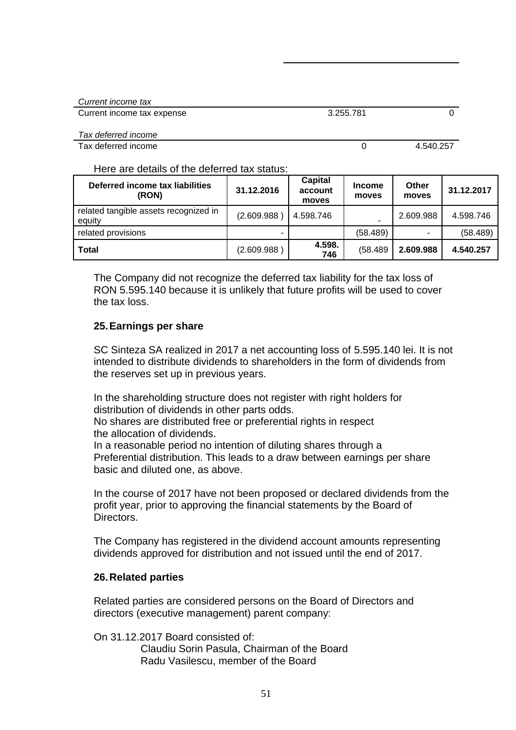| | | |
|---|---|---|
| *Current income tax* | | |
| Current income tax expense | 3.255.781 | 0 |
| *Tax deferred income* | | |
| Tax deferred income | 0 | 4.540.257 |

Here are details of the deferred tax status:

| Deferred income tax liabilities (RON) | 31.12.2016 | Capital account moves | Income moves | Other moves | 31.12.2017 |
|---|---|---|---|---|---|
| related tangible assets recognized in equity | (2.609.988 ) | 4.598.746 | - | 2.609.988 | 4.598.746 |
| related provisions | - | | (58.489) | - | (58.489) |
| **Total** | (2.609.988 ) | **4.598.746** | (58.489 | **2.609.988** | **4.540.257** |

The Company did not recognize the deferred tax liability for the tax loss of RON 5.595.140 because it is unlikely that future profits will be used to cover the tax loss.

## 25. Earnings per share

SC Sinteza SA realized in 2017 a net accounting loss of 5.595.140 lei. It is not intended to distribute dividends to shareholders in the form of dividends from the reserves set up in previous years.

In the shareholding structure does not register with right holders for distribution of dividends in other parts odds.
No shares are distributed free or preferential rights in respect the allocation of dividends.
In a reasonable period no intention of diluting shares through a Preferential distribution. This leads to a draw between earnings per share basic and diluted one, as above.

In the course of 2017 have not been proposed or declared dividends from the profit year, prior to approving the financial statements by the Board of Directors.

The Company has registered in the dividend account amounts representing dividends approved for distribution and not issued until the end of 2017.

## 26. Related parties

Related parties are considered persons on the Board of Directors and directors (executive management) parent company:

On 31.12.2017 Board consisted of:
Claudiu Sorin Pasula, Chairman of the Board
Radu Vasilescu, member of the Board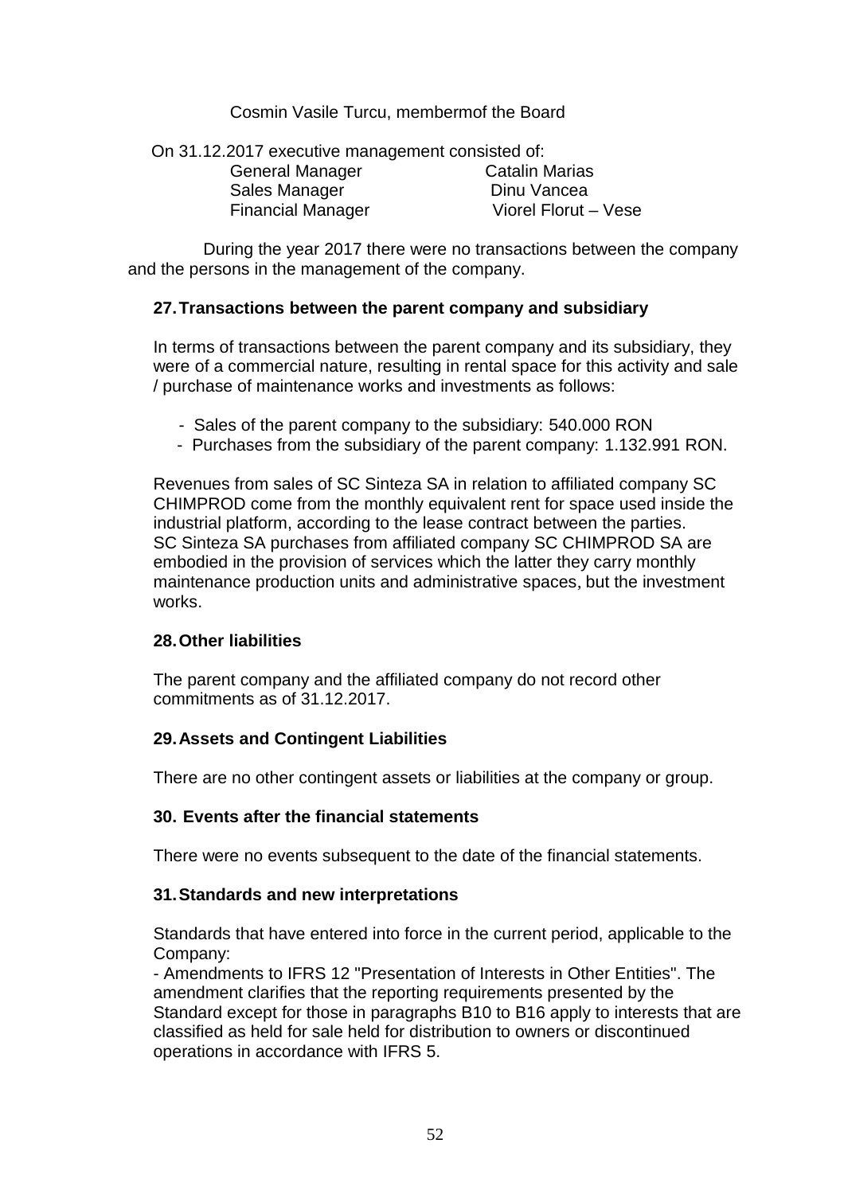Cosmin Vasile Turcu, membermof the Board

On 31.12.2017 executive management consisted of:

| | |
|---|---|
| General Manager | Catalin Marias |
| Sales Manager | Dinu Vancea |
| Financial Manager | Viorel Florut – Vese |

During the year 2017 there were no transactions between the company and the persons in the management of the company.

**27. Transactions between the parent company and subsidiary**

In terms of transactions between the parent company and its subsidiary, they were of a commercial nature, resulting in rental space for this activity and sale / purchase of maintenance works and investments as follows:

- Sales of the parent company to the subsidiary: 540.000 RON
- Purchases from the subsidiary of the parent company: 1.132.991 RON.

Revenues from sales of SC Sinteza SA in relation to affiliated company SC CHIMPROD come from the monthly equivalent rent for space used inside the industrial platform, according to the lease contract between the parties. SC Sinteza SA purchases from affiliated company SC CHIMPROD SA are embodied in the provision of services which the latter they carry monthly maintenance production units and administrative spaces, but the investment works.

**28. Other liabilities**

The parent company and the affiliated company do not record other commitments as of 31.12.2017.

**29. Assets and Contingent Liabilities**

There are no other contingent assets or liabilities at the company or group.

**30. Events after the financial statements**

There were no events subsequent to the date of the financial statements.

**31. Standards and new interpretations**

Standards that have entered into force in the current period, applicable to the Company:

- Amendments to IFRS 12 "Presentation of Interests in Other Entities". The amendment clarifies that the reporting requirements presented by the Standard except for those in paragraphs B10 to B16 apply to interests that are classified as held for sale held for distribution to owners or discontinued operations in accordance with IFRS 5.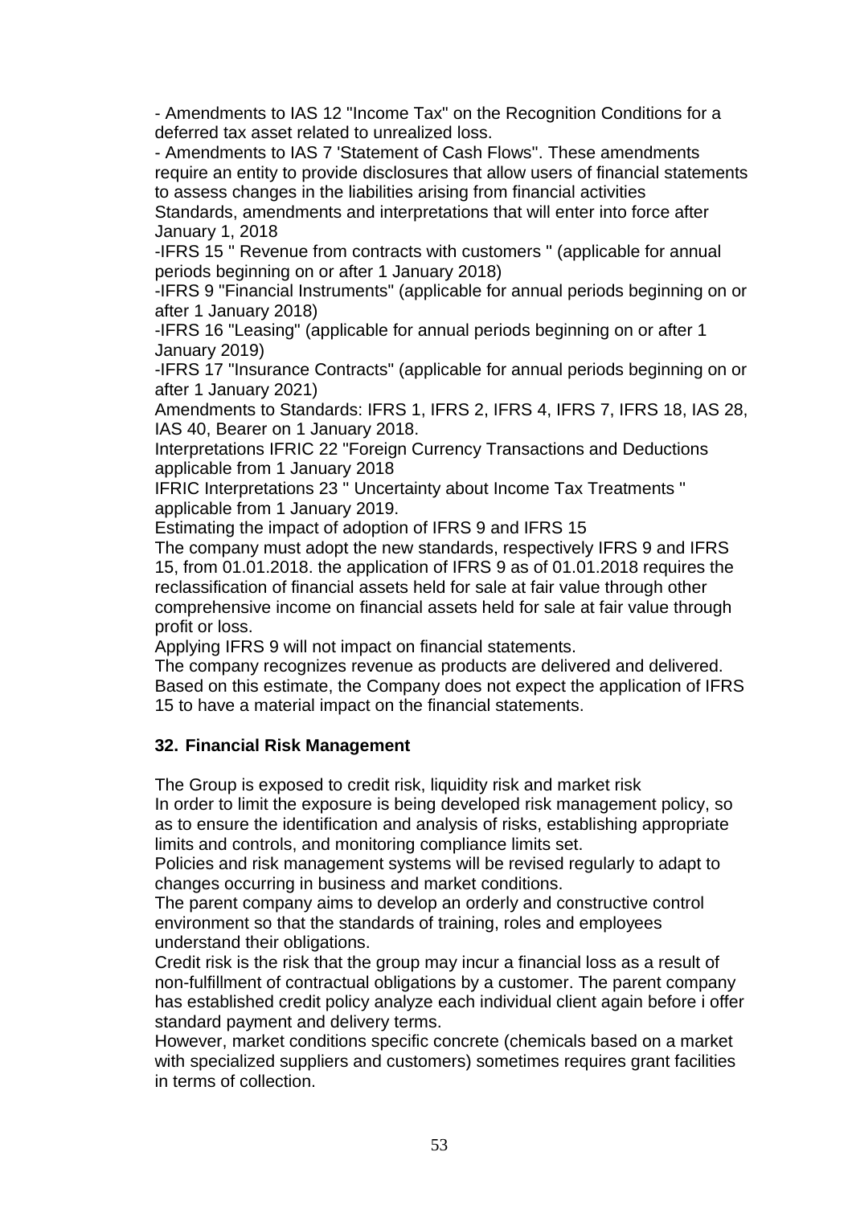- Amendments to IAS 12 "Income Tax" on the Recognition Conditions for a deferred tax asset related to unrealized loss.

- Amendments to IAS 7 'Statement of Cash Flows". These amendments require an entity to provide disclosures that allow users of financial statements to assess changes in the liabilities arising from financial activities

Standards, amendments and interpretations that will enter into force after January 1, 2018

-IFRS 15 " Revenue from contracts with customers " (applicable for annual periods beginning on or after 1 January 2018)

-IFRS 9 "Financial Instruments" (applicable for annual periods beginning on or after 1 January 2018)

-IFRS 16 "Leasing" (applicable for annual periods beginning on or after 1 January 2019)

-IFRS 17 "Insurance Contracts" (applicable for annual periods beginning on or after 1 January 2021)

Amendments to Standards: IFRS 1, IFRS 2, IFRS 4, IFRS 7, IFRS 18, IAS 28, IAS 40, Bearer on 1 January 2018.

Interpretations IFRIC 22 "Foreign Currency Transactions and Deductions applicable from 1 January 2018

IFRIC Interpretations 23 " Uncertainty about Income Tax Treatments " applicable from 1 January 2019.

Estimating the impact of adoption of IFRS 9 and IFRS 15

The company must adopt the new standards, respectively IFRS 9 and IFRS 15, from 01.01.2018. the application of IFRS 9 as of 01.01.2018 requires the reclassification of financial assets held for sale at fair value through other comprehensive income on financial assets held for sale at fair value through profit or loss.

Applying IFRS 9 will not impact on financial statements.

The company recognizes revenue as products are delivered and delivered. Based on this estimate, the Company does not expect the application of IFRS 15 to have a material impact on the financial statements.

## 32. Financial Risk Management

The Group is exposed to credit risk, liquidity risk and market risk

In order to limit the exposure is being developed risk management policy, so as to ensure the identification and analysis of risks, establishing appropriate limits and controls, and monitoring compliance limits set.

Policies and risk management systems will be revised regularly to adapt to changes occurring in business and market conditions.

The parent company aims to develop an orderly and constructive control environment so that the standards of training, roles and employees understand their obligations.

Credit risk is the risk that the group may incur a financial loss as a result of non-fulfillment of contractual obligations by a customer. The parent company has established credit policy analyze each individual client again before i offer standard payment and delivery terms.

However, market conditions specific concrete (chemicals based on a market with specialized suppliers and customers) sometimes requires grant facilities in terms of collection.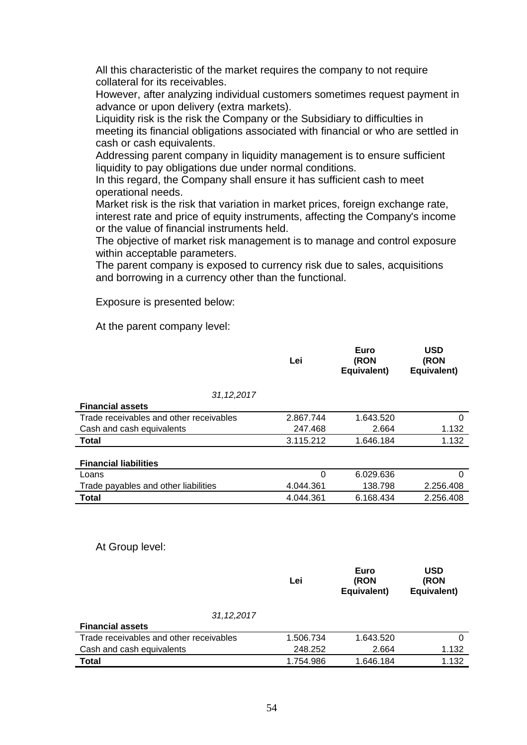All this characteristic of the market requires the company to not require collateral for its receivables.

However, after analyzing individual customers sometimes request payment in advance or upon delivery (extra markets).

Liquidity risk is the risk the Company or the Subsidiary to difficulties in meeting its financial obligations associated with financial or who are settled in cash or cash equivalents.

Addressing parent company in liquidity management is to ensure sufficient liquidity to pay obligations due under normal conditions.

In this regard, the Company shall ensure it has sufficient cash to meet operational needs.

Market risk is the risk that variation in market prices, foreign exchange rate, interest rate and price of equity instruments, affecting the Company's income or the value of financial instruments held.

The objective of market risk management is to manage and control exposure within acceptable parameters.

The parent company is exposed to currency risk due to sales, acquisitions and borrowing in a currency other than the functional.

Exposure is presented below:

At the parent company level:

| | Lei | Euro (RON Equivalent) | USD (RON Equivalent) |
|---|---|---|---|
| *31,12,2017* | | | |
| **Financial assets** | | | |
| Trade receivables and other receivables | 2.867.744 | 1.643.520 | 0 |
| Cash and cash equivalents | 247.468 | 2.664 | 1.132 |
| **Total** | 3.115.212 | 1.646.184 | 1.132 |
| **Financial liabilities** | | | |
| Loans | 0 | 6.029.636 | 0 |
| Trade payables and other liabilities | 4.044.361 | 138.798 | 2.256.408 |
| **Total** | 4.044.361 | 6.168.434 | 2.256.408 |

At Group level:

| | Lei | Euro (RON Equivalent) | USD (RON Equivalent) |
|---|---|---|---|
| *31,12,2017* | | | |
| **Financial assets** | | | |
| Trade receivables and other receivables | 1.506.734 | 1.643.520 | 0 |
| Cash and cash equivalents | 248.252 | 2.664 | 1.132 |
| **Total** | 1.754.986 | 1.646.184 | 1.132 |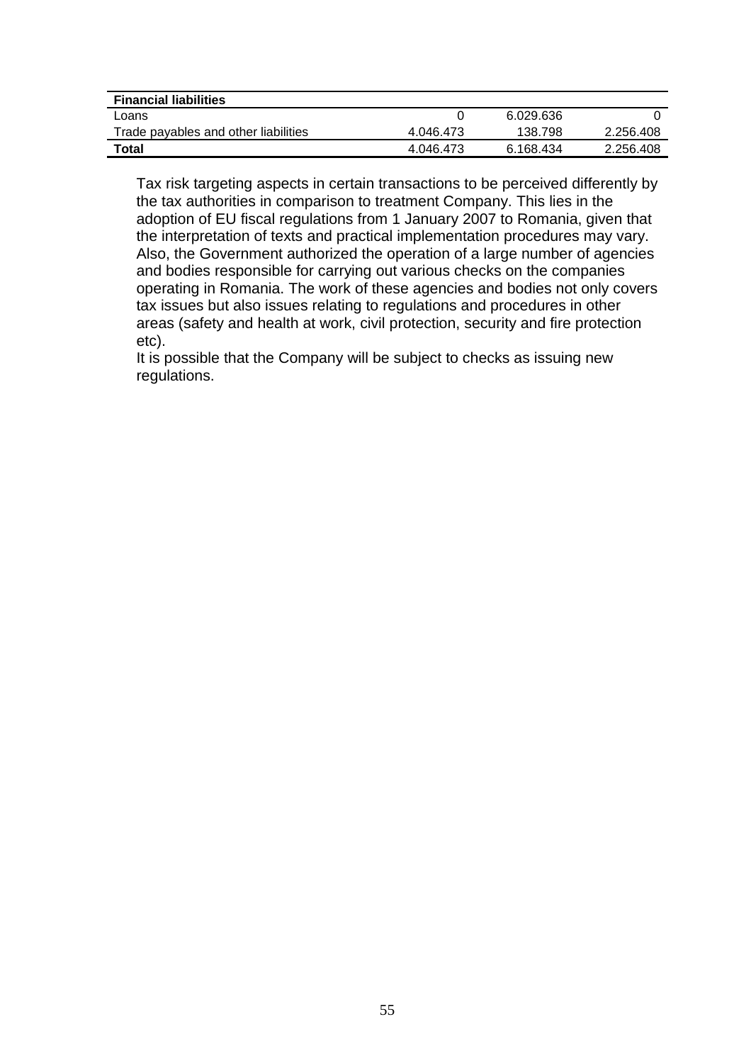| Financial liabilities | | | |
|---|---|---|---|
| Loans | 0 | 6.029.636 | 0 |
| Trade payables and other liabilities | 4.046.473 | 138.798 | 2.256.408 |
| **Total** | 4.046.473 | 6.168.434 | 2.256.408 |

Tax risk targeting aspects in certain transactions to be perceived differently by the tax authorities in comparison to treatment Company. This lies in the adoption of EU fiscal regulations from 1 January 2007 to Romania, given that the interpretation of texts and practical implementation procedures may vary. Also, the Government authorized the operation of a large number of agencies and bodies responsible for carrying out various checks on the companies operating in Romania. The work of these agencies and bodies not only covers tax issues but also issues relating to regulations and procedures in other areas (safety and health at work, civil protection, security and fire protection etc).

It is possible that the Company will be subject to checks as issuing new regulations.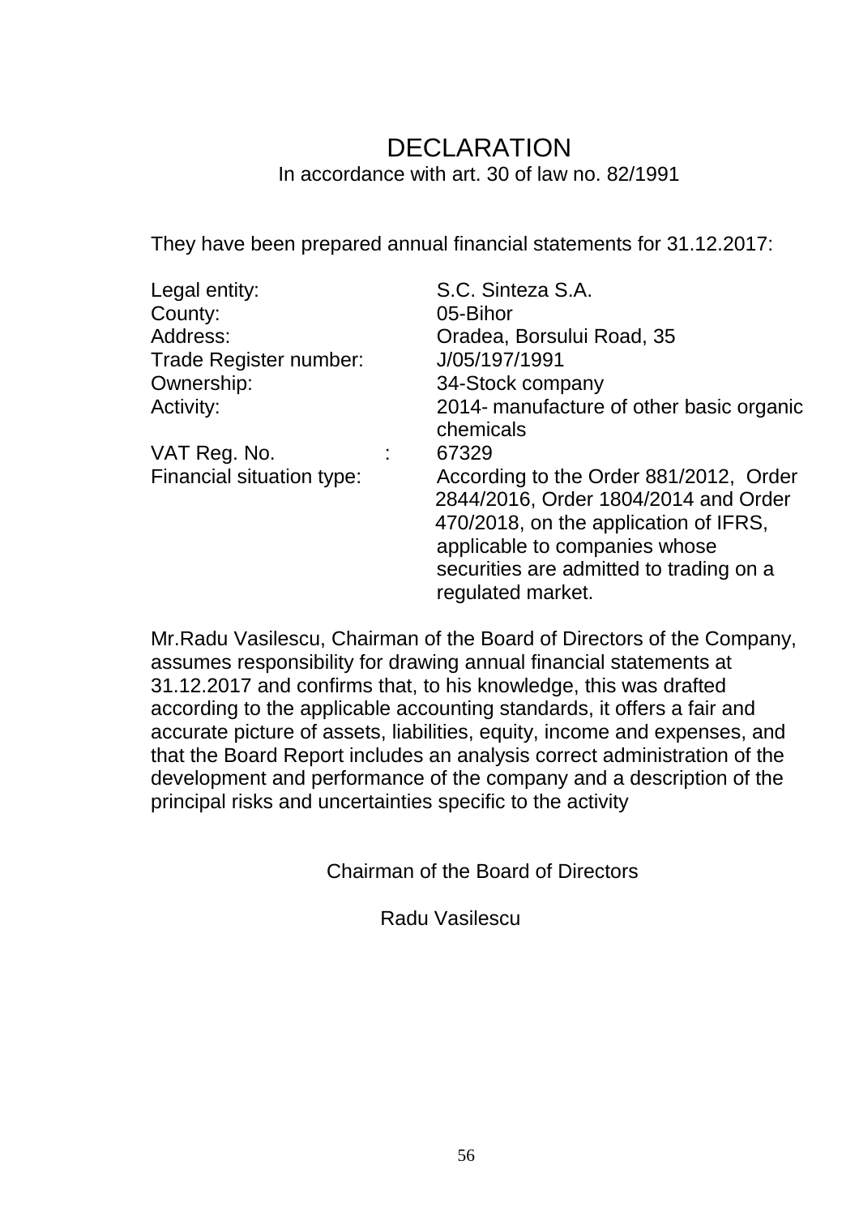# DECLARATION

In accordance with art. 30 of law no. 82/1991

They have been prepared annual financial statements for 31.12.2017:

| | |
|---|---|
| Legal entity: | S.C. Sinteza S.A. |
| County: | 05-Bihor |
| Address: | Oradea, Borsului Road, 35 |
| Trade Register number: | J/05/197/1991 |
| Ownership: | 34-Stock company |
| Activity: | 2014- manufacture of other basic organic chemicals |
| VAT Reg. No. : | 67329 |
| Financial situation type: | According to the Order 881/2012, Order 2844/2016, Order 1804/2014 and Order 470/2018, on the application of IFRS, applicable to companies whose securities are admitted to trading on a regulated market. |

Mr.Radu Vasilescu, Chairman of the Board of Directors of the Company, assumes responsibility for drawing annual financial statements at 31.12.2017 and confirms that, to his knowledge, this was drafted according to the applicable accounting standards, it offers a fair and accurate picture of assets, liabilities, equity, income and expenses, and that the Board Report includes an analysis correct administration of the development and performance of the company and a description of the principal risks and uncertainties specific to the activity

Chairman of the Board of Directors

Radu Vasilescu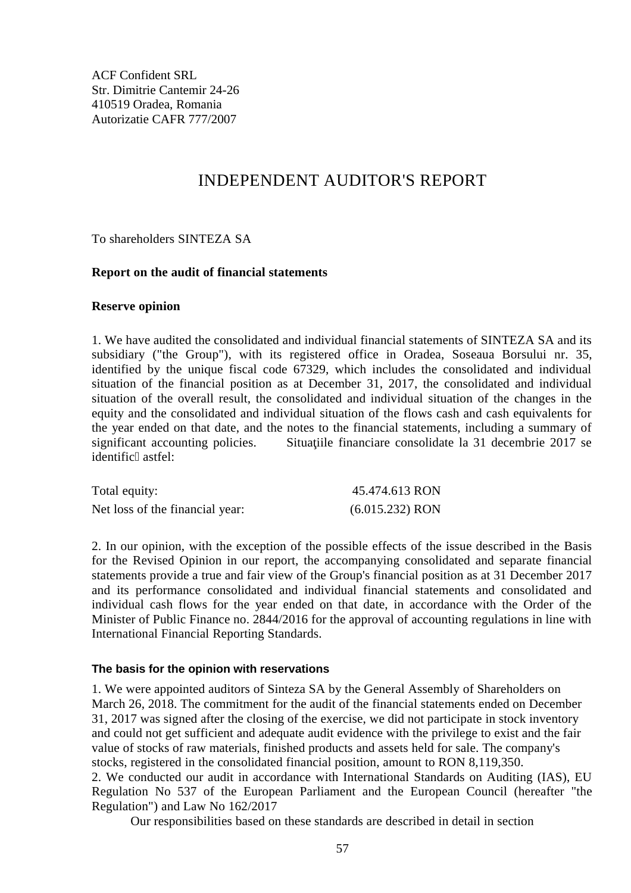ACF Confident SRL
Str. Dimitrie Cantemir 24-26
410519 Oradea, Romania
Autorizatie CAFR 777/2007

# INDEPENDENT AUDITOR'S REPORT

To shareholders SINTEZA SA

**Report on the audit of financial statements**

**Reserve opinion**

1. We have audited the consolidated and individual financial statements of SINTEZA SA and its subsidiary ("the Group"), with its registered office in Oradea, Soseaua Borsului nr. 35, identified by the unique fiscal code 67329, which includes the consolidated and individual situation of the financial position as at December 31, 2017, the consolidated and individual situation of the overall result, the consolidated and individual situation of the changes in the equity and the consolidated and individual situation of the flows cash and cash equivalents for the year ended on that date, and the notes to the financial statements, including a summary of significant accounting policies. Situaţiile financiare consolidate la 31 decembrie 2017 se identific astfel:

| | |
|---|---|
| Total equity: | 45.474.613 RON |
| Net loss of the financial year: | (6.015.232) RON |

2. In our opinion, with the exception of the possible effects of the issue described in the Basis for the Revised Opinion in our report, the accompanying consolidated and separate financial statements provide a true and fair view of the Group's financial position as at 31 December 2017 and its performance consolidated and individual financial statements and consolidated and individual cash flows for the year ended on that date, in accordance with the Order of the Minister of Public Finance no. 2844/2016 for the approval of accounting regulations in line with International Financial Reporting Standards.

**The basis for the opinion with reservations**

1. We were appointed auditors of Sinteza SA by the General Assembly of Shareholders on March 26, 2018. The commitment for the audit of the financial statements ended on December 31, 2017 was signed after the closing of the exercise, we did not participate in stock inventory and could not get sufficient and adequate audit evidence with the privilege to exist and the fair value of stocks of raw materials, finished products and assets held for sale. The company's stocks, registered in the consolidated financial position, amount to RON 8,119,350.
2. We conducted our audit in accordance with International Standards on Auditing (IAS), EU Regulation No 537 of the European Parliament and the European Council (hereafter "the Regulation") and Law No 162/2017

Our responsibilities based on these standards are described in detail in section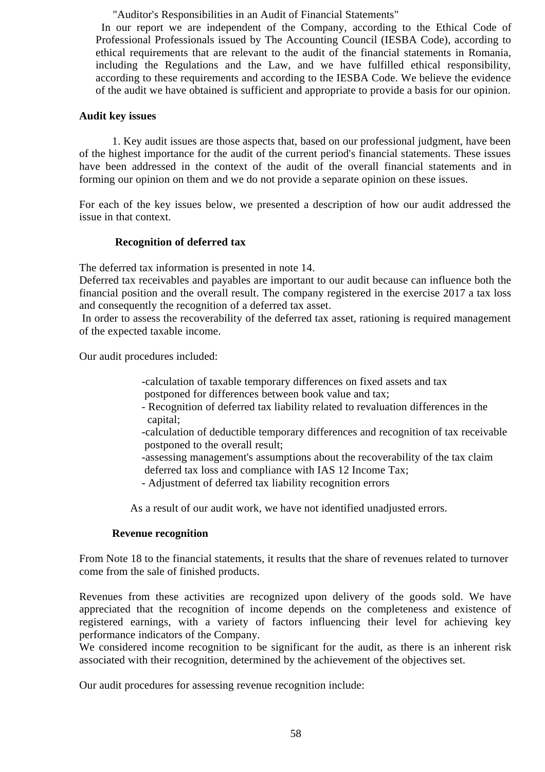"Auditor's Responsibilities in an Audit of Financial Statements"

In our report we are independent of the Company, according to the Ethical Code of Professional Professionals issued by The Accounting Council (IESBA Code), according to ethical requirements that are relevant to the audit of the financial statements in Romania, including the Regulations and the Law, and we have fulfilled ethical responsibility, according to these requirements and according to the IESBA Code. We believe the evidence of the audit we have obtained is sufficient and appropriate to provide a basis for our opinion.

**Audit key issues**

1. Key audit issues are those aspects that, based on our professional judgment, have been of the highest importance for the audit of the current period's financial statements. These issues have been addressed in the context of the audit of the overall financial statements and in forming our opinion on them and we do not provide a separate opinion on these issues.

For each of the key issues below, we presented a description of how our audit addressed the issue in that context.

**Recognition of deferred tax**

The deferred tax information is presented in note 14.

Deferred tax receivables and payables are important to our audit because can influence both the financial position and the overall result. The company registered in the exercise 2017 a tax loss and consequently the recognition of a deferred tax asset.

In order to assess the recoverability of the deferred tax asset, rationing is required management of the expected taxable income.

Our audit procedures included:

- calculation of taxable temporary differences on fixed assets and tax postponed for differences between book value and tax;
- Recognition of deferred tax liability related to revaluation differences in the capital;
- calculation of deductible temporary differences and recognition of tax receivable postponed to the overall result;
- assessing management's assumptions about the recoverability of the tax claim deferred tax loss and compliance with IAS 12 Income Tax;
- Adjustment of deferred tax liability recognition errors

As a result of our audit work, we have not identified unadjusted errors.

**Revenue recognition**

From Note 18 to the financial statements, it results that the share of revenues related to turnover come from the sale of finished products.

Revenues from these activities are recognized upon delivery of the goods sold. We have appreciated that the recognition of income depends on the completeness and existence of registered earnings, with a variety of factors influencing their level for achieving key performance indicators of the Company.

We considered income recognition to be significant for the audit, as there is an inherent risk associated with their recognition, determined by the achievement of the objectives set.

Our audit procedures for assessing revenue recognition include: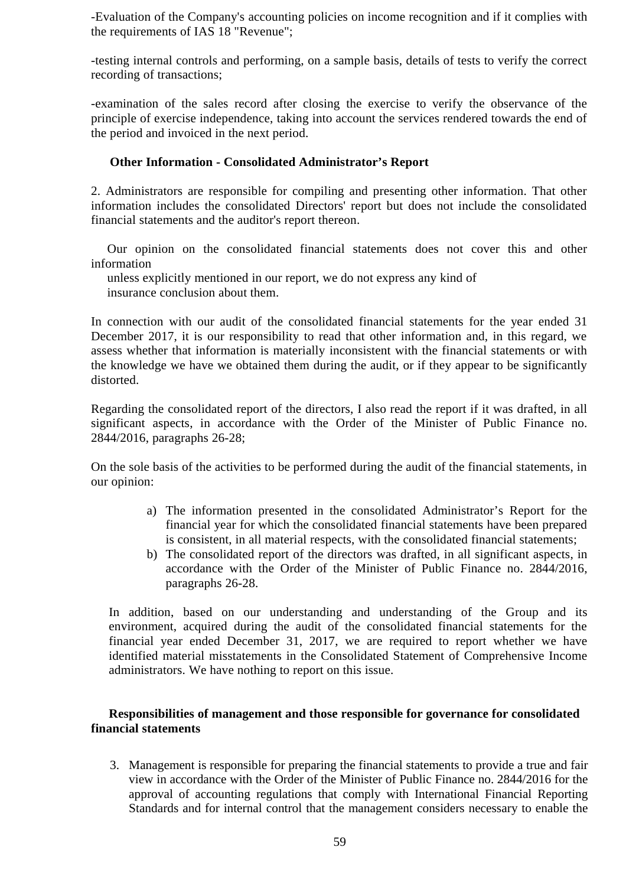-Evaluation of the Company's accounting policies on income recognition and if it complies with the requirements of IAS 18 "Revenue";

-testing internal controls and performing, on a sample basis, details of tests to verify the correct recording of transactions;

-examination of the sales record after closing the exercise to verify the observance of the principle of exercise independence, taking into account the services rendered towards the end of the period and invoiced in the next period.

**Other Information - Consolidated Administrator's Report**

2. Administrators are responsible for compiling and presenting other information. That other information includes the consolidated Directors' report but does not include the consolidated financial statements and the auditor's report thereon.

Our opinion on the consolidated financial statements does not cover this and other information
unless explicitly mentioned in our report, we do not express any kind of
insurance conclusion about them.

In connection with our audit of the consolidated financial statements for the year ended 31 December 2017, it is our responsibility to read that other information and, in this regard, we assess whether that information is materially inconsistent with the financial statements or with the knowledge we have we obtained them during the audit, or if they appear to be significantly distorted.

Regarding the consolidated report of the directors, I also read the report if it was drafted, in all significant aspects, in accordance with the Order of the Minister of Public Finance no. 2844/2016, paragraphs 26-28;

On the sole basis of the activities to be performed during the audit of the financial statements, in our opinion:

a) The information presented in the consolidated Administrator's Report for the financial year for which the consolidated financial statements have been prepared is consistent, in all material respects, with the consolidated financial statements;
b) The consolidated report of the directors was drafted, in all significant aspects, in accordance with the Order of the Minister of Public Finance no. 2844/2016, paragraphs 26-28.

In addition, based on our understanding and understanding of the Group and its environment, acquired during the audit of the consolidated financial statements for the financial year ended December 31, 2017, we are required to report whether we have identified material misstatements in the Consolidated Statement of Comprehensive Income administrators. We have nothing to report on this issue.

**Responsibilities of management and those responsible for governance for consolidated financial statements**

3. Management is responsible for preparing the financial statements to provide a true and fair view in accordance with the Order of the Minister of Public Finance no. 2844/2016 for the approval of accounting regulations that comply with International Financial Reporting Standards and for internal control that the management considers necessary to enable the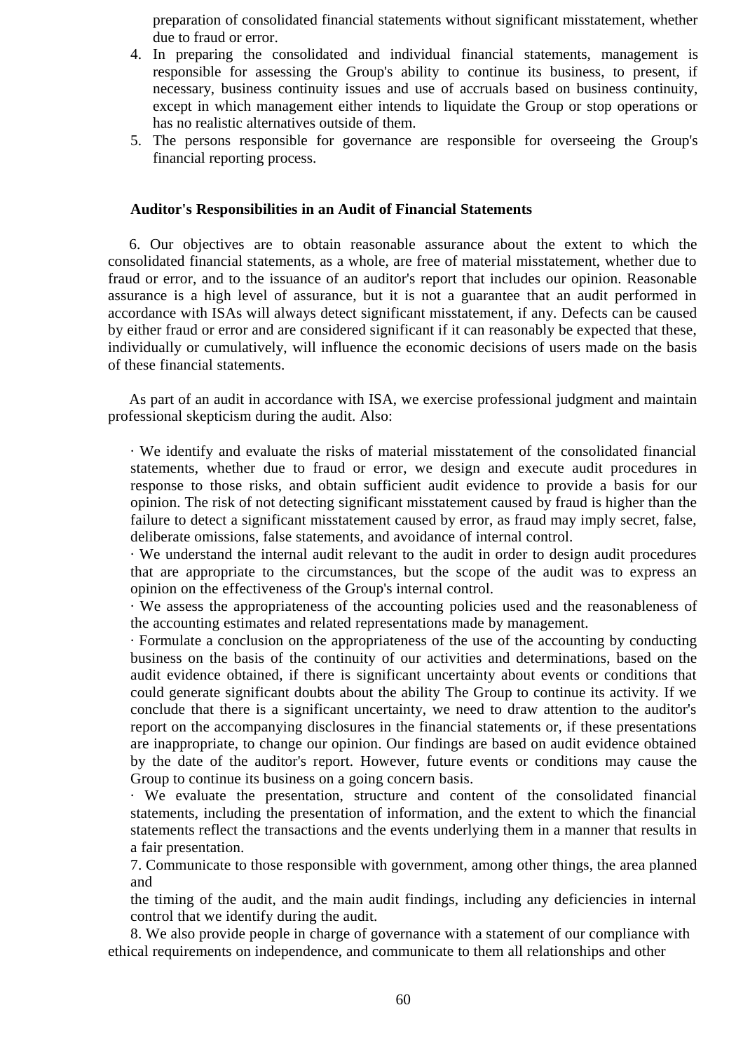preparation of consolidated financial statements without significant misstatement, whether due to fraud or error.

4. In preparing the consolidated and individual financial statements, management is responsible for assessing the Group's ability to continue its business, to present, if necessary, business continuity issues and use of accruals based on business continuity, except in which management either intends to liquidate the Group or stop operations or has no realistic alternatives outside of them.
5. The persons responsible for governance are responsible for overseeing the Group's financial reporting process.

**Auditor's Responsibilities in an Audit of Financial Statements**

6. Our objectives are to obtain reasonable assurance about the extent to which the consolidated financial statements, as a whole, are free of material misstatement, whether due to fraud or error, and to the issuance of an auditor's report that includes our opinion. Reasonable assurance is a high level of assurance, but it is not a guarantee that an audit performed in accordance with ISAs will always detect significant misstatement, if any. Defects can be caused by either fraud or error and are considered significant if it can reasonably be expected that these, individually or cumulatively, will influence the economic decisions of users made on the basis of these financial statements.

As part of an audit in accordance with ISA, we exercise professional judgment and maintain professional skepticism during the audit. Also:

· We identify and evaluate the risks of material misstatement of the consolidated financial statements, whether due to fraud or error, we design and execute audit procedures in response to those risks, and obtain sufficient audit evidence to provide a basis for our opinion. The risk of not detecting significant misstatement caused by fraud is higher than the failure to detect a significant misstatement caused by error, as fraud may imply secret, false, deliberate omissions, false statements, and avoidance of internal control.
· We understand the internal audit relevant to the audit in order to design audit procedures that are appropriate to the circumstances, but the scope of the audit was to express an opinion on the effectiveness of the Group's internal control.
· We assess the appropriateness of the accounting policies used and the reasonableness of the accounting estimates and related representations made by management.
· Formulate a conclusion on the appropriateness of the use of the accounting by conducting business on the basis of the continuity of our activities and determinations, based on the audit evidence obtained, if there is significant uncertainty about events or conditions that could generate significant doubts about the ability The Group to continue its activity. If we conclude that there is a significant uncertainty, we need to draw attention to the auditor's report on the accompanying disclosures in the financial statements or, if these presentations are inappropriate, to change our opinion. Our findings are based on audit evidence obtained by the date of the auditor's report. However, future events or conditions may cause the Group to continue its business on a going concern basis.
· We evaluate the presentation, structure and content of the consolidated financial statements, including the presentation of information, and the extent to which the financial statements reflect the transactions and the events underlying them in a manner that results in a fair presentation.

7. Communicate to those responsible with government, among other things, the area planned and
the timing of the audit, and the main audit findings, including any deficiencies in internal control that we identify during the audit.

8. We also provide people in charge of governance with a statement of our compliance with ethical requirements on independence, and communicate to them all relationships and other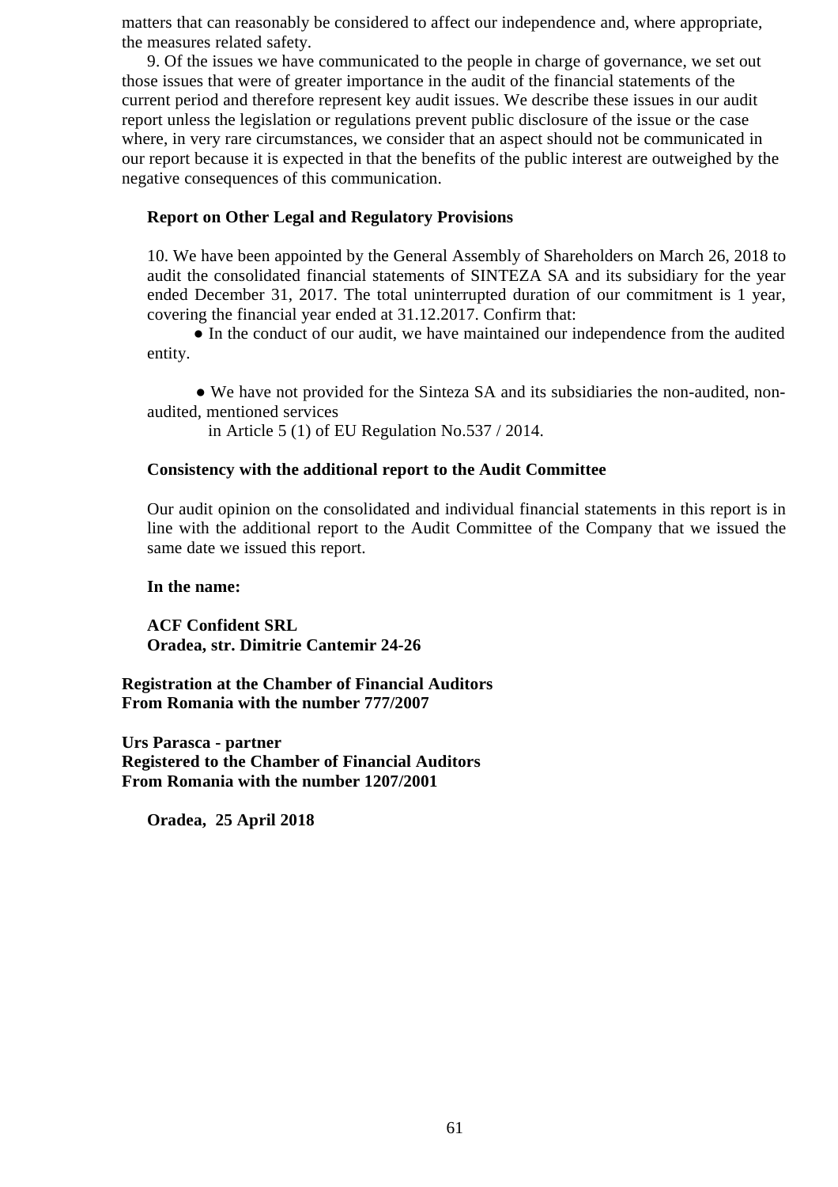matters that can reasonably be considered to affect our independence and, where appropriate, the measures related safety.

9. Of the issues we have communicated to the people in charge of governance, we set out those issues that were of greater importance in the audit of the financial statements of the current period and therefore represent key audit issues. We describe these issues in our audit report unless the legislation or regulations prevent public disclosure of the issue or the case where, in very rare circumstances, we consider that an aspect should not be communicated in our report because it is expected in that the benefits of the public interest are outweighed by the negative consequences of this communication.

**Report on Other Legal and Regulatory Provisions**

10. We have been appointed by the General Assembly of Shareholders on March 26, 2018 to audit the consolidated financial statements of SINTEZA SA and its subsidiary for the year ended December 31, 2017. The total uninterrupted duration of our commitment is 1 year, covering the financial year ended at 31.12.2017. Confirm that:

- In the conduct of our audit, we have maintained our independence from the audited entity.

- We have not provided for the Sinteza SA and its subsidiaries the non-audited, non-audited, mentioned services in Article 5 (1) of EU Regulation No.537 / 2014.

**Consistency with the additional report to the Audit Committee**

Our audit opinion on the consolidated and individual financial statements in this report is in line with the additional report to the Audit Committee of the Company that we issued the same date we issued this report.

**In the name:**

**ACF Confident SRL**
**Oradea, str. Dimitrie Cantemir 24-26**

**Registration at the Chamber of Financial Auditors**
**From Romania with the number 777/2007**

**Urs Parasca - partner**
**Registered to the Chamber of Financial Auditors**
**From Romania with the number 1207/2001**

**Oradea, 25 April 2018**